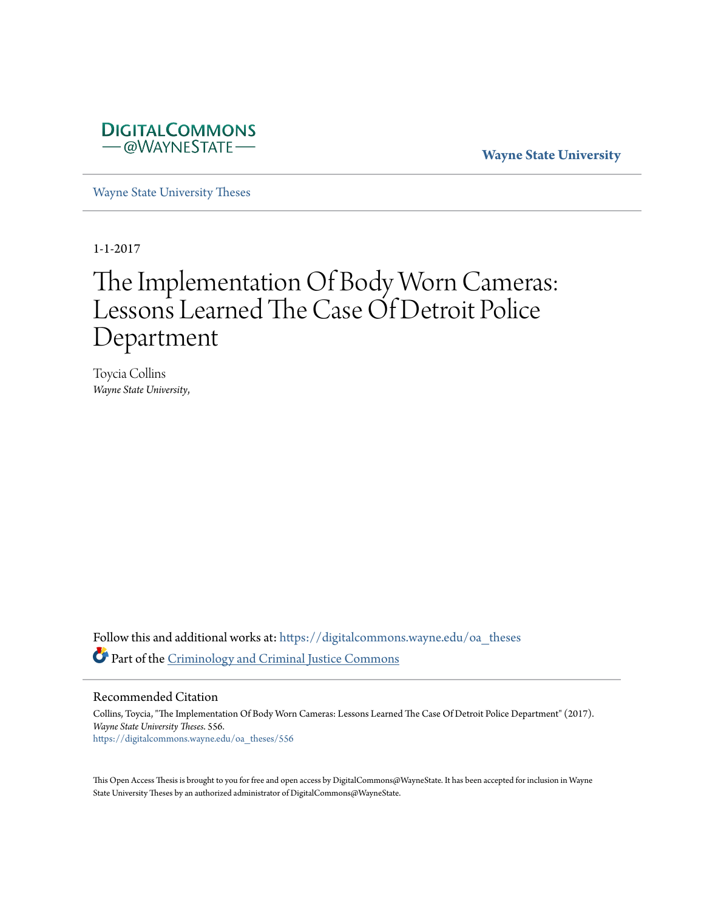DIGITALCOMMONS
— @WAYNESTATE —

**Wayne State University**

Wayne State University Theses

1-1-2017

# The Implementation Of Body Worn Cameras: Lessons Learned The Case Of Detroit Police Department

Toycia Collins
*Wayne State University,*

Follow this and additional works at: https://digitalcommons.wayne.edu/oa_theses

Part of the Criminology and Criminal Justice Commons

## Recommended Citation

Collins, Toycia, "The Implementation Of Body Worn Cameras: Lessons Learned The Case Of Detroit Police Department" (2017). *Wayne State University Theses*. 556.
https://digitalcommons.wayne.edu/oa_theses/556

This Open Access Thesis is brought to you for free and open access by DigitalCommons@WayneState. It has been accepted for inclusion in Wayne State University Theses by an authorized administrator of DigitalCommons@WayneState.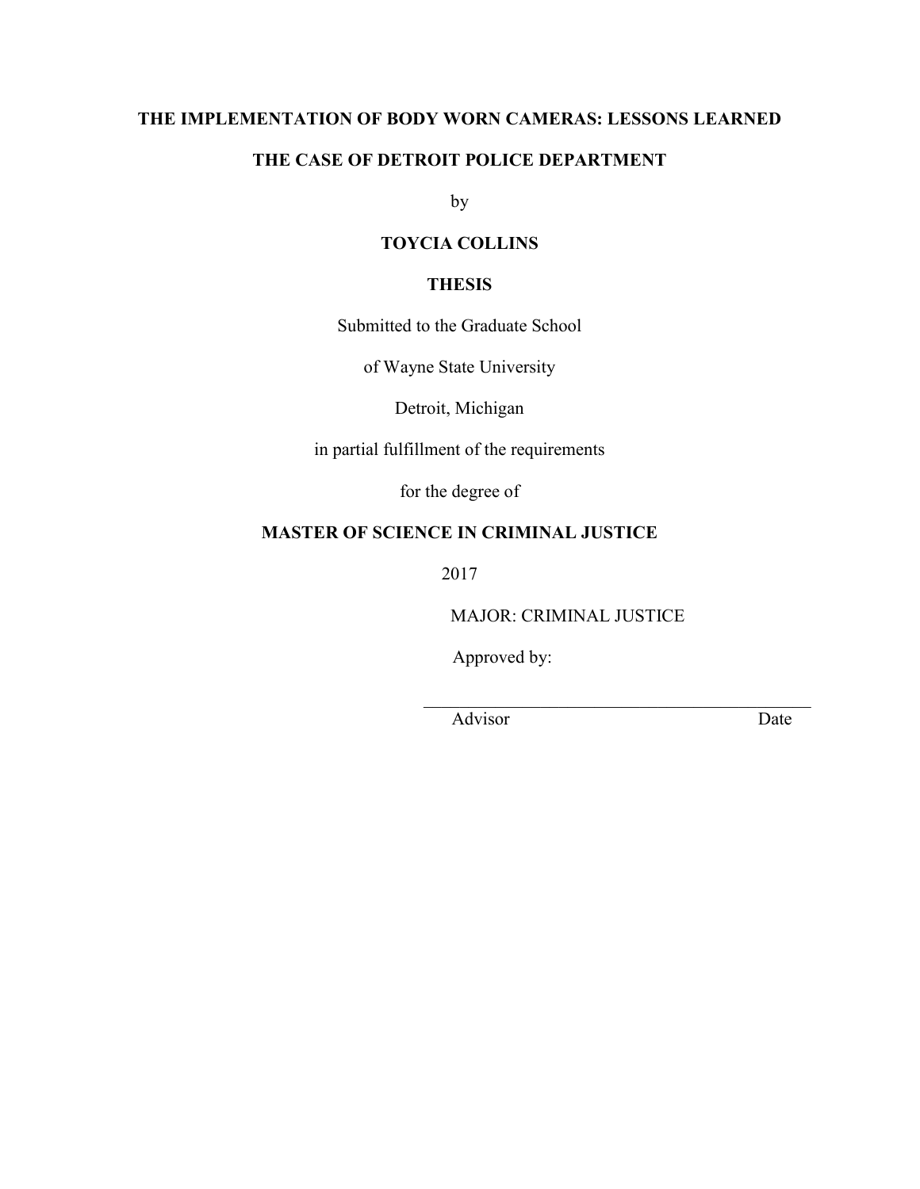**THE IMPLEMENTATION OF BODY WORN CAMERAS: LESSONS LEARNED**

**THE CASE OF DETROIT POLICE DEPARTMENT**

by

**TOYCIA COLLINS**

**THESIS**

Submitted to the Graduate School

of Wayne State University

Detroit, Michigan

in partial fulfillment of the requirements

for the degree of

**MASTER OF SCIENCE IN CRIMINAL JUSTICE**

2017

MAJOR: CRIMINAL JUSTICE

Approved by:

\_\_\_\_\_\_\_\_\_\_\_\_\_\_\_\_\_\_\_\_\_\_\_\_\_\_\_\_\_\_\_\_\_\_\_\_\_\_\_\_

Advisor Date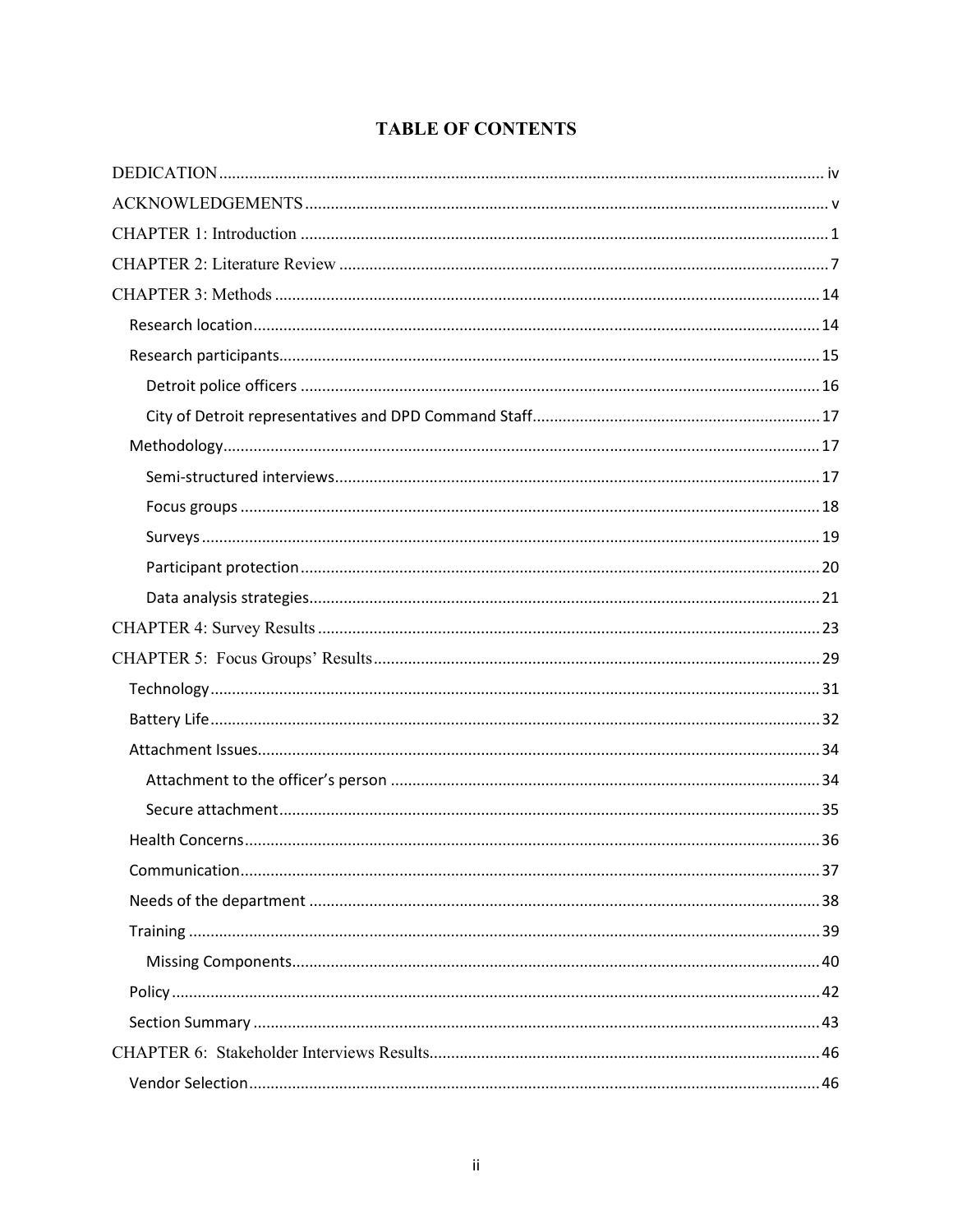# TABLE OF CONTENTS

DEDICATION ..... iv

ACKNOWLEDGEMENTS ..... v

CHAPTER 1: Introduction ..... 1

CHAPTER 2: Literature Review ..... 7

CHAPTER 3: Methods ..... 14

- Research location ..... 14
- Research participants ..... 15
  - Detroit police officers ..... 16
  - City of Detroit representatives and DPD Command Staff ..... 17
- Methodology ..... 17
  - Semi-structured interviews ..... 17
  - Focus groups ..... 18
  - Surveys ..... 19
  - Participant protection ..... 20
  - Data analysis strategies ..... 21

CHAPTER 4: Survey Results ..... 23

CHAPTER 5: Focus Groups' Results ..... 29

- Technology ..... 31
- Battery Life ..... 32
- Attachment Issues ..... 34
  - Attachment to the officer's person ..... 34
  - Secure attachment ..... 35
- Health Concerns ..... 36
- Communication ..... 37
- Needs of the department ..... 38
- Training ..... 39
  - Missing Components ..... 40
- Policy ..... 42
- Section Summary ..... 43

CHAPTER 6: Stakeholder Interviews Results ..... 46

- Vendor Selection ..... 46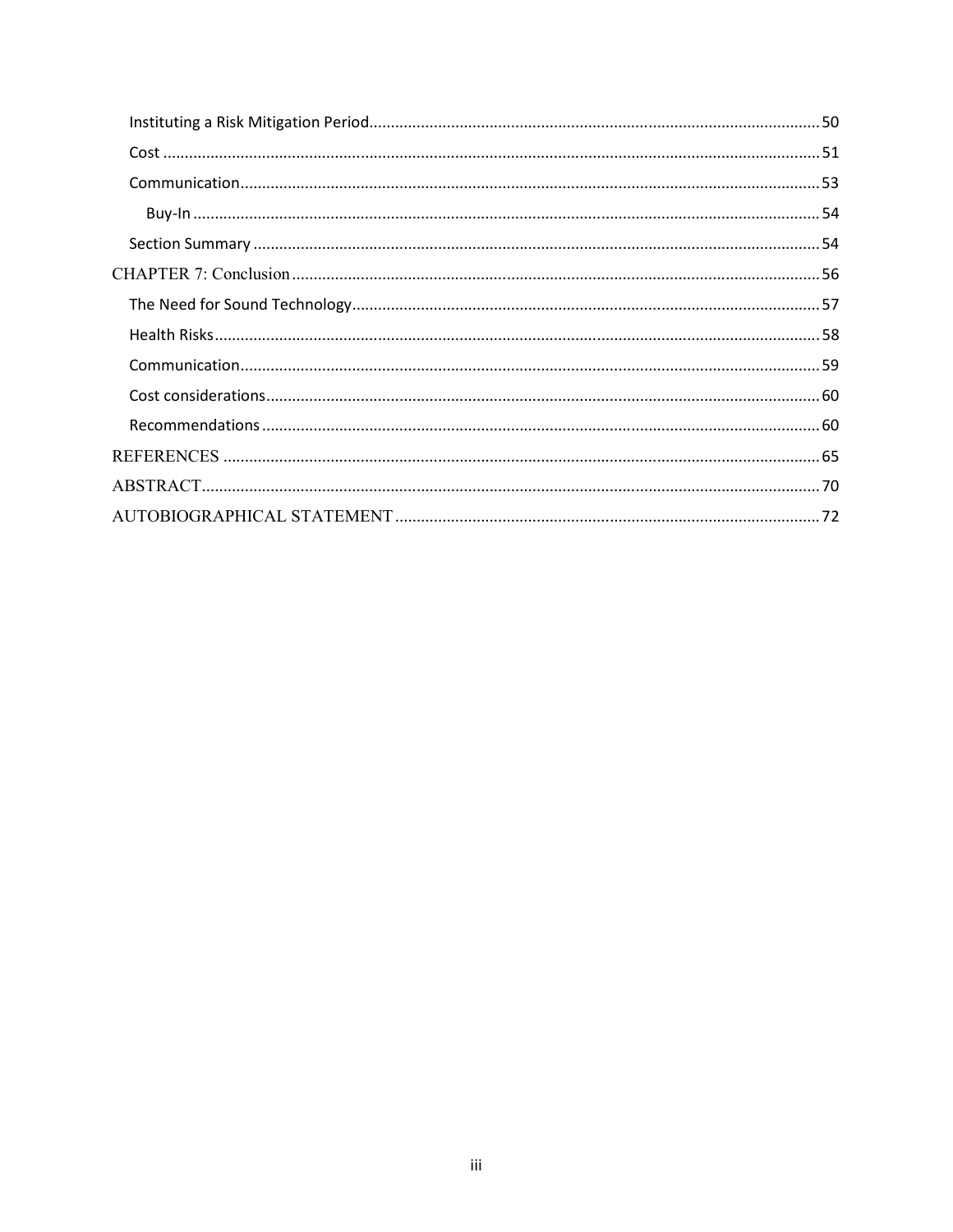Instituting a Risk Mitigation Period ........ 50

Cost ........ 51

Communication ........ 53

Buy-In ........ 54

Section Summary ........ 54

CHAPTER 7: Conclusion ........ 56

The Need for Sound Technology ........ 57

Health Risks ........ 58

Communication ........ 59

Cost considerations ........ 60

Recommendations ........ 60

REFERENCES ........ 65

ABSTRACT ........ 70

AUTOBIOGRAPHICAL STATEMENT ........ 72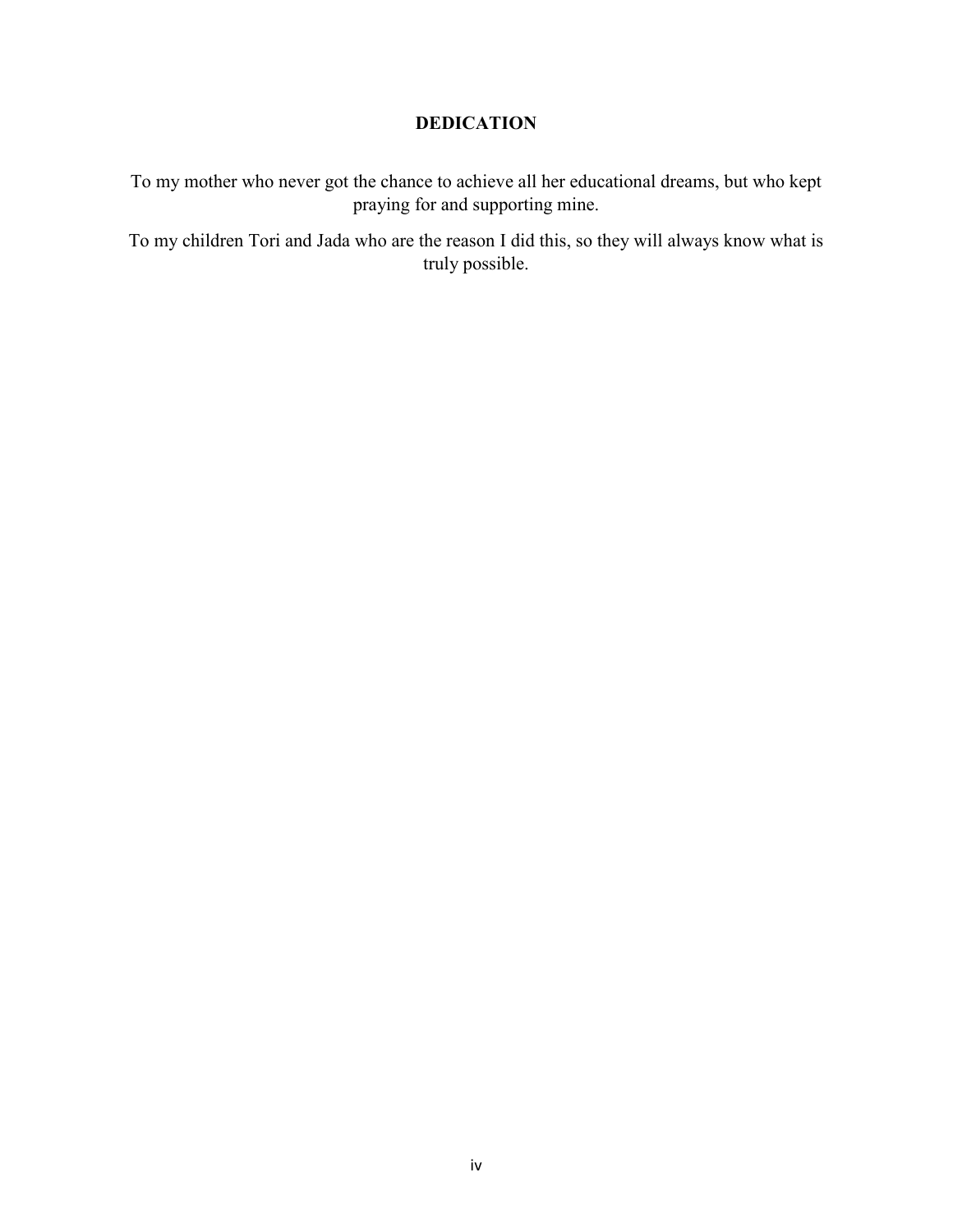## DEDICATION

To my mother who never got the chance to achieve all her educational dreams, but who kept praying for and supporting mine.

To my children Tori and Jada who are the reason I did this, so they will always know what is truly possible.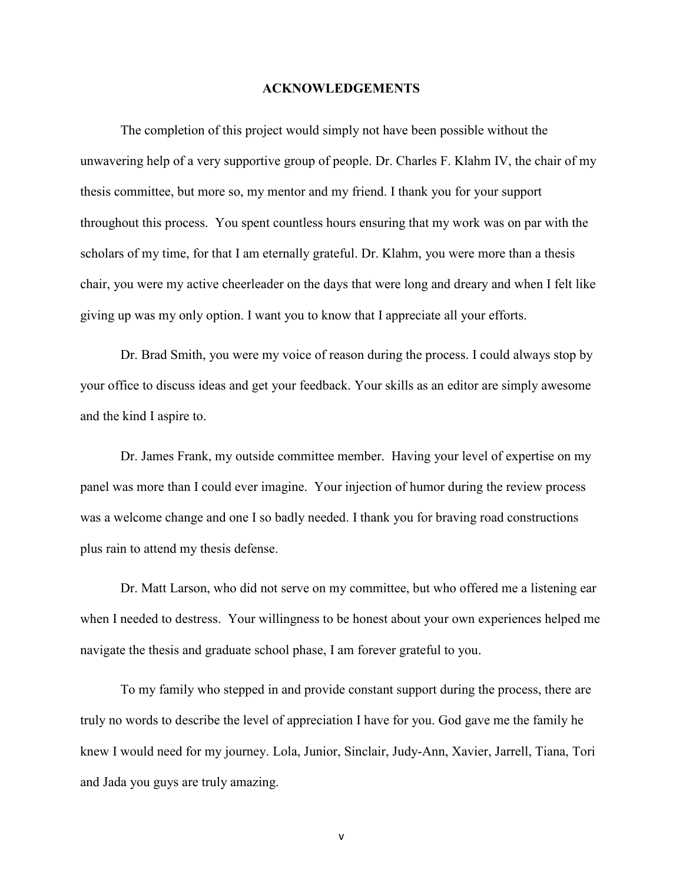# ACKNOWLEDGEMENTS

The completion of this project would simply not have been possible without the unwavering help of a very supportive group of people. Dr. Charles F. Klahm IV, the chair of my thesis committee, but more so, my mentor and my friend. I thank you for your support throughout this process. You spent countless hours ensuring that my work was on par with the scholars of my time, for that I am eternally grateful. Dr. Klahm, you were more than a thesis chair, you were my active cheerleader on the days that were long and dreary and when I felt like giving up was my only option. I want you to know that I appreciate all your efforts.

Dr. Brad Smith, you were my voice of reason during the process. I could always stop by your office to discuss ideas and get your feedback. Your skills as an editor are simply awesome and the kind I aspire to.

Dr. James Frank, my outside committee member. Having your level of expertise on my panel was more than I could ever imagine. Your injection of humor during the review process was a welcome change and one I so badly needed. I thank you for braving road constructions plus rain to attend my thesis defense.

Dr. Matt Larson, who did not serve on my committee, but who offered me a listening ear when I needed to destress. Your willingness to be honest about your own experiences helped me navigate the thesis and graduate school phase, I am forever grateful to you.

To my family who stepped in and provide constant support during the process, there are truly no words to describe the level of appreciation I have for you. God gave me the family he knew I would need for my journey. Lola, Junior, Sinclair, Judy-Ann, Xavier, Jarrell, Tiana, Tori and Jada you guys are truly amazing.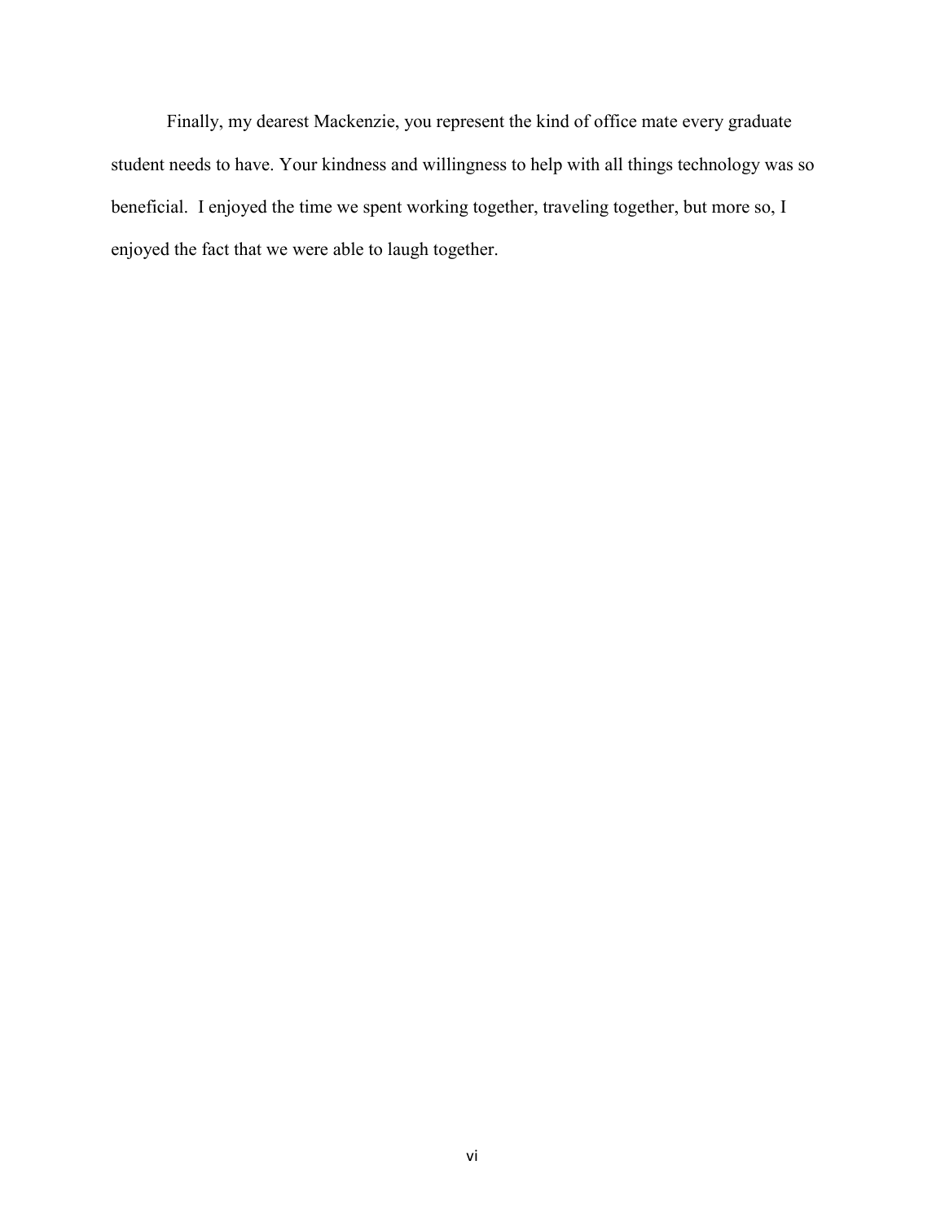Finally, my dearest Mackenzie, you represent the kind of office mate every graduate student needs to have. Your kindness and willingness to help with all things technology was so beneficial. I enjoyed the time we spent working together, traveling together, but more so, I enjoyed the fact that we were able to laugh together.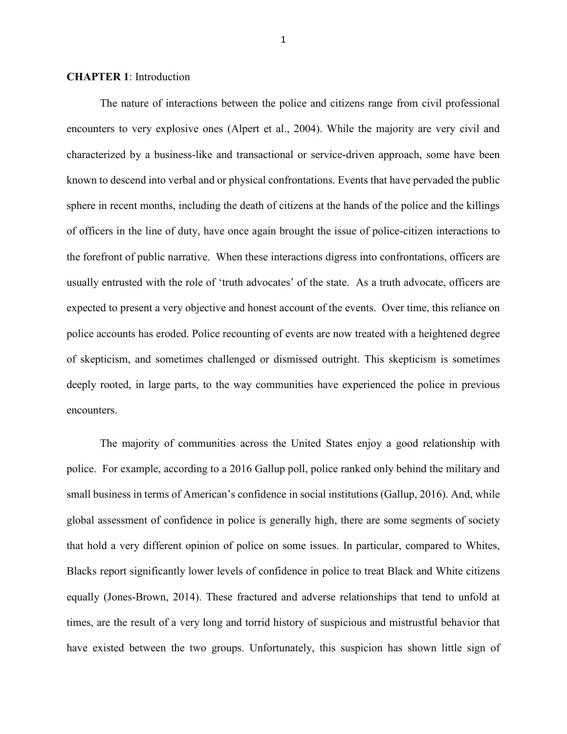**CHAPTER 1**: Introduction

The nature of interactions between the police and citizens range from civil professional encounters to very explosive ones (Alpert et al., 2004). While the majority are very civil and characterized by a business-like and transactional or service-driven approach, some have been known to descend into verbal and or physical confrontations. Events that have pervaded the public sphere in recent months, including the death of citizens at the hands of the police and the killings of officers in the line of duty, have once again brought the issue of police-citizen interactions to the forefront of public narrative. When these interactions digress into confrontations, officers are usually entrusted with the role of 'truth advocates' of the state. As a truth advocate, officers are expected to present a very objective and honest account of the events. Over time, this reliance on police accounts has eroded. Police recounting of events are now treated with a heightened degree of skepticism, and sometimes challenged or dismissed outright. This skepticism is sometimes deeply rooted, in large parts, to the way communities have experienced the police in previous encounters.

The majority of communities across the United States enjoy a good relationship with police. For example, according to a 2016 Gallup poll, police ranked only behind the military and small business in terms of American's confidence in social institutions (Gallup, 2016). And, while global assessment of confidence in police is generally high, there are some segments of society that hold a very different opinion of police on some issues. In particular, compared to Whites, Blacks report significantly lower levels of confidence in police to treat Black and White citizens equally (Jones-Brown, 2014). These fractured and adverse relationships that tend to unfold at times, are the result of a very long and torrid history of suspicious and mistrustful behavior that have existed between the two groups. Unfortunately, this suspicion has shown little sign of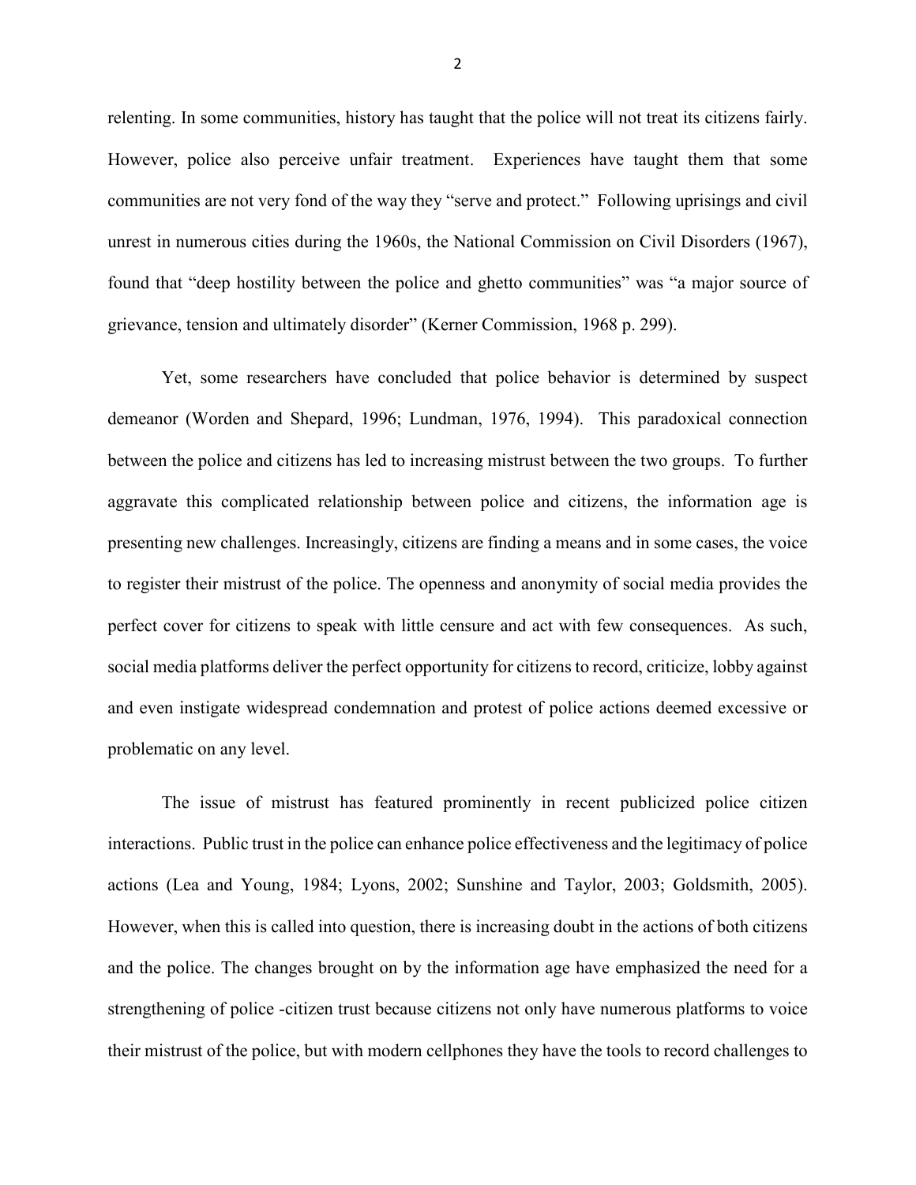relenting. In some communities, history has taught that the police will not treat its citizens fairly. However, police also perceive unfair treatment. Experiences have taught them that some communities are not very fond of the way they "serve and protect." Following uprisings and civil unrest in numerous cities during the 1960s, the National Commission on Civil Disorders (1967), found that "deep hostility between the police and ghetto communities" was "a major source of grievance, tension and ultimately disorder" (Kerner Commission, 1968 p. 299).

Yet, some researchers have concluded that police behavior is determined by suspect demeanor (Worden and Shepard, 1996; Lundman, 1976, 1994). This paradoxical connection between the police and citizens has led to increasing mistrust between the two groups. To further aggravate this complicated relationship between police and citizens, the information age is presenting new challenges. Increasingly, citizens are finding a means and in some cases, the voice to register their mistrust of the police. The openness and anonymity of social media provides the perfect cover for citizens to speak with little censure and act with few consequences. As such, social media platforms deliver the perfect opportunity for citizens to record, criticize, lobby against and even instigate widespread condemnation and protest of police actions deemed excessive or problematic on any level.

The issue of mistrust has featured prominently in recent publicized police citizen interactions. Public trust in the police can enhance police effectiveness and the legitimacy of police actions (Lea and Young, 1984; Lyons, 2002; Sunshine and Taylor, 2003; Goldsmith, 2005). However, when this is called into question, there is increasing doubt in the actions of both citizens and the police. The changes brought on by the information age have emphasized the need for a strengthening of police -citizen trust because citizens not only have numerous platforms to voice their mistrust of the police, but with modern cellphones they have the tools to record challenges to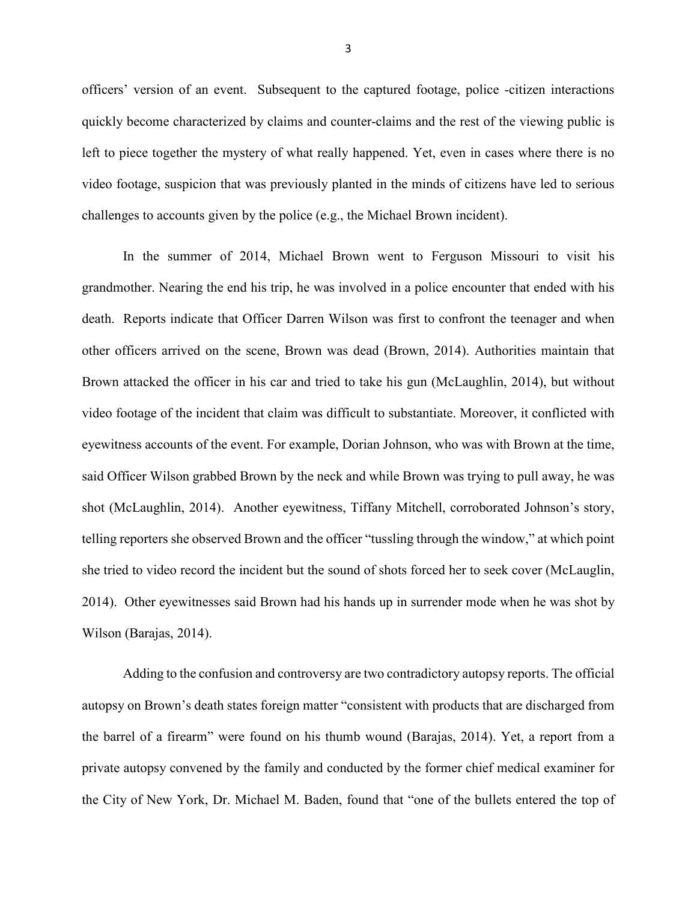officers' version of an event. Subsequent to the captured footage, police -citizen interactions quickly become characterized by claims and counter-claims and the rest of the viewing public is left to piece together the mystery of what really happened. Yet, even in cases where there is no video footage, suspicion that was previously planted in the minds of citizens have led to serious challenges to accounts given by the police (e.g., the Michael Brown incident).

In the summer of 2014, Michael Brown went to Ferguson Missouri to visit his grandmother. Nearing the end his trip, he was involved in a police encounter that ended with his death. Reports indicate that Officer Darren Wilson was first to confront the teenager and when other officers arrived on the scene, Brown was dead (Brown, 2014). Authorities maintain that Brown attacked the officer in his car and tried to take his gun (McLaughlin, 2014), but without video footage of the incident that claim was difficult to substantiate. Moreover, it conflicted with eyewitness accounts of the event. For example, Dorian Johnson, who was with Brown at the time, said Officer Wilson grabbed Brown by the neck and while Brown was trying to pull away, he was shot (McLaughlin, 2014). Another eyewitness, Tiffany Mitchell, corroborated Johnson's story, telling reporters she observed Brown and the officer "tussling through the window," at which point she tried to video record the incident but the sound of shots forced her to seek cover (McLauglin, 2014). Other eyewitnesses said Brown had his hands up in surrender mode when he was shot by Wilson (Barajas, 2014).

Adding to the confusion and controversy are two contradictory autopsy reports. The official autopsy on Brown's death states foreign matter "consistent with products that are discharged from the barrel of a firearm" were found on his thumb wound (Barajas, 2014). Yet, a report from a private autopsy convened by the family and conducted by the former chief medical examiner for the City of New York, Dr. Michael M. Baden, found that "one of the bullets entered the top of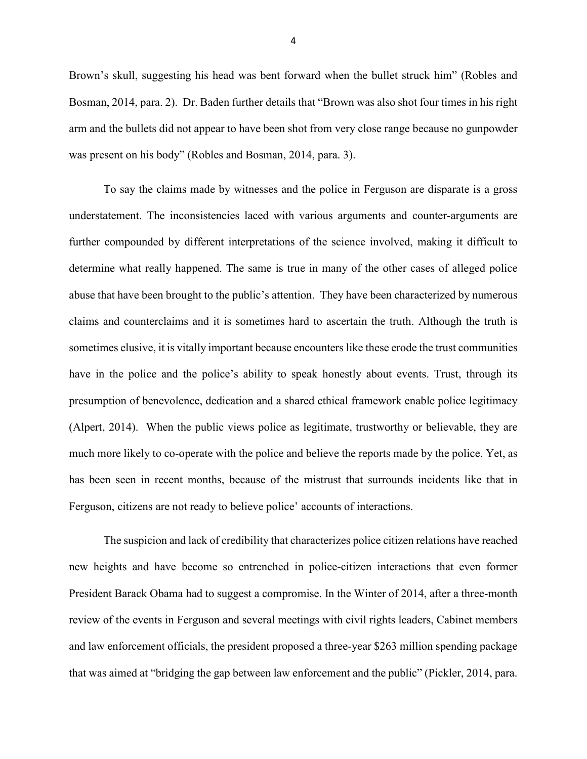Brown's skull, suggesting his head was bent forward when the bullet struck him" (Robles and Bosman, 2014, para. 2). Dr. Baden further details that "Brown was also shot four times in his right arm and the bullets did not appear to have been shot from very close range because no gunpowder was present on his body" (Robles and Bosman, 2014, para. 3).

To say the claims made by witnesses and the police in Ferguson are disparate is a gross understatement. The inconsistencies laced with various arguments and counter-arguments are further compounded by different interpretations of the science involved, making it difficult to determine what really happened. The same is true in many of the other cases of alleged police abuse that have been brought to the public's attention. They have been characterized by numerous claims and counterclaims and it is sometimes hard to ascertain the truth. Although the truth is sometimes elusive, it is vitally important because encounters like these erode the trust communities have in the police and the police's ability to speak honestly about events. Trust, through its presumption of benevolence, dedication and a shared ethical framework enable police legitimacy (Alpert, 2014). When the public views police as legitimate, trustworthy or believable, they are much more likely to co-operate with the police and believe the reports made by the police. Yet, as has been seen in recent months, because of the mistrust that surrounds incidents like that in Ferguson, citizens are not ready to believe police' accounts of interactions.

The suspicion and lack of credibility that characterizes police citizen relations have reached new heights and have become so entrenched in police-citizen interactions that even former President Barack Obama had to suggest a compromise. In the Winter of 2014, after a three-month review of the events in Ferguson and several meetings with civil rights leaders, Cabinet members and law enforcement officials, the president proposed a three-year $263 million spending package that was aimed at "bridging the gap between law enforcement and the public" (Pickler, 2014, para.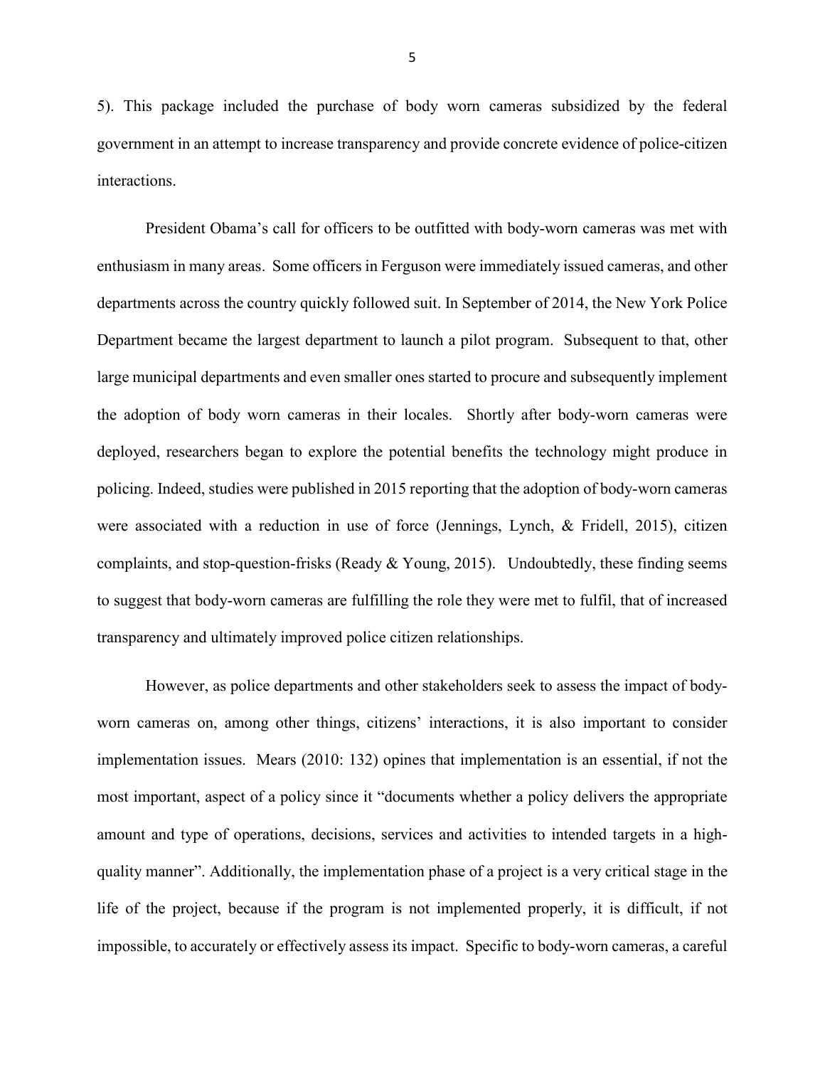5). This package included the purchase of body worn cameras subsidized by the federal government in an attempt to increase transparency and provide concrete evidence of police-citizen interactions.

President Obama's call for officers to be outfitted with body-worn cameras was met with enthusiasm in many areas. Some officers in Ferguson were immediately issued cameras, and other departments across the country quickly followed suit. In September of 2014, the New York Police Department became the largest department to launch a pilot program. Subsequent to that, other large municipal departments and even smaller ones started to procure and subsequently implement the adoption of body worn cameras in their locales. Shortly after body-worn cameras were deployed, researchers began to explore the potential benefits the technology might produce in policing. Indeed, studies were published in 2015 reporting that the adoption of body-worn cameras were associated with a reduction in use of force (Jennings, Lynch, & Fridell, 2015), citizen complaints, and stop-question-frisks (Ready & Young, 2015). Undoubtedly, these finding seems to suggest that body-worn cameras are fulfilling the role they were met to fulfil, that of increased transparency and ultimately improved police citizen relationships.

However, as police departments and other stakeholders seek to assess the impact of body-worn cameras on, among other things, citizens' interactions, it is also important to consider implementation issues. Mears (2010: 132) opines that implementation is an essential, if not the most important, aspect of a policy since it "documents whether a policy delivers the appropriate amount and type of operations, decisions, services and activities to intended targets in a high-quality manner". Additionally, the implementation phase of a project is a very critical stage in the life of the project, because if the program is not implemented properly, it is difficult, if not impossible, to accurately or effectively assess its impact. Specific to body-worn cameras, a careful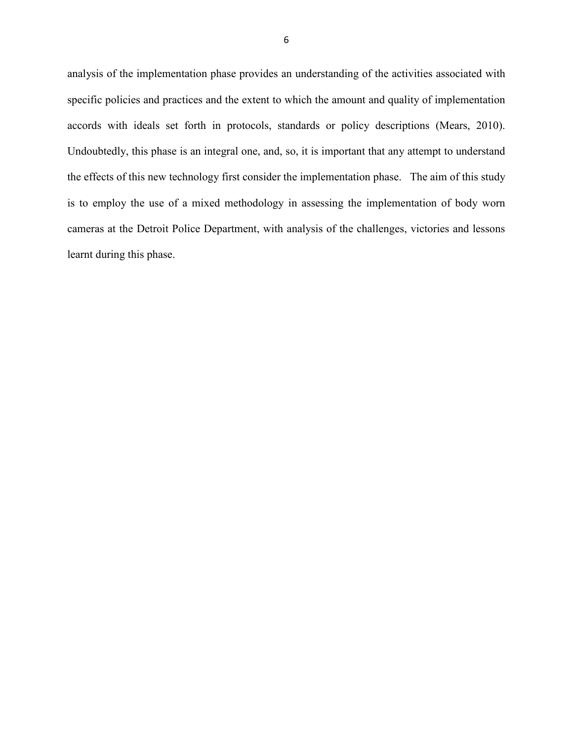analysis of the implementation phase provides an understanding of the activities associated with specific policies and practices and the extent to which the amount and quality of implementation accords with ideals set forth in protocols, standards or policy descriptions (Mears, 2010). Undoubtedly, this phase is an integral one, and, so, it is important that any attempt to understand the effects of this new technology first consider the implementation phase. The aim of this study is to employ the use of a mixed methodology in assessing the implementation of body worn cameras at the Detroit Police Department, with analysis of the challenges, victories and lessons learnt during this phase.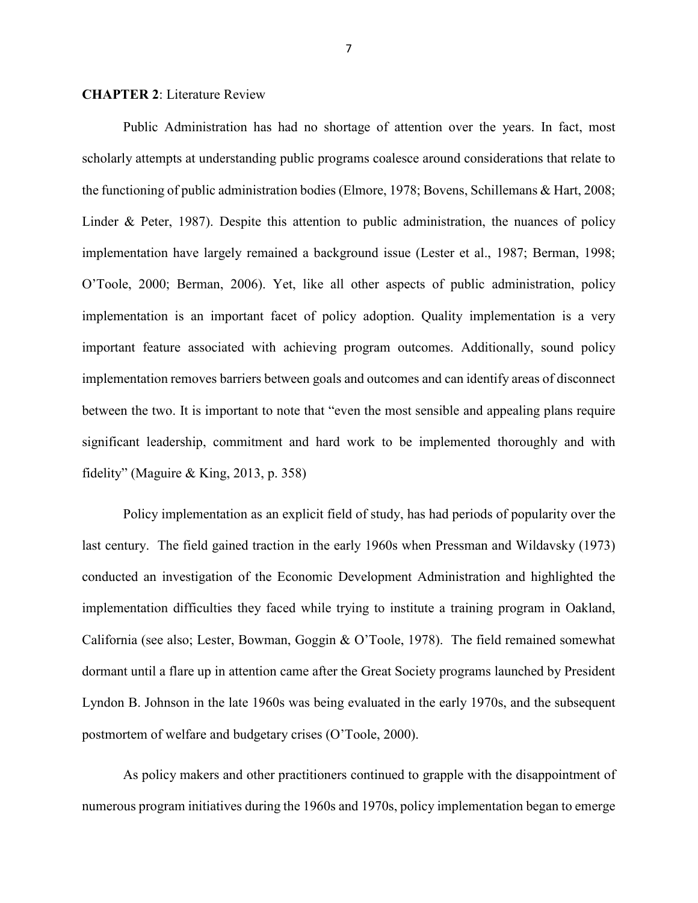**CHAPTER 2**: Literature Review

Public Administration has had no shortage of attention over the years. In fact, most scholarly attempts at understanding public programs coalesce around considerations that relate to the functioning of public administration bodies (Elmore, 1978; Bovens, Schillemans & Hart, 2008; Linder & Peter, 1987). Despite this attention to public administration, the nuances of policy implementation have largely remained a background issue (Lester et al., 1987; Berman, 1998; O'Toole, 2000; Berman, 2006). Yet, like all other aspects of public administration, policy implementation is an important facet of policy adoption. Quality implementation is a very important feature associated with achieving program outcomes. Additionally, sound policy implementation removes barriers between goals and outcomes and can identify areas of disconnect between the two. It is important to note that "even the most sensible and appealing plans require significant leadership, commitment and hard work to be implemented thoroughly and with fidelity" (Maguire & King, 2013, p. 358)

Policy implementation as an explicit field of study, has had periods of popularity over the last century. The field gained traction in the early 1960s when Pressman and Wildavsky (1973) conducted an investigation of the Economic Development Administration and highlighted the implementation difficulties they faced while trying to institute a training program in Oakland, California (see also; Lester, Bowman, Goggin & O'Toole, 1978). The field remained somewhat dormant until a flare up in attention came after the Great Society programs launched by President Lyndon B. Johnson in the late 1960s was being evaluated in the early 1970s, and the subsequent postmortem of welfare and budgetary crises (O'Toole, 2000).

As policy makers and other practitioners continued to grapple with the disappointment of numerous program initiatives during the 1960s and 1970s, policy implementation began to emerge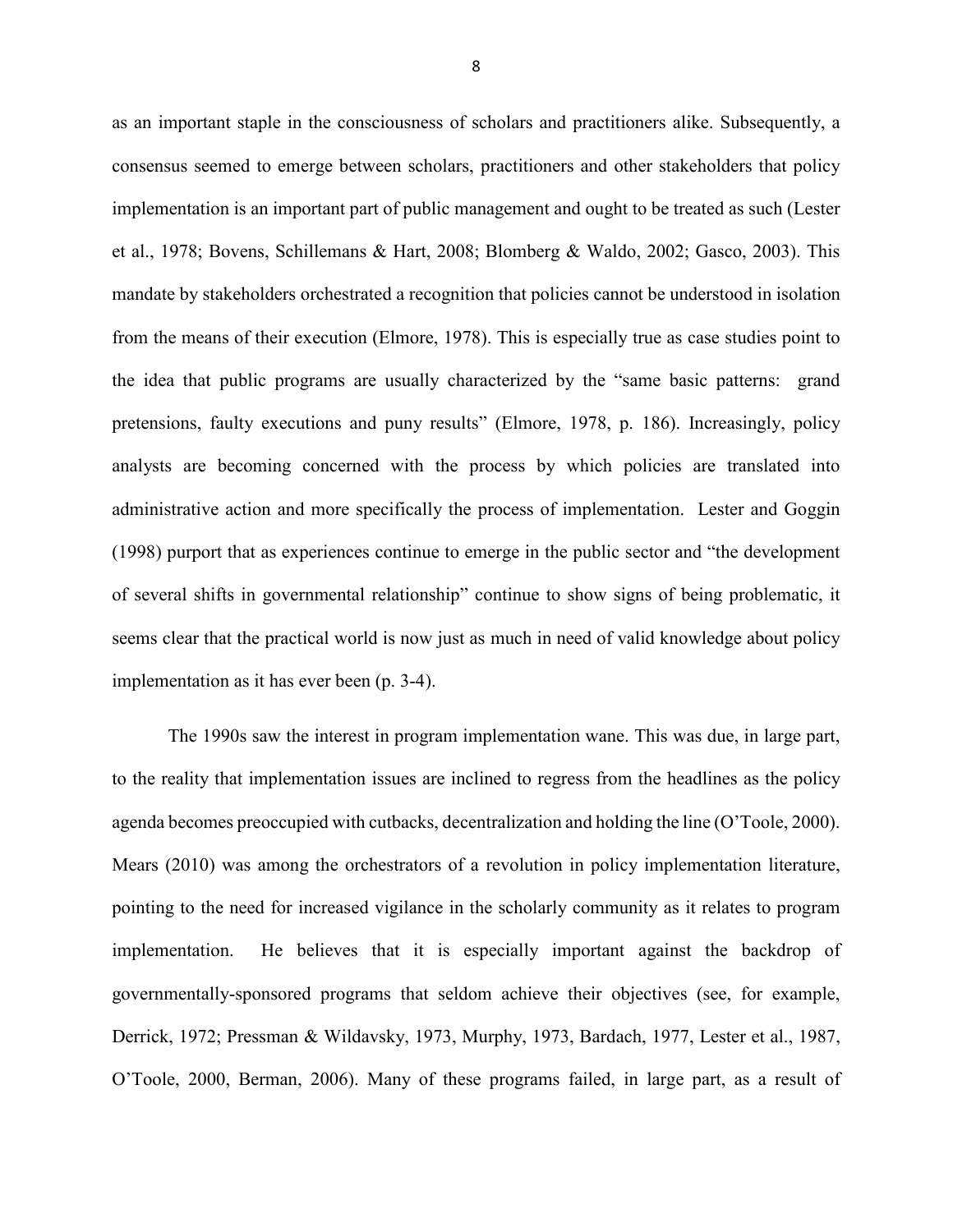as an important staple in the consciousness of scholars and practitioners alike. Subsequently, a consensus seemed to emerge between scholars, practitioners and other stakeholders that policy implementation is an important part of public management and ought to be treated as such (Lester et al., 1978; Bovens, Schillemans & Hart, 2008; Blomberg & Waldo, 2002; Gasco, 2003). This mandate by stakeholders orchestrated a recognition that policies cannot be understood in isolation from the means of their execution (Elmore, 1978). This is especially true as case studies point to the idea that public programs are usually characterized by the "same basic patterns: grand pretensions, faulty executions and puny results" (Elmore, 1978, p. 186). Increasingly, policy analysts are becoming concerned with the process by which policies are translated into administrative action and more specifically the process of implementation. Lester and Goggin (1998) purport that as experiences continue to emerge in the public sector and "the development of several shifts in governmental relationship" continue to show signs of being problematic, it seems clear that the practical world is now just as much in need of valid knowledge about policy implementation as it has ever been (p. 3-4).

The 1990s saw the interest in program implementation wane. This was due, in large part, to the reality that implementation issues are inclined to regress from the headlines as the policy agenda becomes preoccupied with cutbacks, decentralization and holding the line (O'Toole, 2000). Mears (2010) was among the orchestrators of a revolution in policy implementation literature, pointing to the need for increased vigilance in the scholarly community as it relates to program implementation. He believes that it is especially important against the backdrop of governmentally-sponsored programs that seldom achieve their objectives (see, for example, Derrick, 1972; Pressman & Wildavsky, 1973, Murphy, 1973, Bardach, 1977, Lester et al., 1987, O'Toole, 2000, Berman, 2006). Many of these programs failed, in large part, as a result of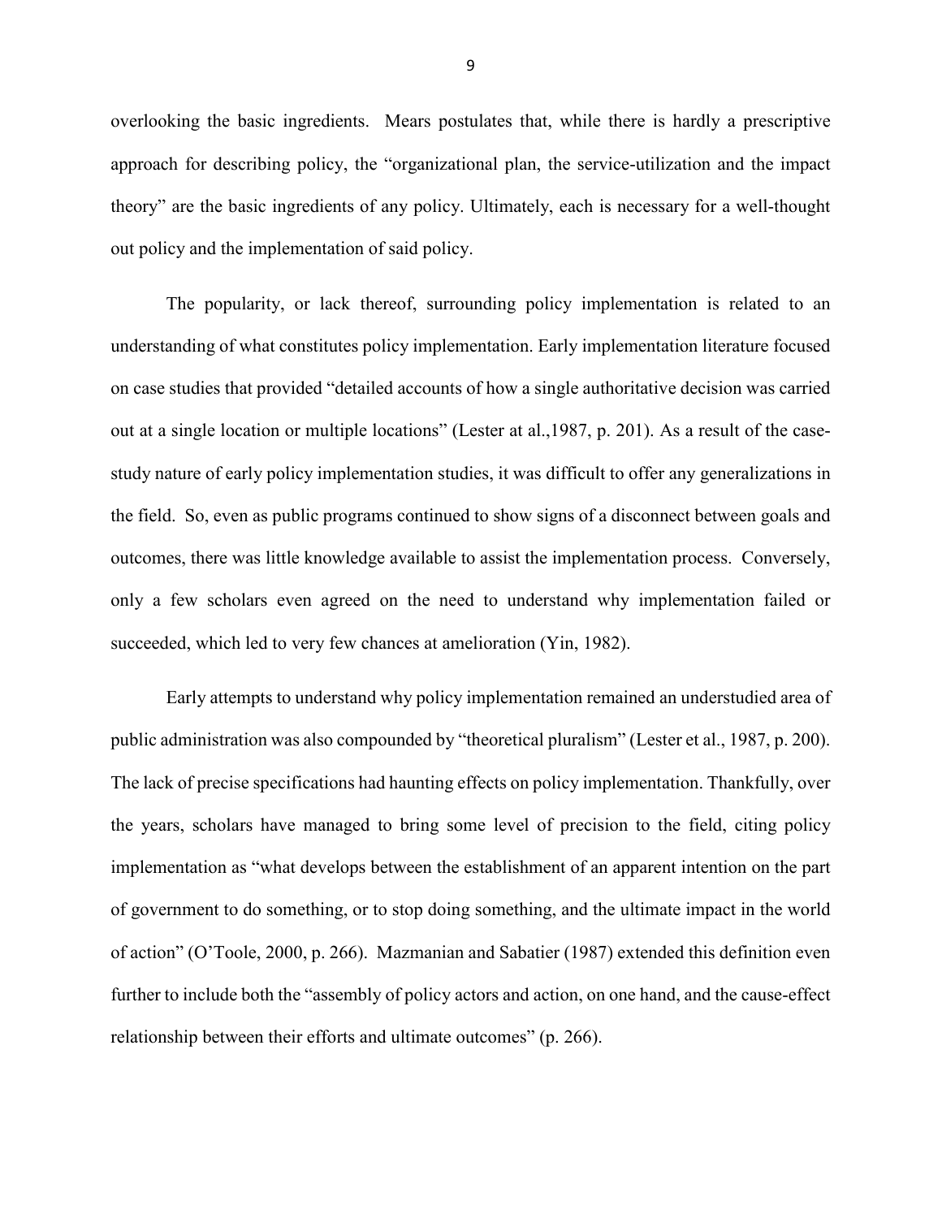overlooking the basic ingredients. Mears postulates that, while there is hardly a prescriptive approach for describing policy, the "organizational plan, the service-utilization and the impact theory" are the basic ingredients of any policy. Ultimately, each is necessary for a well-thought out policy and the implementation of said policy.

The popularity, or lack thereof, surrounding policy implementation is related to an understanding of what constitutes policy implementation. Early implementation literature focused on case studies that provided "detailed accounts of how a single authoritative decision was carried out at a single location or multiple locations" (Lester at al.,1987, p. 201). As a result of the case-study nature of early policy implementation studies, it was difficult to offer any generalizations in the field. So, even as public programs continued to show signs of a disconnect between goals and outcomes, there was little knowledge available to assist the implementation process. Conversely, only a few scholars even agreed on the need to understand why implementation failed or succeeded, which led to very few chances at amelioration (Yin, 1982).

Early attempts to understand why policy implementation remained an understudied area of public administration was also compounded by "theoretical pluralism" (Lester et al., 1987, p. 200). The lack of precise specifications had haunting effects on policy implementation. Thankfully, over the years, scholars have managed to bring some level of precision to the field, citing policy implementation as "what develops between the establishment of an apparent intention on the part of government to do something, or to stop doing something, and the ultimate impact in the world of action" (O'Toole, 2000, p. 266). Mazmanian and Sabatier (1987) extended this definition even further to include both the "assembly of policy actors and action, on one hand, and the cause-effect relationship between their efforts and ultimate outcomes" (p. 266).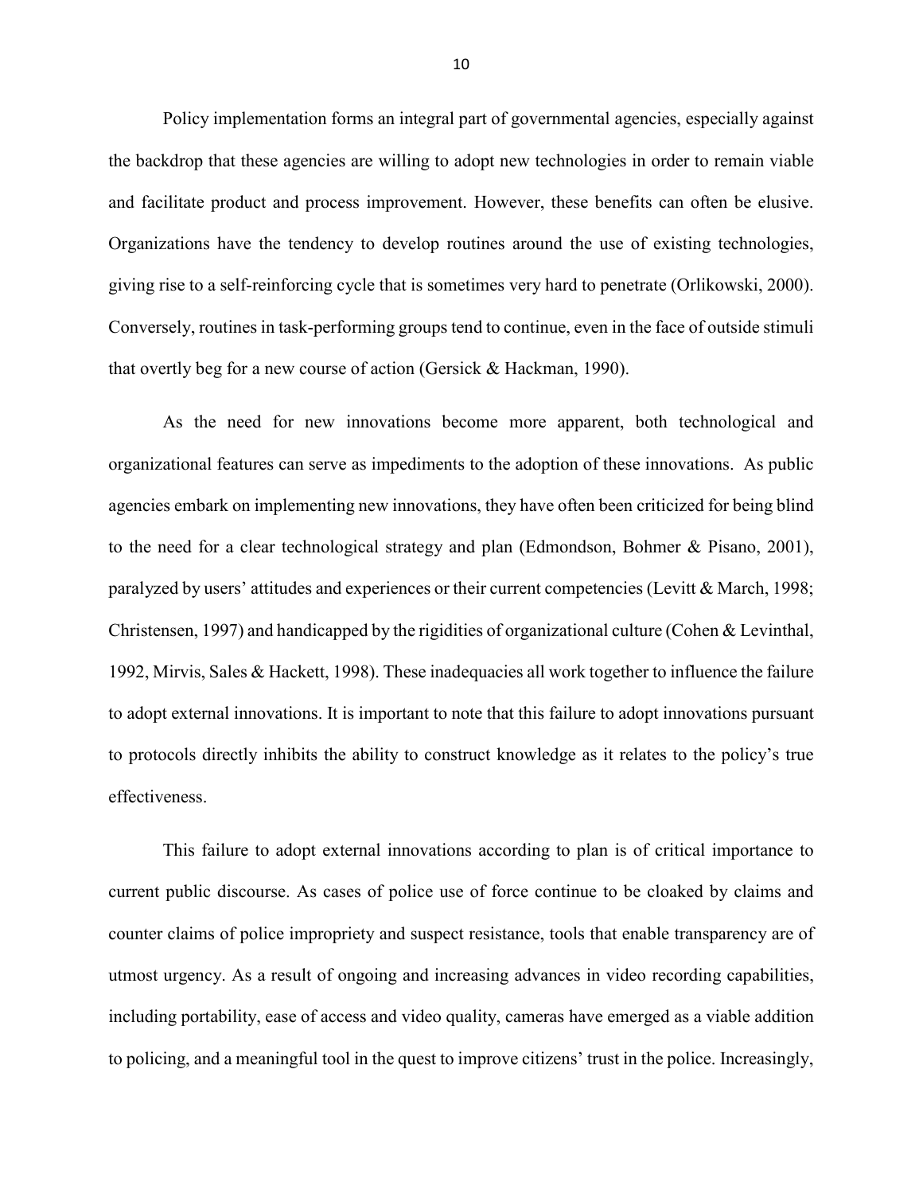Policy implementation forms an integral part of governmental agencies, especially against the backdrop that these agencies are willing to adopt new technologies in order to remain viable and facilitate product and process improvement. However, these benefits can often be elusive. Organizations have the tendency to develop routines around the use of existing technologies, giving rise to a self-reinforcing cycle that is sometimes very hard to penetrate (Orlikowski, 2000). Conversely, routines in task-performing groups tend to continue, even in the face of outside stimuli that overtly beg for a new course of action (Gersick & Hackman, 1990).

As the need for new innovations become more apparent, both technological and organizational features can serve as impediments to the adoption of these innovations. As public agencies embark on implementing new innovations, they have often been criticized for being blind to the need for a clear technological strategy and plan (Edmondson, Bohmer & Pisano, 2001), paralyzed by users' attitudes and experiences or their current competencies (Levitt & March, 1998; Christensen, 1997) and handicapped by the rigidities of organizational culture (Cohen & Levinthal, 1992, Mirvis, Sales & Hackett, 1998). These inadequacies all work together to influence the failure to adopt external innovations. It is important to note that this failure to adopt innovations pursuant to protocols directly inhibits the ability to construct knowledge as it relates to the policy's true effectiveness.

This failure to adopt external innovations according to plan is of critical importance to current public discourse. As cases of police use of force continue to be cloaked by claims and counter claims of police impropriety and suspect resistance, tools that enable transparency are of utmost urgency. As a result of ongoing and increasing advances in video recording capabilities, including portability, ease of access and video quality, cameras have emerged as a viable addition to policing, and a meaningful tool in the quest to improve citizens' trust in the police. Increasingly,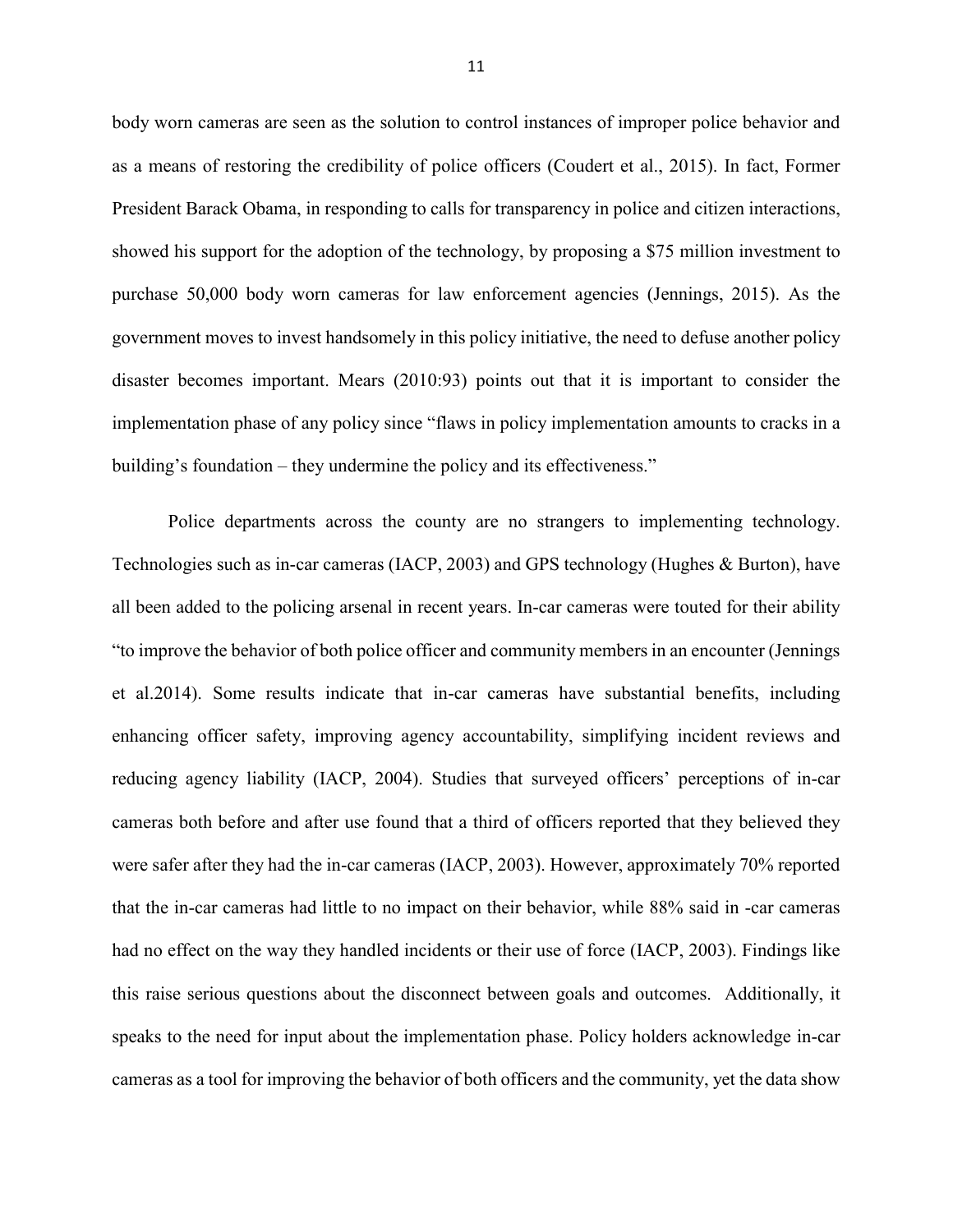body worn cameras are seen as the solution to control instances of improper police behavior and as a means of restoring the credibility of police officers (Coudert et al., 2015). In fact, Former President Barack Obama, in responding to calls for transparency in police and citizen interactions, showed his support for the adoption of the technology, by proposing a $75 million investment to purchase 50,000 body worn cameras for law enforcement agencies (Jennings, 2015). As the government moves to invest handsomely in this policy initiative, the need to defuse another policy disaster becomes important. Mears (2010:93) points out that it is important to consider the implementation phase of any policy since "flaws in policy implementation amounts to cracks in a building's foundation – they undermine the policy and its effectiveness."

Police departments across the county are no strangers to implementing technology. Technologies such as in-car cameras (IACP, 2003) and GPS technology (Hughes & Burton), have all been added to the policing arsenal in recent years. In-car cameras were touted for their ability "to improve the behavior of both police officer and community members in an encounter (Jennings et al.2014). Some results indicate that in-car cameras have substantial benefits, including enhancing officer safety, improving agency accountability, simplifying incident reviews and reducing agency liability (IACP, 2004). Studies that surveyed officers' perceptions of in-car cameras both before and after use found that a third of officers reported that they believed they were safer after they had the in-car cameras (IACP, 2003). However, approximately 70% reported that the in-car cameras had little to no impact on their behavior, while 88% said in -car cameras had no effect on the way they handled incidents or their use of force (IACP, 2003). Findings like this raise serious questions about the disconnect between goals and outcomes. Additionally, it speaks to the need for input about the implementation phase. Policy holders acknowledge in-car cameras as a tool for improving the behavior of both officers and the community, yet the data show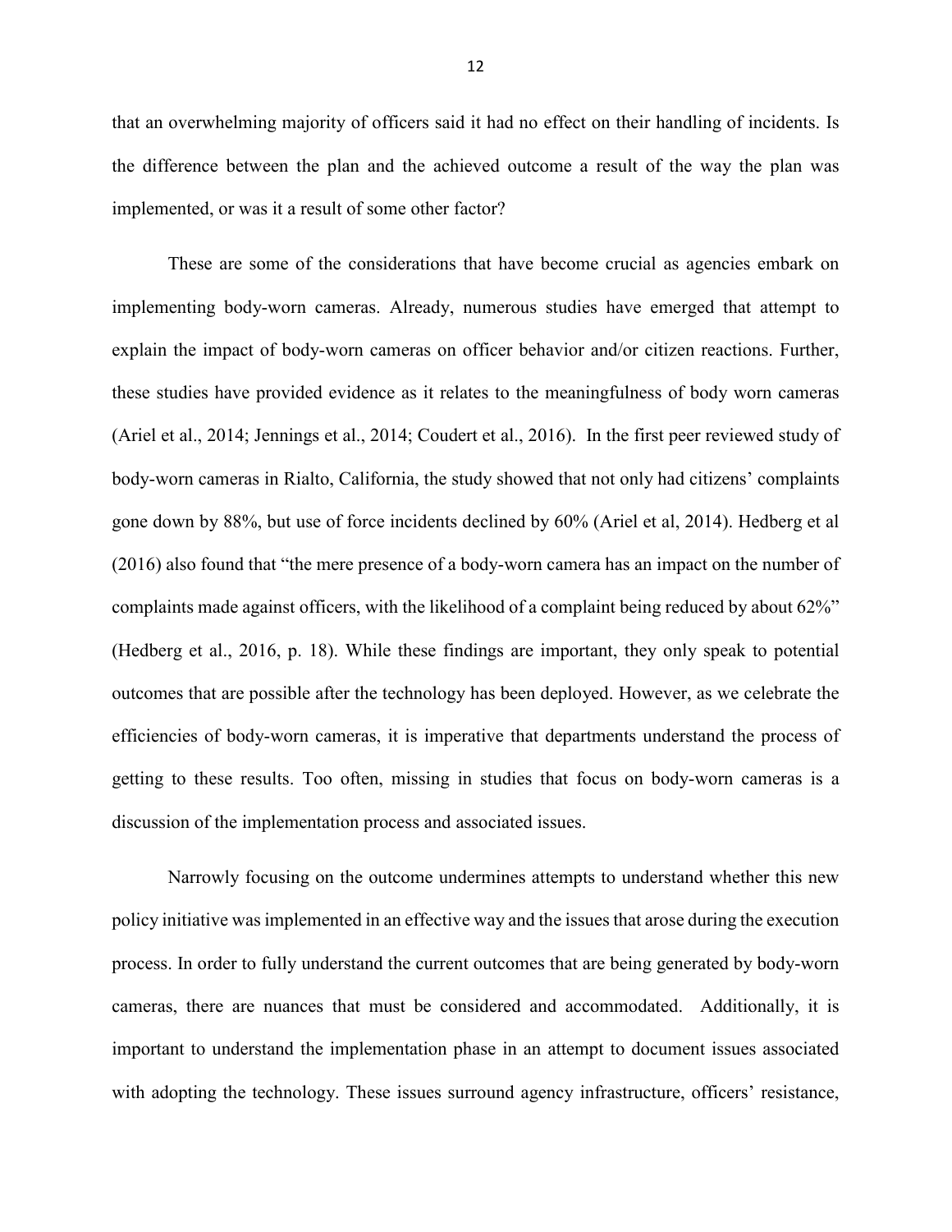that an overwhelming majority of officers said it had no effect on their handling of incidents. Is the difference between the plan and the achieved outcome a result of the way the plan was implemented, or was it a result of some other factor?

These are some of the considerations that have become crucial as agencies embark on implementing body-worn cameras. Already, numerous studies have emerged that attempt to explain the impact of body-worn cameras on officer behavior and/or citizen reactions. Further, these studies have provided evidence as it relates to the meaningfulness of body worn cameras (Ariel et al., 2014; Jennings et al., 2014; Coudert et al., 2016). In the first peer reviewed study of body-worn cameras in Rialto, California, the study showed that not only had citizens' complaints gone down by 88%, but use of force incidents declined by 60% (Ariel et al, 2014). Hedberg et al (2016) also found that "the mere presence of a body-worn camera has an impact on the number of complaints made against officers, with the likelihood of a complaint being reduced by about 62%" (Hedberg et al., 2016, p. 18). While these findings are important, they only speak to potential outcomes that are possible after the technology has been deployed. However, as we celebrate the efficiencies of body-worn cameras, it is imperative that departments understand the process of getting to these results. Too often, missing in studies that focus on body-worn cameras is a discussion of the implementation process and associated issues.

Narrowly focusing on the outcome undermines attempts to understand whether this new policy initiative was implemented in an effective way and the issues that arose during the execution process. In order to fully understand the current outcomes that are being generated by body-worn cameras, there are nuances that must be considered and accommodated. Additionally, it is important to understand the implementation phase in an attempt to document issues associated with adopting the technology. These issues surround agency infrastructure, officers' resistance,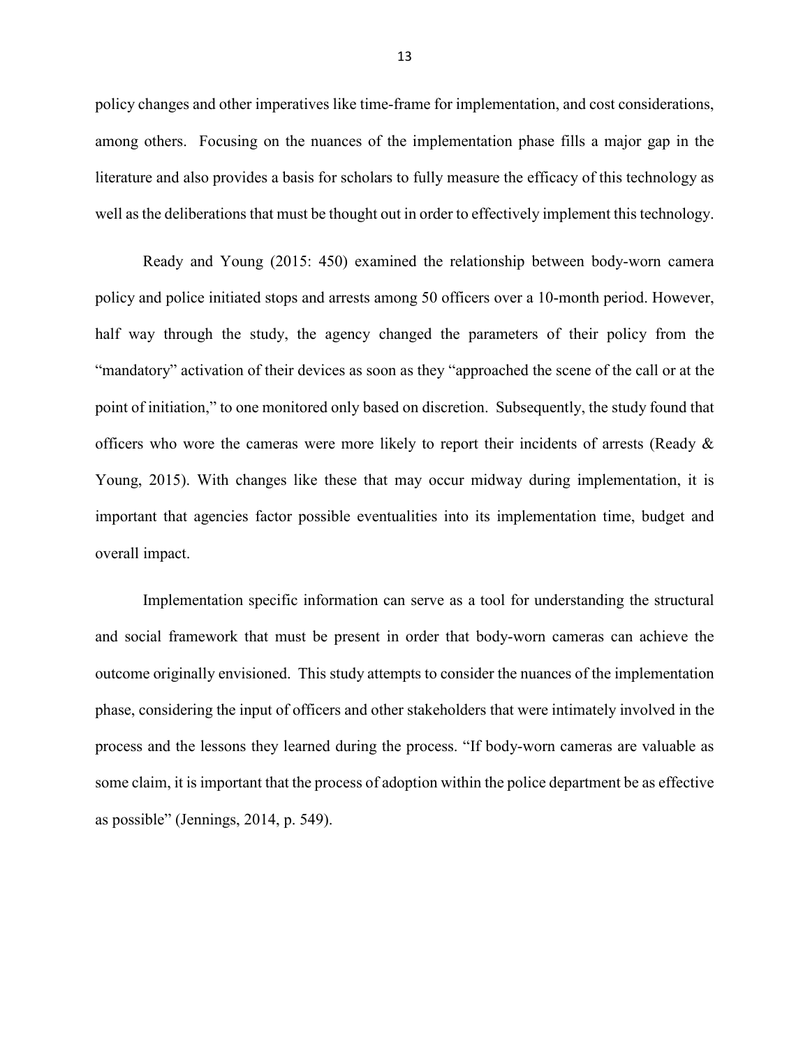policy changes and other imperatives like time-frame for implementation, and cost considerations, among others. Focusing on the nuances of the implementation phase fills a major gap in the literature and also provides a basis for scholars to fully measure the efficacy of this technology as well as the deliberations that must be thought out in order to effectively implement this technology.

Ready and Young (2015: 450) examined the relationship between body-worn camera policy and police initiated stops and arrests among 50 officers over a 10-month period. However, half way through the study, the agency changed the parameters of their policy from the "mandatory" activation of their devices as soon as they "approached the scene of the call or at the point of initiation," to one monitored only based on discretion. Subsequently, the study found that officers who wore the cameras were more likely to report their incidents of arrests (Ready & Young, 2015). With changes like these that may occur midway during implementation, it is important that agencies factor possible eventualities into its implementation time, budget and overall impact.

Implementation specific information can serve as a tool for understanding the structural and social framework that must be present in order that body-worn cameras can achieve the outcome originally envisioned. This study attempts to consider the nuances of the implementation phase, considering the input of officers and other stakeholders that were intimately involved in the process and the lessons they learned during the process. "If body-worn cameras are valuable as some claim, it is important that the process of adoption within the police department be as effective as possible" (Jennings, 2014, p. 549).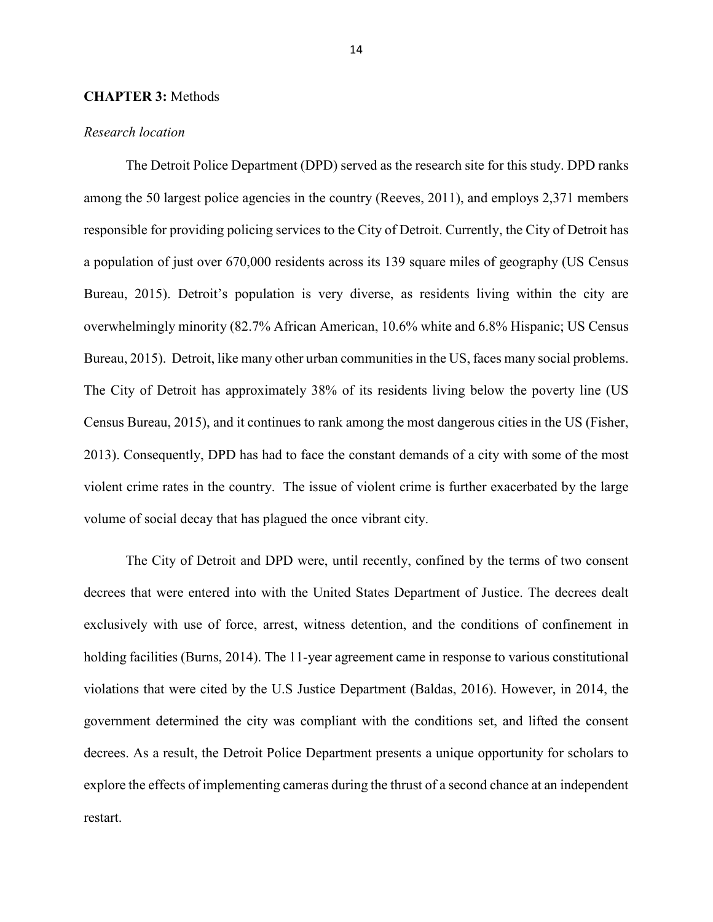**CHAPTER 3:** Methods

*Research location*

The Detroit Police Department (DPD) served as the research site for this study. DPD ranks among the 50 largest police agencies in the country (Reeves, 2011), and employs 2,371 members responsible for providing policing services to the City of Detroit. Currently, the City of Detroit has a population of just over 670,000 residents across its 139 square miles of geography (US Census Bureau, 2015). Detroit's population is very diverse, as residents living within the city are overwhelmingly minority (82.7% African American, 10.6% white and 6.8% Hispanic; US Census Bureau, 2015). Detroit, like many other urban communities in the US, faces many social problems. The City of Detroit has approximately 38% of its residents living below the poverty line (US Census Bureau, 2015), and it continues to rank among the most dangerous cities in the US (Fisher, 2013). Consequently, DPD has had to face the constant demands of a city with some of the most violent crime rates in the country. The issue of violent crime is further exacerbated by the large volume of social decay that has plagued the once vibrant city.

The City of Detroit and DPD were, until recently, confined by the terms of two consent decrees that were entered into with the United States Department of Justice. The decrees dealt exclusively with use of force, arrest, witness detention, and the conditions of confinement in holding facilities (Burns, 2014). The 11-year agreement came in response to various constitutional violations that were cited by the U.S Justice Department (Baldas, 2016). However, in 2014, the government determined the city was compliant with the conditions set, and lifted the consent decrees. As a result, the Detroit Police Department presents a unique opportunity for scholars to explore the effects of implementing cameras during the thrust of a second chance at an independent restart.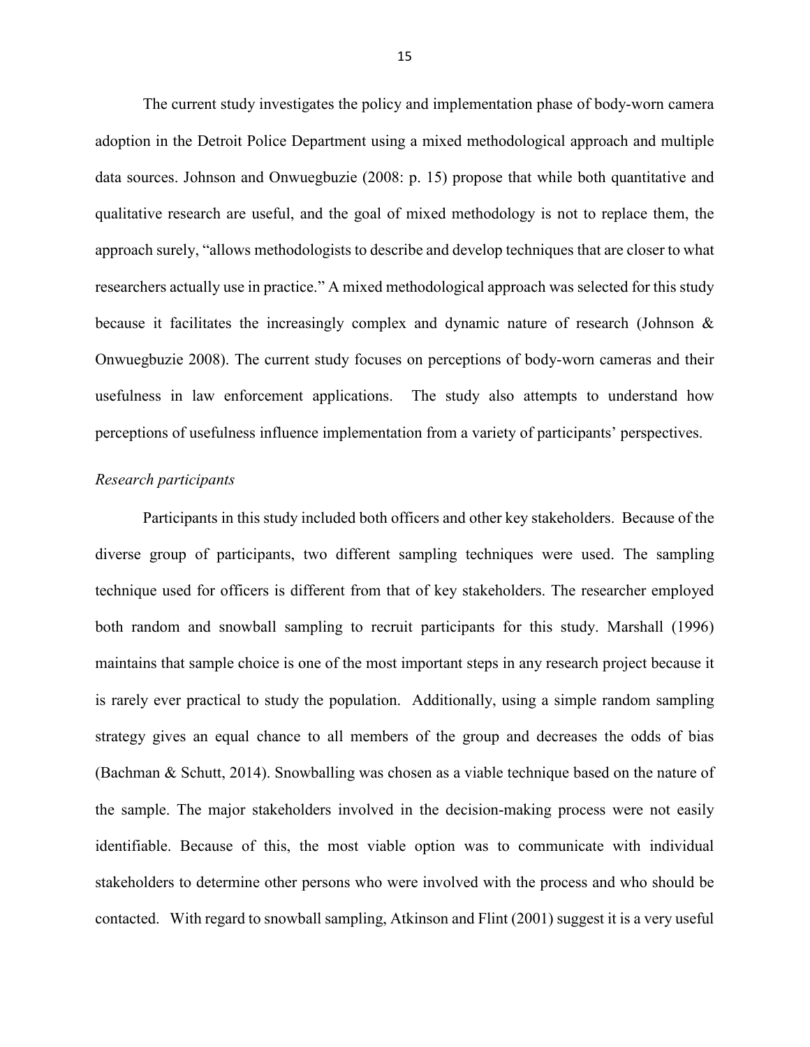The current study investigates the policy and implementation phase of body-worn camera adoption in the Detroit Police Department using a mixed methodological approach and multiple data sources. Johnson and Onwuegbuzie (2008: p. 15) propose that while both quantitative and qualitative research are useful, and the goal of mixed methodology is not to replace them, the approach surely, "allows methodologists to describe and develop techniques that are closer to what researchers actually use in practice." A mixed methodological approach was selected for this study because it facilitates the increasingly complex and dynamic nature of research (Johnson & Onwuegbuzie 2008). The current study focuses on perceptions of body-worn cameras and their usefulness in law enforcement applications. The study also attempts to understand how perceptions of usefulness influence implementation from a variety of participants' perspectives.

*Research participants*

Participants in this study included both officers and other key stakeholders. Because of the diverse group of participants, two different sampling techniques were used. The sampling technique used for officers is different from that of key stakeholders. The researcher employed both random and snowball sampling to recruit participants for this study. Marshall (1996) maintains that sample choice is one of the most important steps in any research project because it is rarely ever practical to study the population. Additionally, using a simple random sampling strategy gives an equal chance to all members of the group and decreases the odds of bias (Bachman & Schutt, 2014). Snowballing was chosen as a viable technique based on the nature of the sample. The major stakeholders involved in the decision-making process were not easily identifiable. Because of this, the most viable option was to communicate with individual stakeholders to determine other persons who were involved with the process and who should be contacted. With regard to snowball sampling, Atkinson and Flint (2001) suggest it is a very useful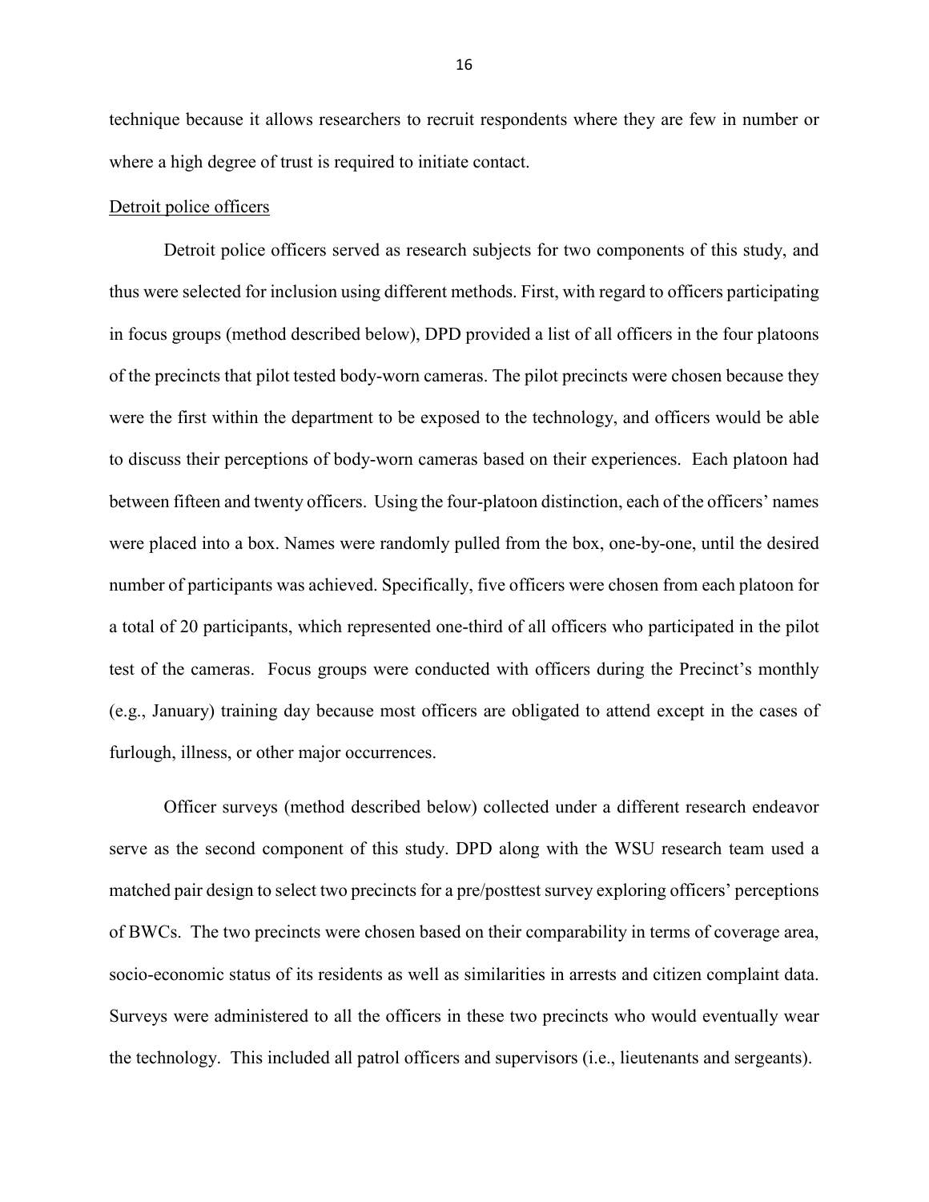technique because it allows researchers to recruit respondents where they are few in number or where a high degree of trust is required to initiate contact.

Detroit police officers

Detroit police officers served as research subjects for two components of this study, and thus were selected for inclusion using different methods. First, with regard to officers participating in focus groups (method described below), DPD provided a list of all officers in the four platoons of the precincts that pilot tested body-worn cameras. The pilot precincts were chosen because they were the first within the department to be exposed to the technology, and officers would be able to discuss their perceptions of body-worn cameras based on their experiences. Each platoon had between fifteen and twenty officers. Using the four-platoon distinction, each of the officers' names were placed into a box. Names were randomly pulled from the box, one-by-one, until the desired number of participants was achieved. Specifically, five officers were chosen from each platoon for a total of 20 participants, which represented one-third of all officers who participated in the pilot test of the cameras. Focus groups were conducted with officers during the Precinct's monthly (e.g., January) training day because most officers are obligated to attend except in the cases of furlough, illness, or other major occurrences.

Officer surveys (method described below) collected under a different research endeavor serve as the second component of this study. DPD along with the WSU research team used a matched pair design to select two precincts for a pre/posttest survey exploring officers' perceptions of BWCs. The two precincts were chosen based on their comparability in terms of coverage area, socio-economic status of its residents as well as similarities in arrests and citizen complaint data. Surveys were administered to all the officers in these two precincts who would eventually wear the technology. This included all patrol officers and supervisors (i.e., lieutenants and sergeants).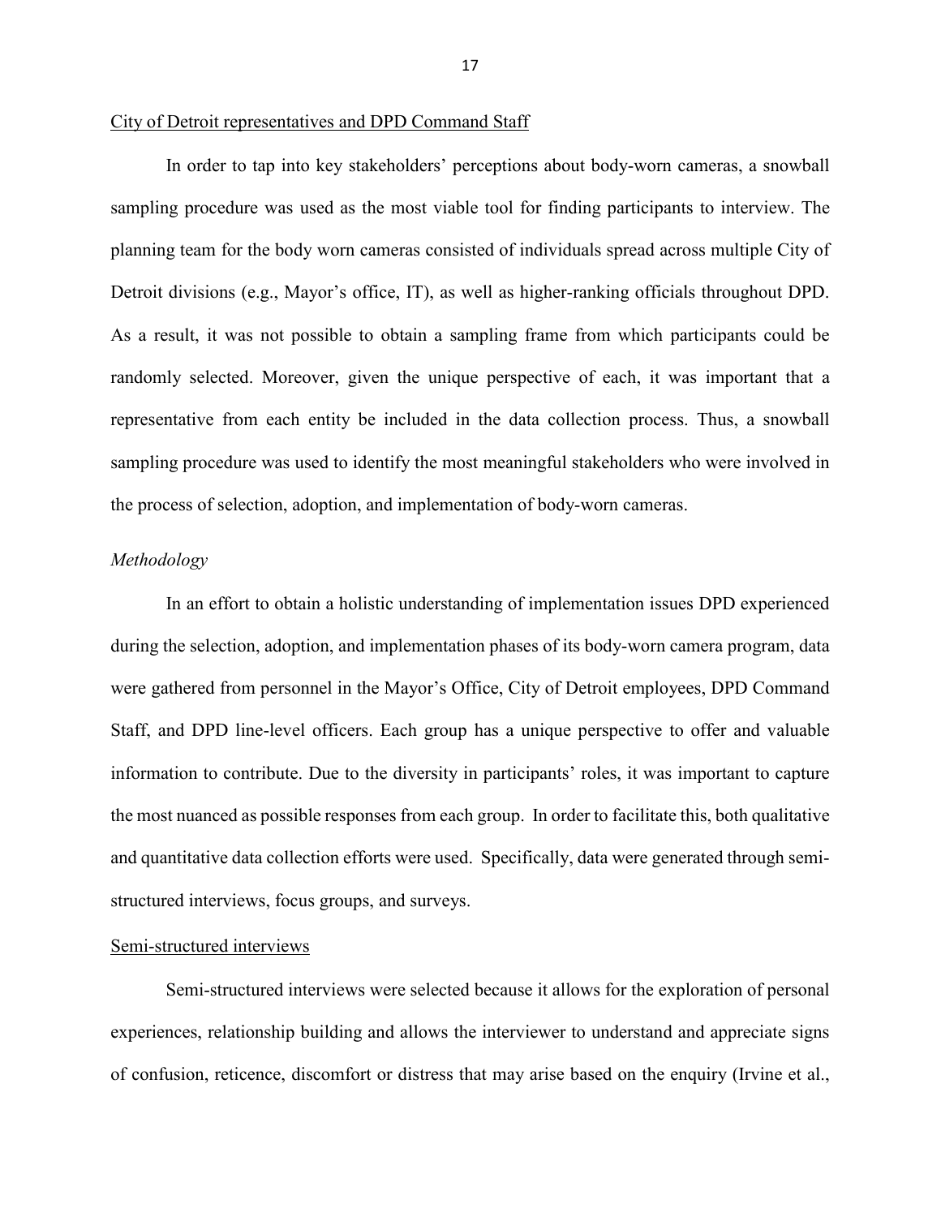City of Detroit representatives and DPD Command Staff

In order to tap into key stakeholders' perceptions about body-worn cameras, a snowball sampling procedure was used as the most viable tool for finding participants to interview. The planning team for the body worn cameras consisted of individuals spread across multiple City of Detroit divisions (e.g., Mayor's office, IT), as well as higher-ranking officials throughout DPD. As a result, it was not possible to obtain a sampling frame from which participants could be randomly selected. Moreover, given the unique perspective of each, it was important that a representative from each entity be included in the data collection process. Thus, a snowball sampling procedure was used to identify the most meaningful stakeholders who were involved in the process of selection, adoption, and implementation of body-worn cameras.

*Methodology*

In an effort to obtain a holistic understanding of implementation issues DPD experienced during the selection, adoption, and implementation phases of its body-worn camera program, data were gathered from personnel in the Mayor's Office, City of Detroit employees, DPD Command Staff, and DPD line-level officers. Each group has a unique perspective to offer and valuable information to contribute. Due to the diversity in participants' roles, it was important to capture the most nuanced as possible responses from each group. In order to facilitate this, both qualitative and quantitative data collection efforts were used. Specifically, data were generated through semi-structured interviews, focus groups, and surveys.

Semi-structured interviews

Semi-structured interviews were selected because it allows for the exploration of personal experiences, relationship building and allows the interviewer to understand and appreciate signs of confusion, reticence, discomfort or distress that may arise based on the enquiry (Irvine et al.,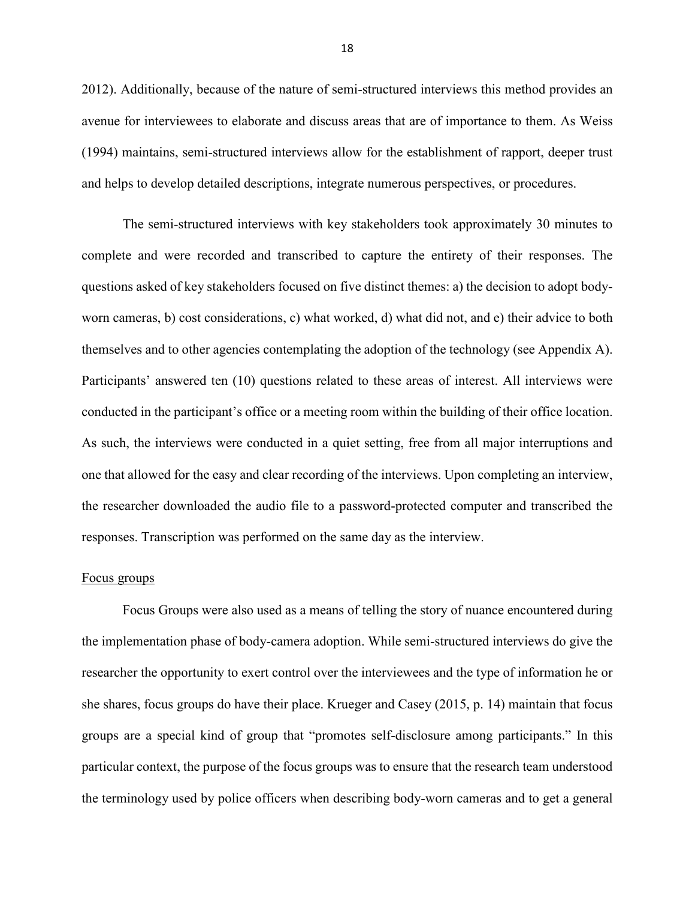2012). Additionally, because of the nature of semi-structured interviews this method provides an avenue for interviewees to elaborate and discuss areas that are of importance to them. As Weiss (1994) maintains, semi-structured interviews allow for the establishment of rapport, deeper trust and helps to develop detailed descriptions, integrate numerous perspectives, or procedures.

The semi-structured interviews with key stakeholders took approximately 30 minutes to complete and were recorded and transcribed to capture the entirety of their responses. The questions asked of key stakeholders focused on five distinct themes: a) the decision to adopt body-worn cameras, b) cost considerations, c) what worked, d) what did not, and e) their advice to both themselves and to other agencies contemplating the adoption of the technology (see Appendix A). Participants' answered ten (10) questions related to these areas of interest. All interviews were conducted in the participant's office or a meeting room within the building of their office location. As such, the interviews were conducted in a quiet setting, free from all major interruptions and one that allowed for the easy and clear recording of the interviews. Upon completing an interview, the researcher downloaded the audio file to a password-protected computer and transcribed the responses. Transcription was performed on the same day as the interview.

Focus groups

Focus Groups were also used as a means of telling the story of nuance encountered during the implementation phase of body-camera adoption. While semi-structured interviews do give the researcher the opportunity to exert control over the interviewees and the type of information he or she shares, focus groups do have their place. Krueger and Casey (2015, p. 14) maintain that focus groups are a special kind of group that "promotes self-disclosure among participants." In this particular context, the purpose of the focus groups was to ensure that the research team understood the terminology used by police officers when describing body-worn cameras and to get a general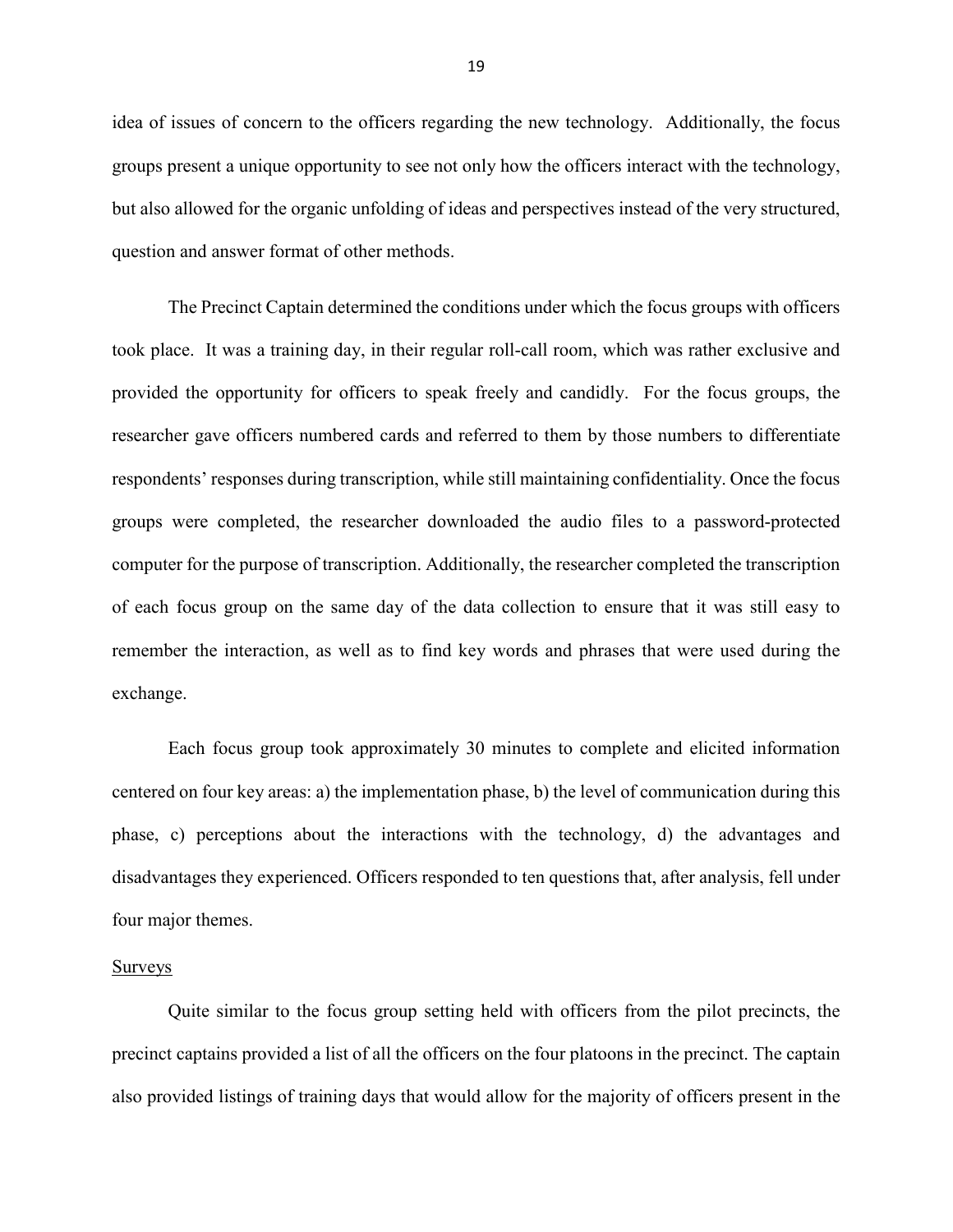idea of issues of concern to the officers regarding the new technology. Additionally, the focus groups present a unique opportunity to see not only how the officers interact with the technology, but also allowed for the organic unfolding of ideas and perspectives instead of the very structured, question and answer format of other methods.

The Precinct Captain determined the conditions under which the focus groups with officers took place. It was a training day, in their regular roll-call room, which was rather exclusive and provided the opportunity for officers to speak freely and candidly. For the focus groups, the researcher gave officers numbered cards and referred to them by those numbers to differentiate respondents' responses during transcription, while still maintaining confidentiality. Once the focus groups were completed, the researcher downloaded the audio files to a password-protected computer for the purpose of transcription. Additionally, the researcher completed the transcription of each focus group on the same day of the data collection to ensure that it was still easy to remember the interaction, as well as to find key words and phrases that were used during the exchange.

Each focus group took approximately 30 minutes to complete and elicited information centered on four key areas: a) the implementation phase, b) the level of communication during this phase, c) perceptions about the interactions with the technology, d) the advantages and disadvantages they experienced. Officers responded to ten questions that, after analysis, fell under four major themes.

### Surveys

Quite similar to the focus group setting held with officers from the pilot precincts, the precinct captains provided a list of all the officers on the four platoons in the precinct. The captain also provided listings of training days that would allow for the majority of officers present in the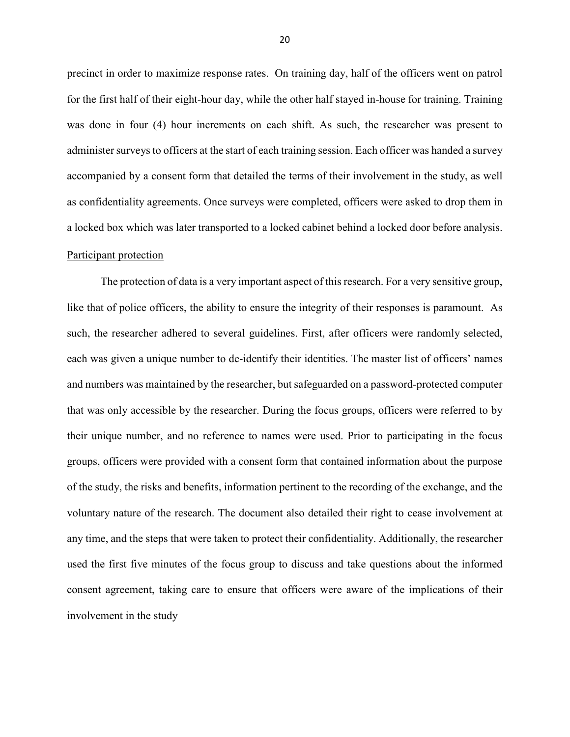precinct in order to maximize response rates. On training day, half of the officers went on patrol for the first half of their eight-hour day, while the other half stayed in-house for training. Training was done in four (4) hour increments on each shift. As such, the researcher was present to administer surveys to officers at the start of each training session. Each officer was handed a survey accompanied by a consent form that detailed the terms of their involvement in the study, as well as confidentiality agreements. Once surveys were completed, officers were asked to drop them in a locked box which was later transported to a locked cabinet behind a locked door before analysis.

<u>Participant protection</u>

The protection of data is a very important aspect of this research. For a very sensitive group, like that of police officers, the ability to ensure the integrity of their responses is paramount. As such, the researcher adhered to several guidelines. First, after officers were randomly selected, each was given a unique number to de-identify their identities. The master list of officers' names and numbers was maintained by the researcher, but safeguarded on a password-protected computer that was only accessible by the researcher. During the focus groups, officers were referred to by their unique number, and no reference to names were used. Prior to participating in the focus groups, officers were provided with a consent form that contained information about the purpose of the study, the risks and benefits, information pertinent to the recording of the exchange, and the voluntary nature of the research. The document also detailed their right to cease involvement at any time, and the steps that were taken to protect their confidentiality. Additionally, the researcher used the first five minutes of the focus group to discuss and take questions about the informed consent agreement, taking care to ensure that officers were aware of the implications of their involvement in the study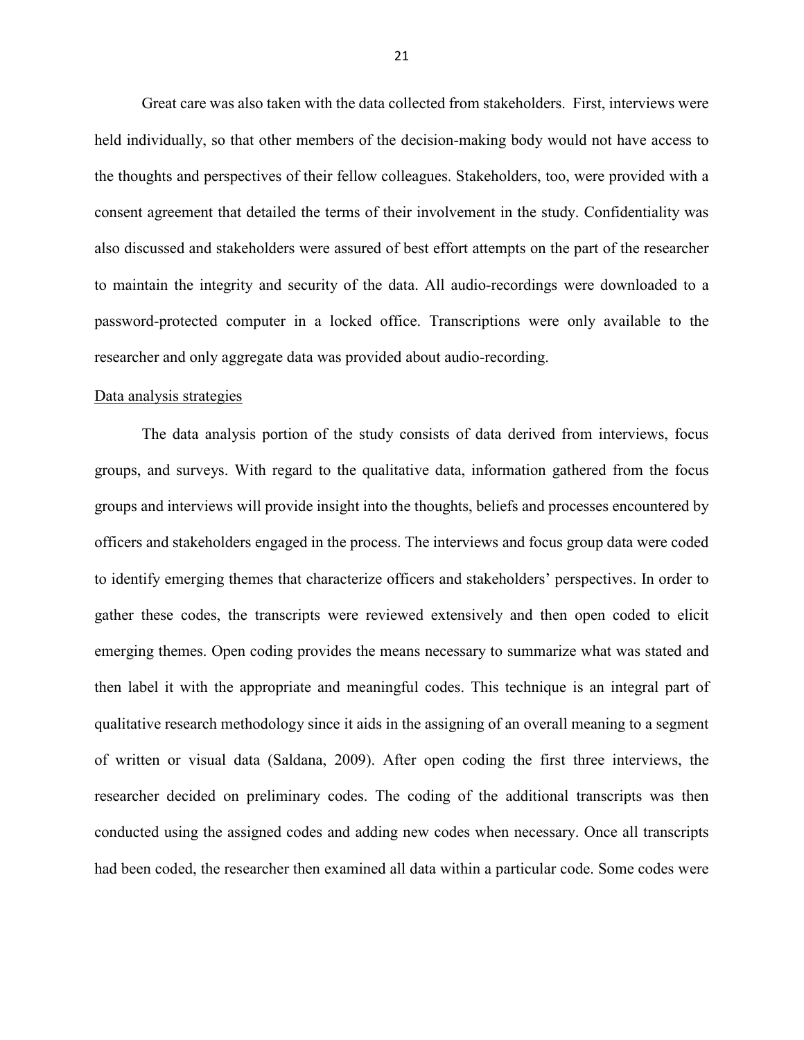Great care was also taken with the data collected from stakeholders. First, interviews were held individually, so that other members of the decision-making body would not have access to the thoughts and perspectives of their fellow colleagues. Stakeholders, too, were provided with a consent agreement that detailed the terms of their involvement in the study. Confidentiality was also discussed and stakeholders were assured of best effort attempts on the part of the researcher to maintain the integrity and security of the data. All audio-recordings were downloaded to a password-protected computer in a locked office. Transcriptions were only available to the researcher and only aggregate data was provided about audio-recording.

<u>Data analysis strategies</u>

The data analysis portion of the study consists of data derived from interviews, focus groups, and surveys. With regard to the qualitative data, information gathered from the focus groups and interviews will provide insight into the thoughts, beliefs and processes encountered by officers and stakeholders engaged in the process. The interviews and focus group data were coded to identify emerging themes that characterize officers and stakeholders' perspectives. In order to gather these codes, the transcripts were reviewed extensively and then open coded to elicit emerging themes. Open coding provides the means necessary to summarize what was stated and then label it with the appropriate and meaningful codes. This technique is an integral part of qualitative research methodology since it aids in the assigning of an overall meaning to a segment of written or visual data (Saldana, 2009). After open coding the first three interviews, the researcher decided on preliminary codes. The coding of the additional transcripts was then conducted using the assigned codes and adding new codes when necessary. Once all transcripts had been coded, the researcher then examined all data within a particular code. Some codes were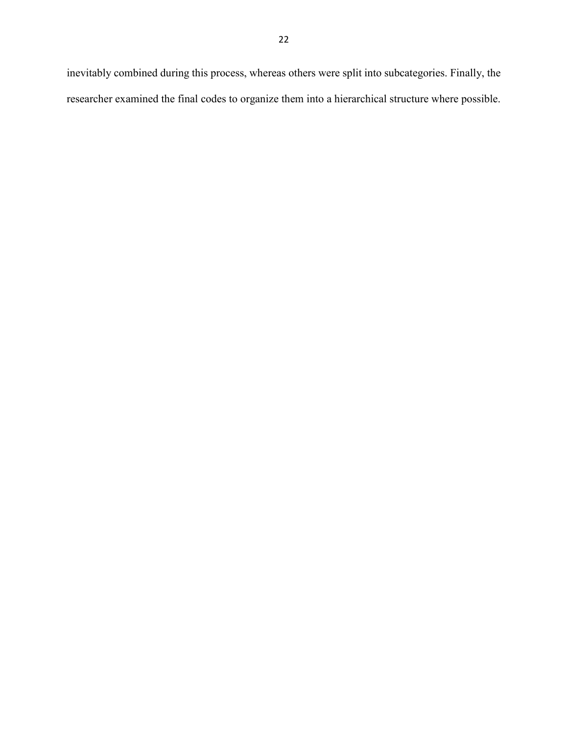inevitably combined during this process, whereas others were split into subcategories. Finally, the researcher examined the final codes to organize them into a hierarchical structure where possible.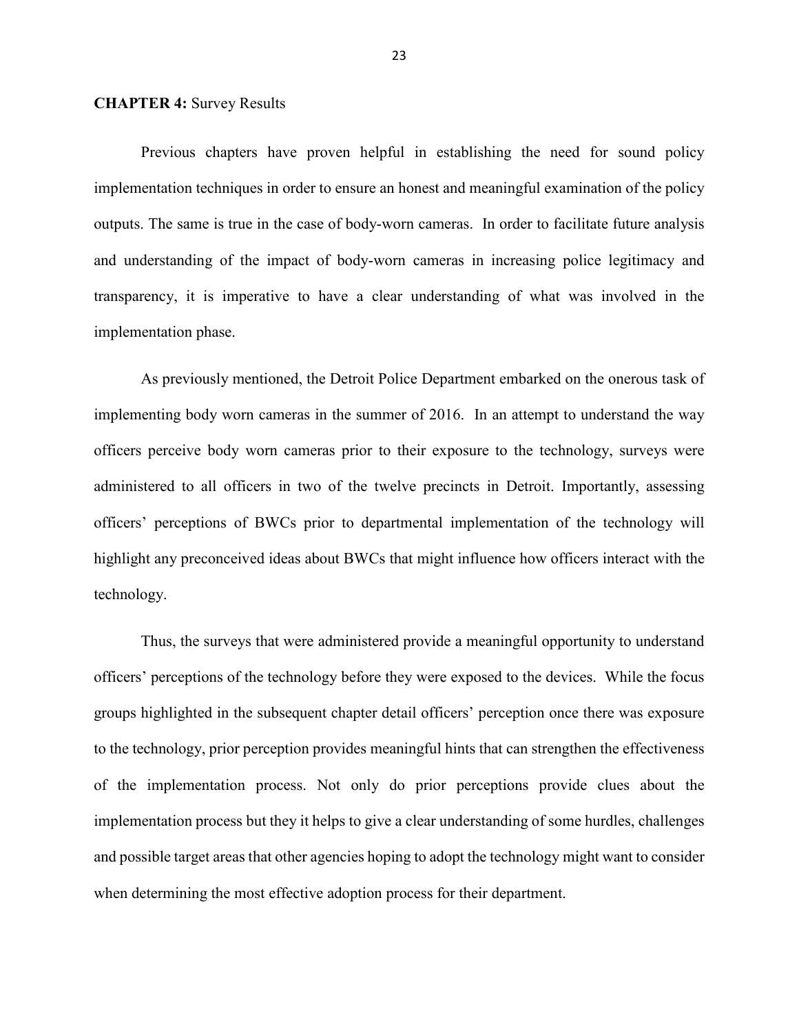**CHAPTER 4:** Survey Results

Previous chapters have proven helpful in establishing the need for sound policy implementation techniques in order to ensure an honest and meaningful examination of the policy outputs. The same is true in the case of body-worn cameras. In order to facilitate future analysis and understanding of the impact of body-worn cameras in increasing police legitimacy and transparency, it is imperative to have a clear understanding of what was involved in the implementation phase.

As previously mentioned, the Detroit Police Department embarked on the onerous task of implementing body worn cameras in the summer of 2016. In an attempt to understand the way officers perceive body worn cameras prior to their exposure to the technology, surveys were administered to all officers in two of the twelve precincts in Detroit. Importantly, assessing officers' perceptions of BWCs prior to departmental implementation of the technology will highlight any preconceived ideas about BWCs that might influence how officers interact with the technology.

Thus, the surveys that were administered provide a meaningful opportunity to understand officers' perceptions of the technology before they were exposed to the devices. While the focus groups highlighted in the subsequent chapter detail officers' perception once there was exposure to the technology, prior perception provides meaningful hints that can strengthen the effectiveness of the implementation process. Not only do prior perceptions provide clues about the implementation process but they it helps to give a clear understanding of some hurdles, challenges and possible target areas that other agencies hoping to adopt the technology might want to consider when determining the most effective adoption process for their department.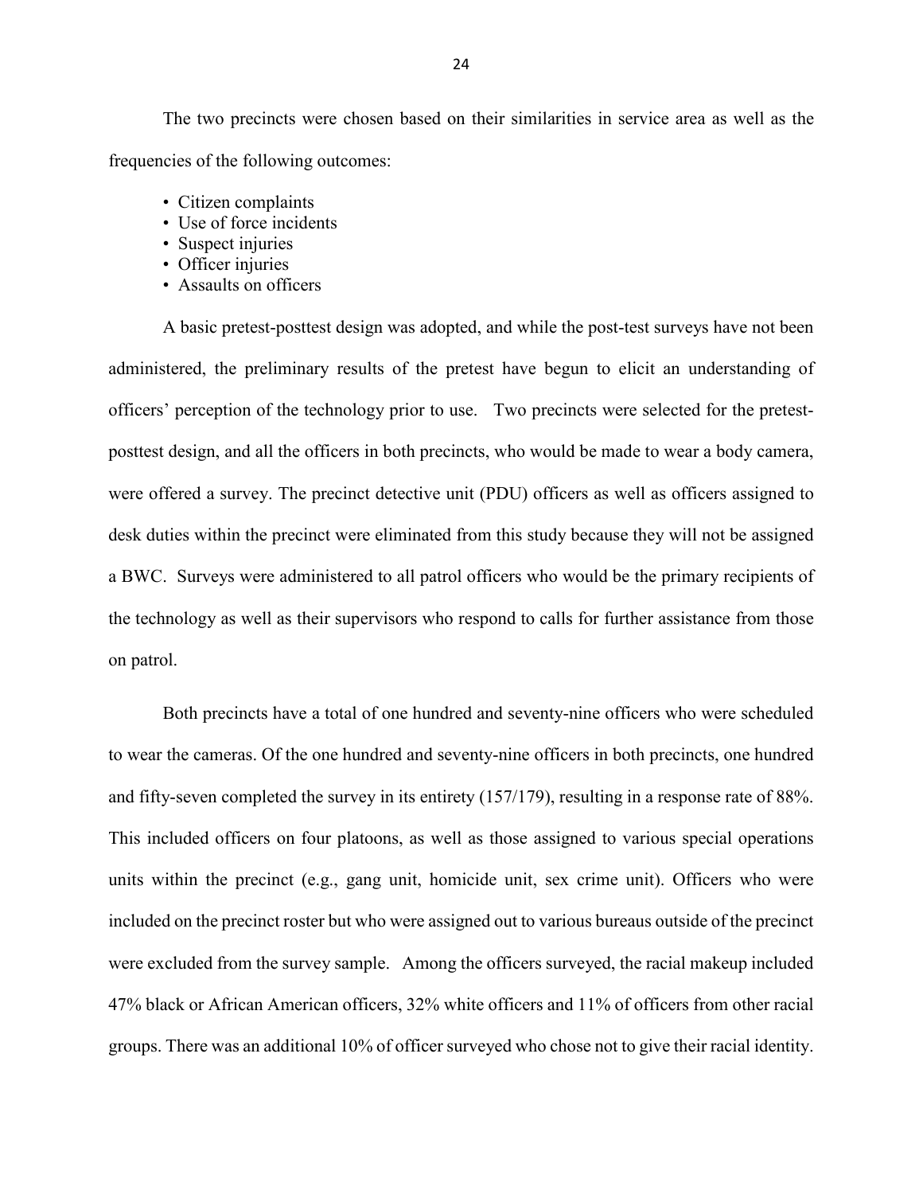The two precincts were chosen based on their similarities in service area as well as the frequencies of the following outcomes:

- Citizen complaints
- Use of force incidents
- Suspect injuries
- Officer injuries
- Assaults on officers

A basic pretest-posttest design was adopted, and while the post-test surveys have not been administered, the preliminary results of the pretest have begun to elicit an understanding of officers' perception of the technology prior to use. Two precincts were selected for the pretest-posttest design, and all the officers in both precincts, who would be made to wear a body camera, were offered a survey. The precinct detective unit (PDU) officers as well as officers assigned to desk duties within the precinct were eliminated from this study because they will not be assigned a BWC. Surveys were administered to all patrol officers who would be the primary recipients of the technology as well as their supervisors who respond to calls for further assistance from those on patrol.

Both precincts have a total of one hundred and seventy-nine officers who were scheduled to wear the cameras. Of the one hundred and seventy-nine officers in both precincts, one hundred and fifty-seven completed the survey in its entirety (157/179), resulting in a response rate of 88%. This included officers on four platoons, as well as those assigned to various special operations units within the precinct (e.g., gang unit, homicide unit, sex crime unit). Officers who were included on the precinct roster but who were assigned out to various bureaus outside of the precinct were excluded from the survey sample. Among the officers surveyed, the racial makeup included 47% black or African American officers, 32% white officers and 11% of officers from other racial groups. There was an additional 10% of officer surveyed who chose not to give their racial identity.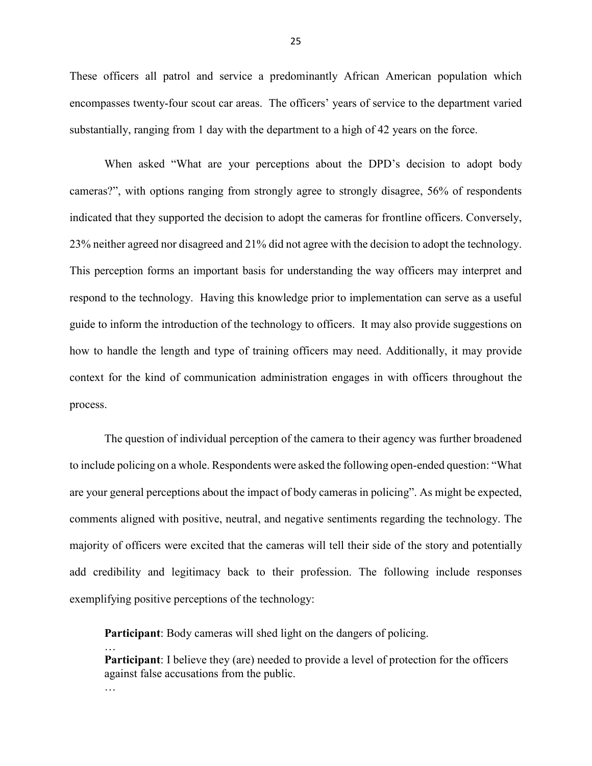These officers all patrol and service a predominantly African American population which encompasses twenty-four scout car areas. The officers' years of service to the department varied substantially, ranging from 1 day with the department to a high of 42 years on the force.

When asked "What are your perceptions about the DPD's decision to adopt body cameras?", with options ranging from strongly agree to strongly disagree, 56% of respondents indicated that they supported the decision to adopt the cameras for frontline officers. Conversely, 23% neither agreed nor disagreed and 21% did not agree with the decision to adopt the technology. This perception forms an important basis for understanding the way officers may interpret and respond to the technology. Having this knowledge prior to implementation can serve as a useful guide to inform the introduction of the technology to officers. It may also provide suggestions on how to handle the length and type of training officers may need. Additionally, it may provide context for the kind of communication administration engages in with officers throughout the process.

The question of individual perception of the camera to their agency was further broadened to include policing on a whole. Respondents were asked the following open-ended question: "What are your general perceptions about the impact of body cameras in policing". As might be expected, comments aligned with positive, neutral, and negative sentiments regarding the technology. The majority of officers were excited that the cameras will tell their side of the story and potentially add credibility and legitimacy back to their profession. The following include responses exemplifying positive perceptions of the technology:

> **Participant**: Body cameras will shed light on the dangers of policing.
>
> …
>
> **Participant**: I believe they (are) needed to provide a level of protection for the officers against false accusations from the public.
>
> …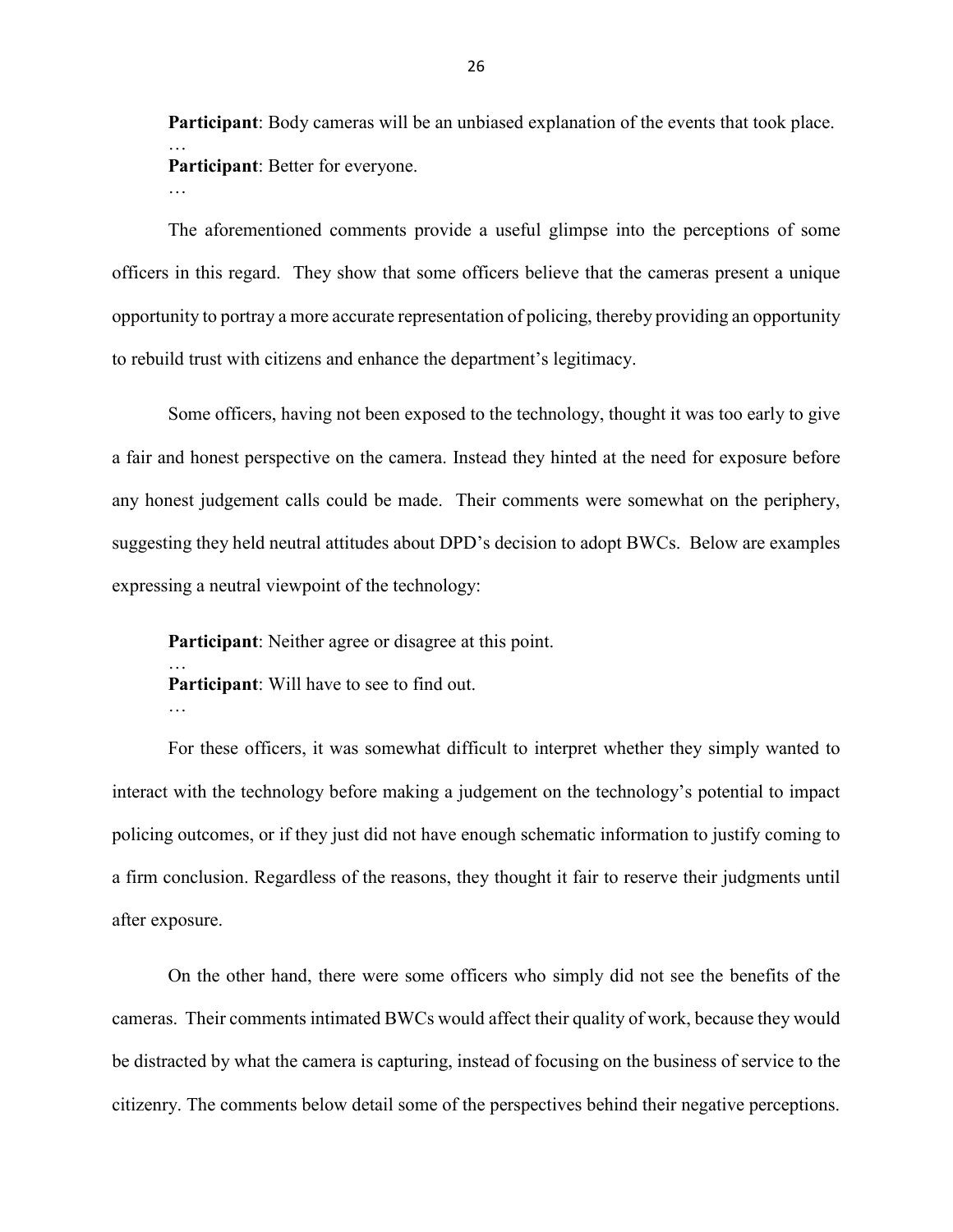**Participant**: Body cameras will be an unbiased explanation of the events that took place.
…
**Participant**: Better for everyone.
…

The aforementioned comments provide a useful glimpse into the perceptions of some officers in this regard. They show that some officers believe that the cameras present a unique opportunity to portray a more accurate representation of policing, thereby providing an opportunity to rebuild trust with citizens and enhance the department's legitimacy.

Some officers, having not been exposed to the technology, thought it was too early to give a fair and honest perspective on the camera. Instead they hinted at the need for exposure before any honest judgement calls could be made. Their comments were somewhat on the periphery, suggesting they held neutral attitudes about DPD's decision to adopt BWCs. Below are examples expressing a neutral viewpoint of the technology:

**Participant**: Neither agree or disagree at this point.
…
**Participant**: Will have to see to find out.
…

For these officers, it was somewhat difficult to interpret whether they simply wanted to interact with the technology before making a judgement on the technology's potential to impact policing outcomes, or if they just did not have enough schematic information to justify coming to a firm conclusion. Regardless of the reasons, they thought it fair to reserve their judgments until after exposure.

On the other hand, there were some officers who simply did not see the benefits of the cameras. Their comments intimated BWCs would affect their quality of work, because they would be distracted by what the camera is capturing, instead of focusing on the business of service to the citizenry. The comments below detail some of the perspectives behind their negative perceptions.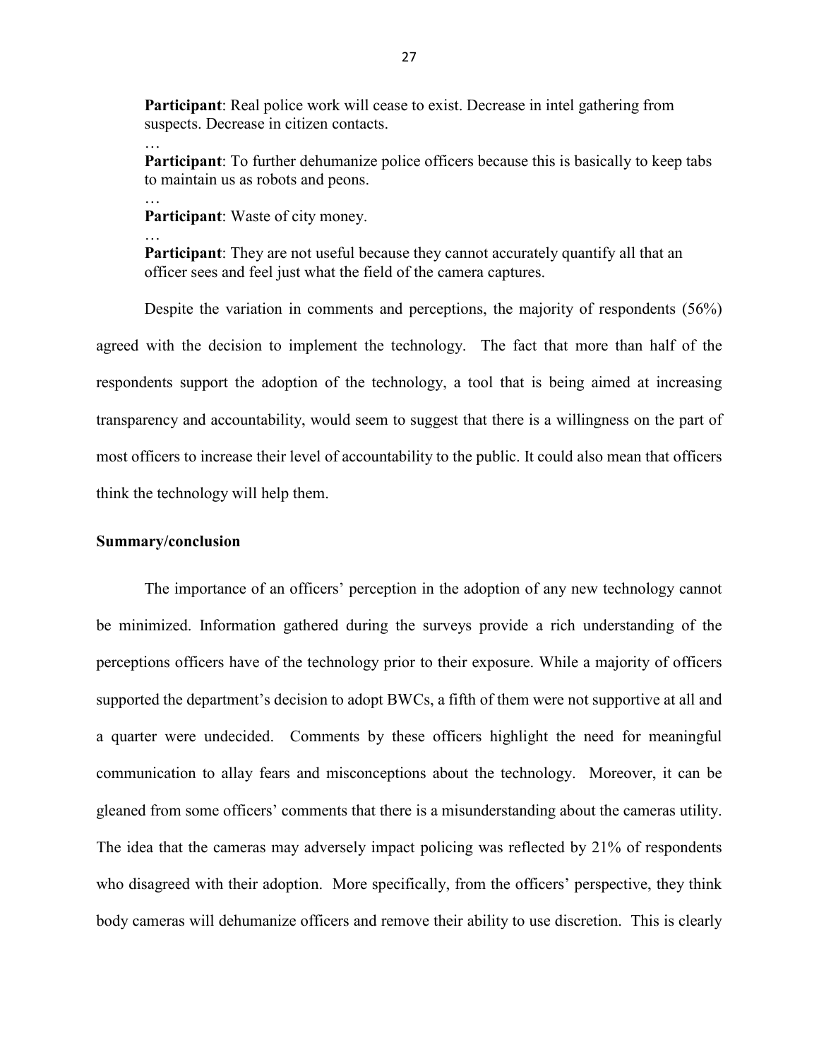> **Participant**: Real police work will cease to exist. Decrease in intel gathering from suspects. Decrease in citizen contacts.
>
> …
>
> **Participant**: To further dehumanize police officers because this is basically to keep tabs to maintain us as robots and peons.
>
> …
>
> **Participant**: Waste of city money.
>
> …
>
> **Participant**: They are not useful because they cannot accurately quantify all that an officer sees and feel just what the field of the camera captures.

Despite the variation in comments and perceptions, the majority of respondents (56%) agreed with the decision to implement the technology. The fact that more than half of the respondents support the adoption of the technology, a tool that is being aimed at increasing transparency and accountability, would seem to suggest that there is a willingness on the part of most officers to increase their level of accountability to the public. It could also mean that officers think the technology will help them.

### Summary/conclusion

The importance of an officers' perception in the adoption of any new technology cannot be minimized. Information gathered during the surveys provide a rich understanding of the perceptions officers have of the technology prior to their exposure. While a majority of officers supported the department's decision to adopt BWCs, a fifth of them were not supportive at all and a quarter were undecided. Comments by these officers highlight the need for meaningful communication to allay fears and misconceptions about the technology. Moreover, it can be gleaned from some officers' comments that there is a misunderstanding about the cameras utility. The idea that the cameras may adversely impact policing was reflected by 21% of respondents who disagreed with their adoption. More specifically, from the officers' perspective, they think body cameras will dehumanize officers and remove their ability to use discretion. This is clearly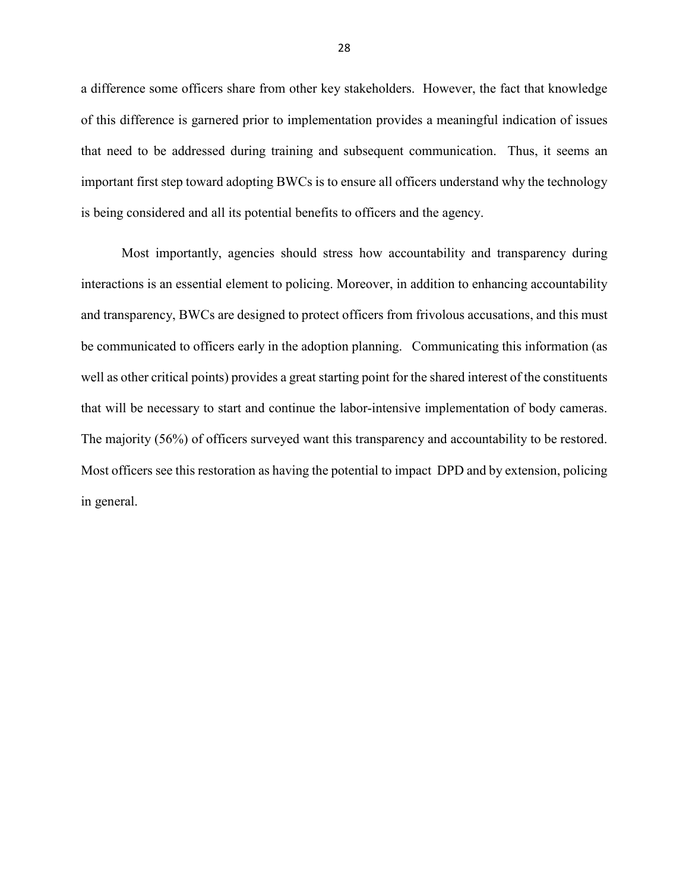a difference some officers share from other key stakeholders. However, the fact that knowledge of this difference is garnered prior to implementation provides a meaningful indication of issues that need to be addressed during training and subsequent communication. Thus, it seems an important first step toward adopting BWCs is to ensure all officers understand why the technology is being considered and all its potential benefits to officers and the agency.

Most importantly, agencies should stress how accountability and transparency during interactions is an essential element to policing. Moreover, in addition to enhancing accountability and transparency, BWCs are designed to protect officers from frivolous accusations, and this must be communicated to officers early in the adoption planning. Communicating this information (as well as other critical points) provides a great starting point for the shared interest of the constituents that will be necessary to start and continue the labor-intensive implementation of body cameras. The majority (56%) of officers surveyed want this transparency and accountability to be restored. Most officers see this restoration as having the potential to impact DPD and by extension, policing in general.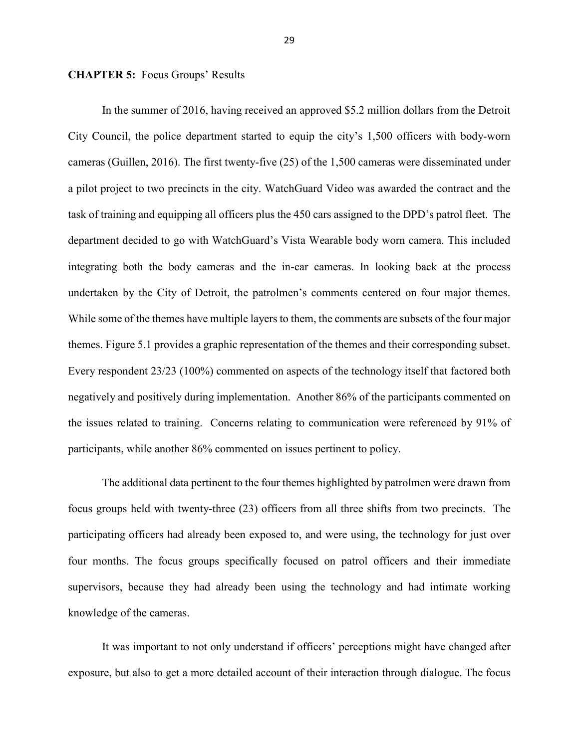**CHAPTER 5:** Focus Groups' Results

In the summer of 2016, having received an approved $5.2 million dollars from the Detroit City Council, the police department started to equip the city's 1,500 officers with body-worn cameras (Guillen, 2016). The first twenty-five (25) of the 1,500 cameras were disseminated under a pilot project to two precincts in the city. WatchGuard Video was awarded the contract and the task of training and equipping all officers plus the 450 cars assigned to the DPD's patrol fleet. The department decided to go with WatchGuard's Vista Wearable body worn camera. This included integrating both the body cameras and the in-car cameras. In looking back at the process undertaken by the City of Detroit, the patrolmen's comments centered on four major themes. While some of the themes have multiple layers to them, the comments are subsets of the four major themes. Figure 5.1 provides a graphic representation of the themes and their corresponding subset. Every respondent 23/23 (100%) commented on aspects of the technology itself that factored both negatively and positively during implementation. Another 86% of the participants commented on the issues related to training. Concerns relating to communication were referenced by 91% of participants, while another 86% commented on issues pertinent to policy.

The additional data pertinent to the four themes highlighted by patrolmen were drawn from focus groups held with twenty-three (23) officers from all three shifts from two precincts. The participating officers had already been exposed to, and were using, the technology for just over four months. The focus groups specifically focused on patrol officers and their immediate supervisors, because they had already been using the technology and had intimate working knowledge of the cameras.

It was important to not only understand if officers' perceptions might have changed after exposure, but also to get a more detailed account of their interaction through dialogue. The focus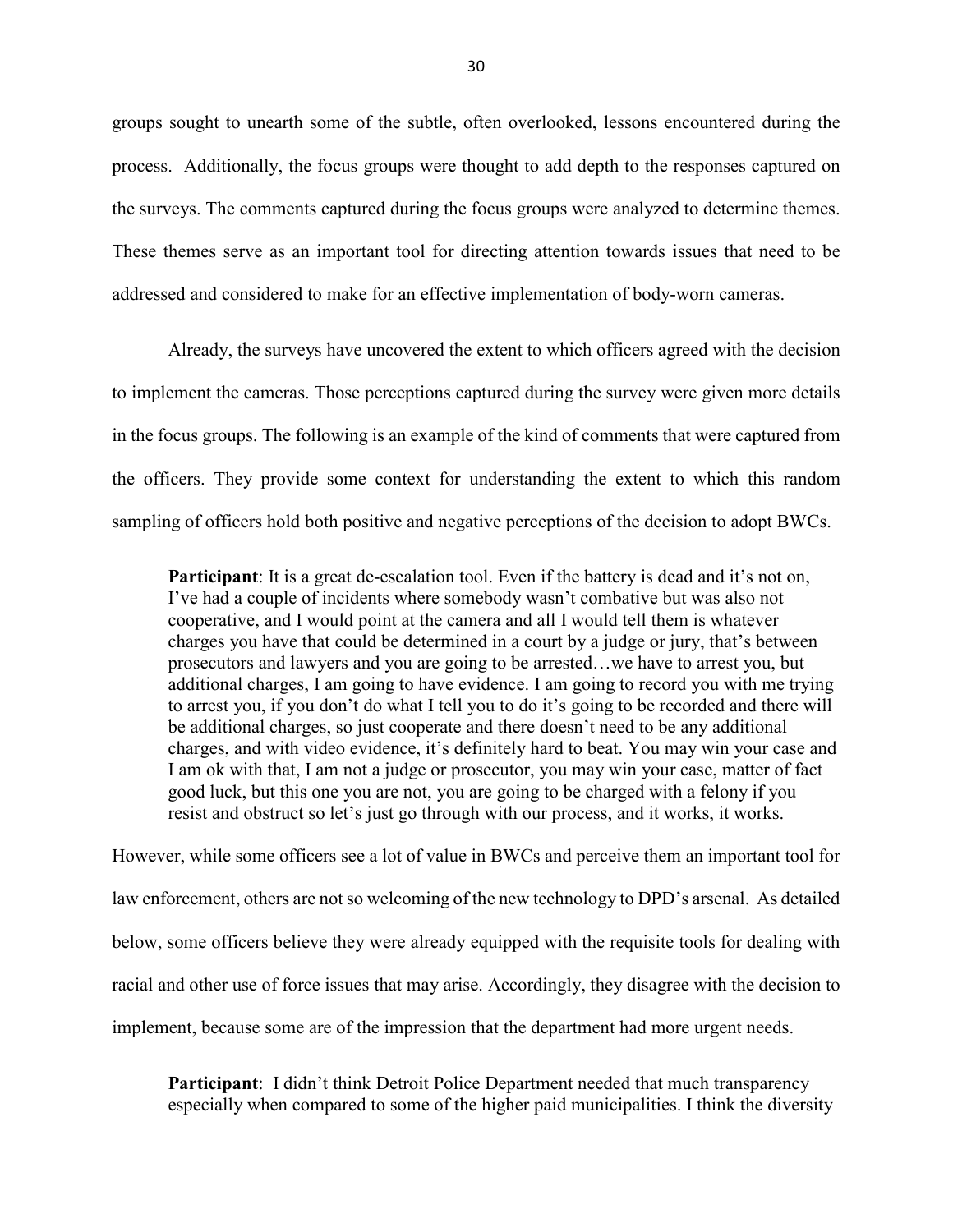groups sought to unearth some of the subtle, often overlooked, lessons encountered during the process. Additionally, the focus groups were thought to add depth to the responses captured on the surveys. The comments captured during the focus groups were analyzed to determine themes. These themes serve as an important tool for directing attention towards issues that need to be addressed and considered to make for an effective implementation of body-worn cameras.

Already, the surveys have uncovered the extent to which officers agreed with the decision to implement the cameras. Those perceptions captured during the survey were given more details in the focus groups. The following is an example of the kind of comments that were captured from the officers. They provide some context for understanding the extent to which this random sampling of officers hold both positive and negative perceptions of the decision to adopt BWCs.

> **Participant**: It is a great de-escalation tool. Even if the battery is dead and it's not on, I've had a couple of incidents where somebody wasn't combative but was also not cooperative, and I would point at the camera and all I would tell them is whatever charges you have that could be determined in a court by a judge or jury, that's between prosecutors and lawyers and you are going to be arrested…we have to arrest you, but additional charges, I am going to have evidence. I am going to record you with me trying to arrest you, if you don't do what I tell you to do it's going to be recorded and there will be additional charges, so just cooperate and there doesn't need to be any additional charges, and with video evidence, it's definitely hard to beat. You may win your case and I am ok with that, I am not a judge or prosecutor, you may win your case, matter of fact good luck, but this one you are not, you are going to be charged with a felony if you resist and obstruct so let's just go through with our process, and it works, it works.

However, while some officers see a lot of value in BWCs and perceive them an important tool for law enforcement, others are not so welcoming of the new technology to DPD's arsenal. As detailed below, some officers believe they were already equipped with the requisite tools for dealing with racial and other use of force issues that may arise. Accordingly, they disagree with the decision to implement, because some are of the impression that the department had more urgent needs.

> **Participant**: I didn't think Detroit Police Department needed that much transparency especially when compared to some of the higher paid municipalities. I think the diversity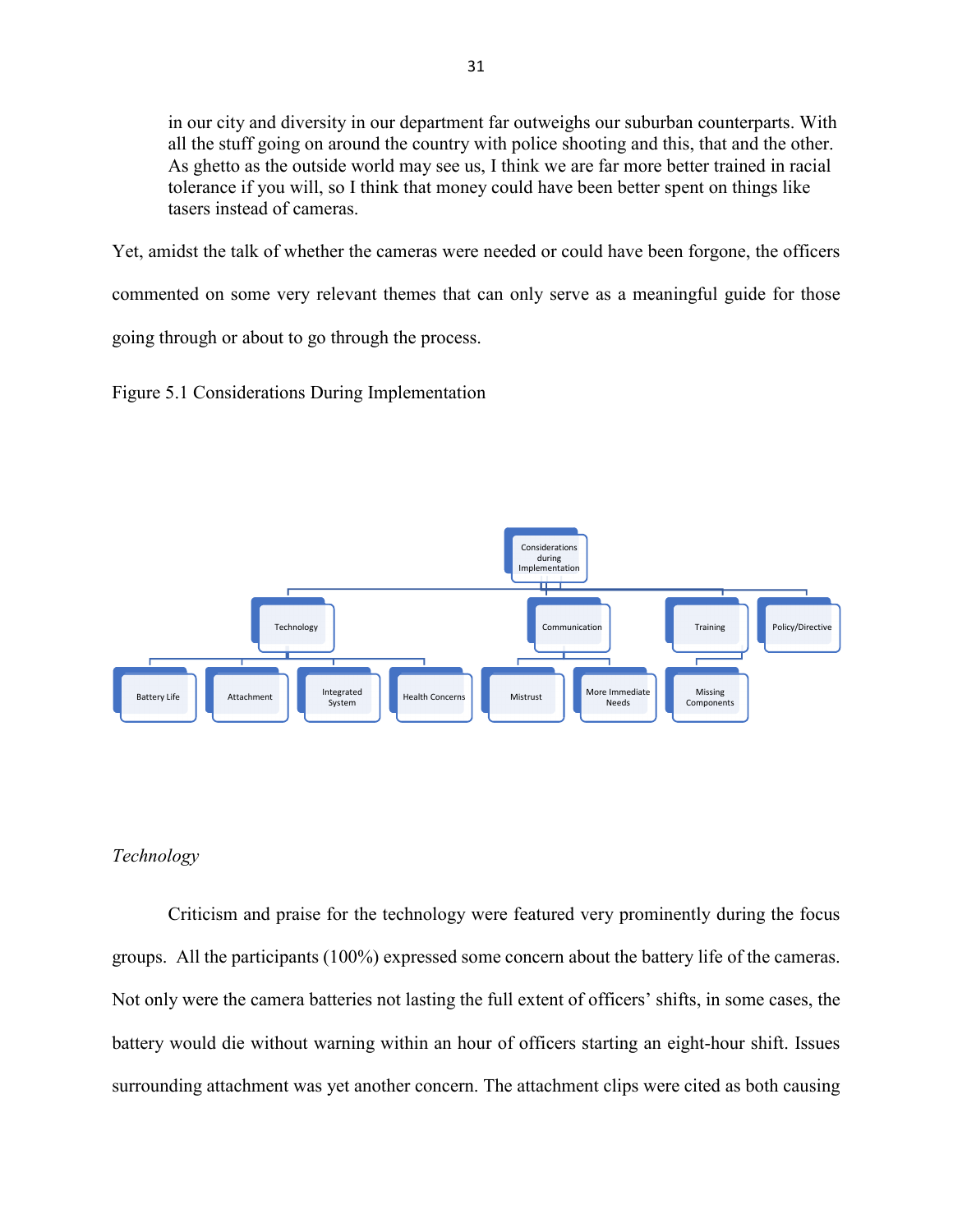> in our city and diversity in our department far outweighs our suburban counterparts. With all the stuff going on around the country with police shooting and this, that and the other. As ghetto as the outside world may see us, I think we are far more better trained in racial tolerance if you will, so I think that money could have been better spent on things like tasers instead of cameras.

Yet, amidst the talk of whether the cameras were needed or could have been forgone, the officers commented on some very relevant themes that can only serve as a meaningful guide for those going through or about to go through the process.

Figure 5.1 Considerations During Implementation

- Considerations during Implementation
  - Technology
    - Battery Life
    - Attachment
    - Integrated System
    - Health Concerns
  - Communication
    - Mistrust
    - More Immediate Needs
  - Training
    - Missing Components
  - Policy/Directive

*Technology*

Criticism and praise for the technology were featured very prominently during the focus groups. All the participants (100%) expressed some concern about the battery life of the cameras. Not only were the camera batteries not lasting the full extent of officers' shifts, in some cases, the battery would die without warning within an hour of officers starting an eight-hour shift. Issues surrounding attachment was yet another concern. The attachment clips were cited as both causing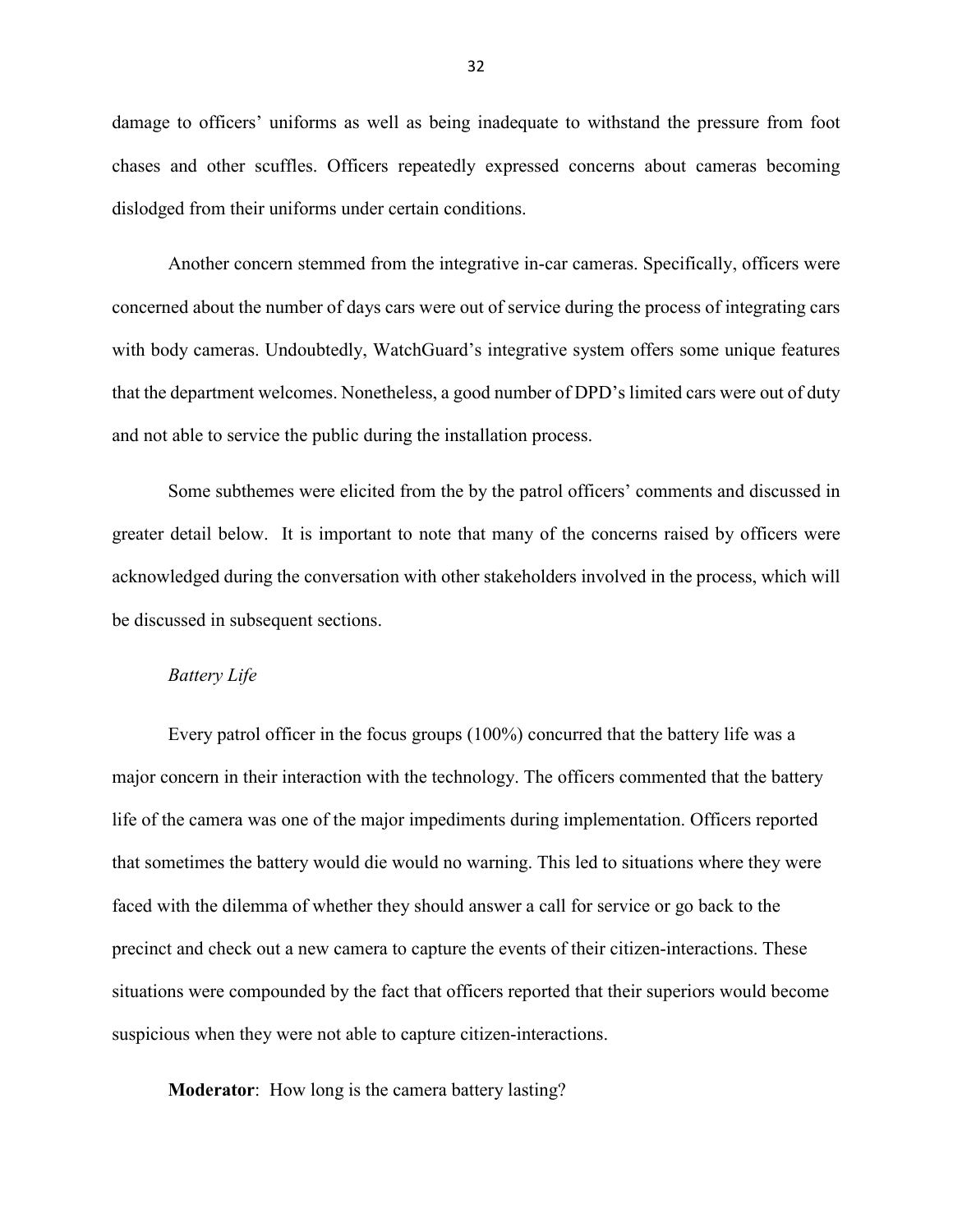damage to officers' uniforms as well as being inadequate to withstand the pressure from foot chases and other scuffles. Officers repeatedly expressed concerns about cameras becoming dislodged from their uniforms under certain conditions.

Another concern stemmed from the integrative in-car cameras. Specifically, officers were concerned about the number of days cars were out of service during the process of integrating cars with body cameras. Undoubtedly, WatchGuard's integrative system offers some unique features that the department welcomes. Nonetheless, a good number of DPD's limited cars were out of duty and not able to service the public during the installation process.

Some subthemes were elicited from the by the patrol officers' comments and discussed in greater detail below. It is important to note that many of the concerns raised by officers were acknowledged during the conversation with other stakeholders involved in the process, which will be discussed in subsequent sections.

*Battery Life*

Every patrol officer in the focus groups (100%) concurred that the battery life was a major concern in their interaction with the technology. The officers commented that the battery life of the camera was one of the major impediments during implementation. Officers reported that sometimes the battery would die would no warning. This led to situations where they were faced with the dilemma of whether they should answer a call for service or go back to the precinct and check out a new camera to capture the events of their citizen-interactions. These situations were compounded by the fact that officers reported that their superiors would become suspicious when they were not able to capture citizen-interactions.

**Moderator**: How long is the camera battery lasting?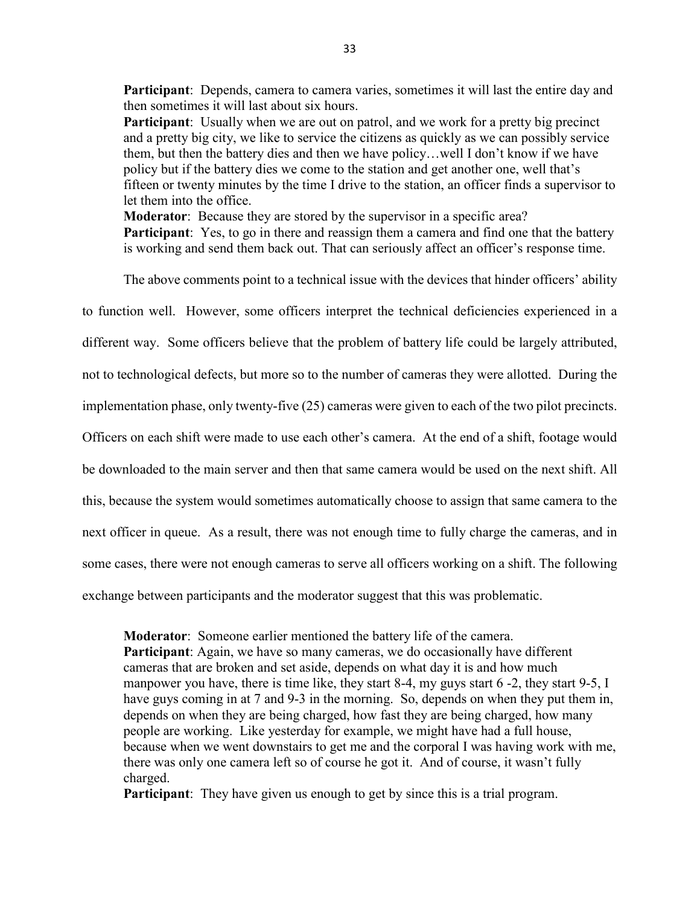**Participant**: Depends, camera to camera varies, sometimes it will last the entire day and then sometimes it will last about six hours.

**Participant**: Usually when we are out on patrol, and we work for a pretty big precinct and a pretty big city, we like to service the citizens as quickly as we can possibly service them, but then the battery dies and then we have policy…well I don't know if we have policy but if the battery dies we come to the station and get another one, well that's fifteen or twenty minutes by the time I drive to the station, an officer finds a supervisor to let them into the office.

**Moderator**: Because they are stored by the supervisor in a specific area?

**Participant**: Yes, to go in there and reassign them a camera and find one that the battery is working and send them back out. That can seriously affect an officer's response time.

The above comments point to a technical issue with the devices that hinder officers' ability to function well. However, some officers interpret the technical deficiencies experienced in a different way. Some officers believe that the problem of battery life could be largely attributed, not to technological defects, but more so to the number of cameras they were allotted. During the implementation phase, only twenty-five (25) cameras were given to each of the two pilot precincts. Officers on each shift were made to use each other's camera. At the end of a shift, footage would be downloaded to the main server and then that same camera would be used on the next shift. All this, because the system would sometimes automatically choose to assign that same camera to the next officer in queue. As a result, there was not enough time to fully charge the cameras, and in some cases, there were not enough cameras to serve all officers working on a shift. The following exchange between participants and the moderator suggest that this was problematic.

**Moderator**: Someone earlier mentioned the battery life of the camera.

**Participant**: Again, we have so many cameras, we do occasionally have different cameras that are broken and set aside, depends on what day it is and how much manpower you have, there is time like, they start 8-4, my guys start 6 -2, they start 9-5, I have guys coming in at 7 and 9-3 in the morning. So, depends on when they put them in, depends on when they are being charged, how fast they are being charged, how many people are working. Like yesterday for example, we might have had a full house, because when we went downstairs to get me and the corporal I was having work with me, there was only one camera left so of course he got it. And of course, it wasn't fully charged.

**Participant**: They have given us enough to get by since this is a trial program.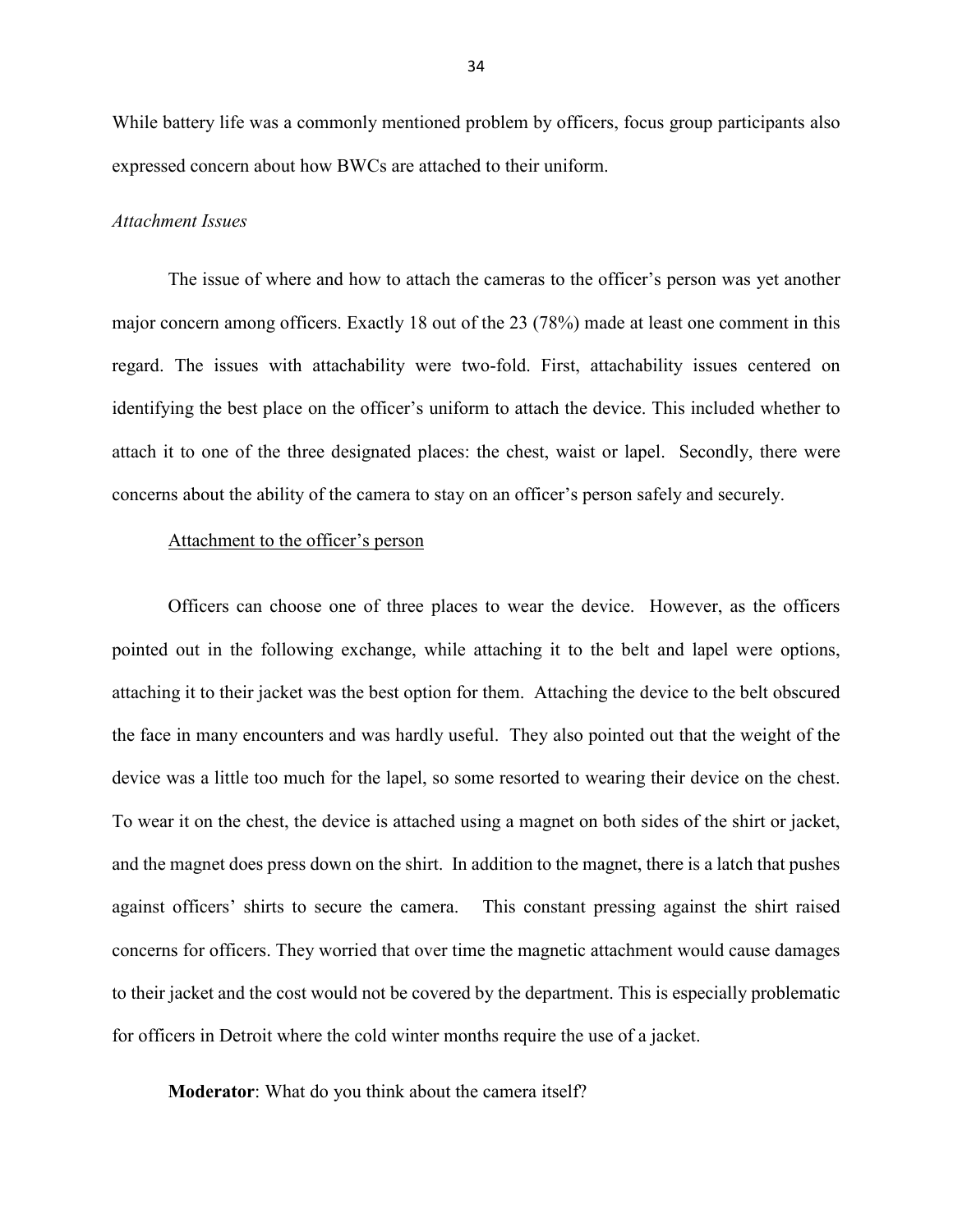While battery life was a commonly mentioned problem by officers, focus group participants also expressed concern about how BWCs are attached to their uniform.

*Attachment Issues*

The issue of where and how to attach the cameras to the officer's person was yet another major concern among officers. Exactly 18 out of the 23 (78%) made at least one comment in this regard. The issues with attachability were two-fold. First, attachability issues centered on identifying the best place on the officer's uniform to attach the device. This included whether to attach it to one of the three designated places: the chest, waist or lapel. Secondly, there were concerns about the ability of the camera to stay on an officer's person safely and securely.

<u>Attachment to the officer's person</u>

Officers can choose one of three places to wear the device. However, as the officers pointed out in the following exchange, while attaching it to the belt and lapel were options, attaching it to their jacket was the best option for them. Attaching the device to the belt obscured the face in many encounters and was hardly useful. They also pointed out that the weight of the device was a little too much for the lapel, so some resorted to wearing their device on the chest. To wear it on the chest, the device is attached using a magnet on both sides of the shirt or jacket, and the magnet does press down on the shirt. In addition to the magnet, there is a latch that pushes against officers' shirts to secure the camera. This constant pressing against the shirt raised concerns for officers. They worried that over time the magnetic attachment would cause damages to their jacket and the cost would not be covered by the department. This is especially problematic for officers in Detroit where the cold winter months require the use of a jacket.

**Moderator**: What do you think about the camera itself?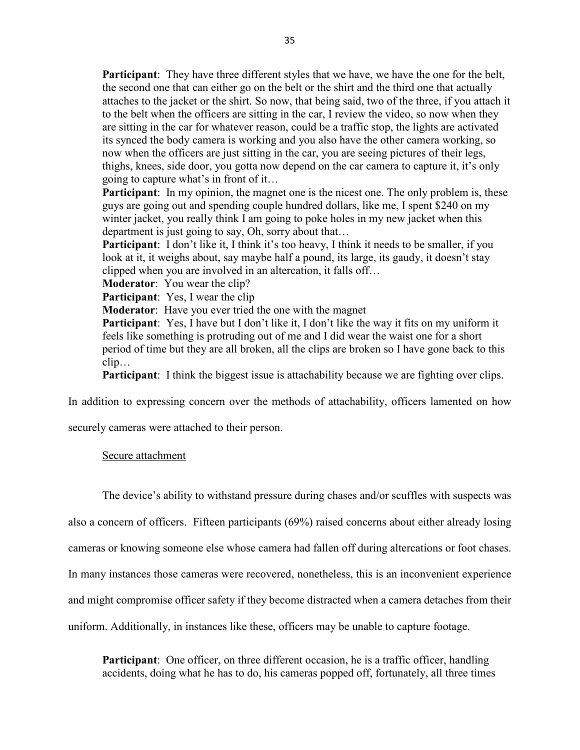> **Participant**: They have three different styles that we have, we have the one for the belt, the second one that can either go on the belt or the shirt and the third one that actually attaches to the jacket or the shirt. So now, that being said, two of the three, if you attach it to the belt when the officers are sitting in the car, I review the video, so now when they are sitting in the car for whatever reason, could be a traffic stop, the lights are activated its synced the body camera is working and you also have the other camera working, so now when the officers are just sitting in the car, you are seeing pictures of their legs, thighs, knees, side door, you gotta now depend on the car camera to capture it, it's only going to capture what's in front of it…
>
> **Participant**: In my opinion, the magnet one is the nicest one. The only problem is, these guys are going out and spending couple hundred dollars, like me, I spent $240 on my winter jacket, you really think I am going to poke holes in my new jacket when this department is just going to say, Oh, sorry about that…
>
> **Participant**: I don't like it, I think it's too heavy, I think it needs to be smaller, if you look at it, it weighs about, say maybe half a pound, its large, its gaudy, it doesn't stay clipped when you are involved in an altercation, it falls off…
>
> **Moderator**: You wear the clip?
>
> **Participant**: Yes, I wear the clip
>
> **Moderator**: Have you ever tried the one with the magnet
>
> **Participant**: Yes, I have but I don't like it, I don't like the way it fits on my uniform it feels like something is protruding out of me and I did wear the waist one for a short period of time but they are all broken, all the clips are broken so I have gone back to this clip…
>
> **Participant**: I think the biggest issue is attachability because we are fighting over clips.

In addition to expressing concern over the methods of attachability, officers lamented on how securely cameras were attached to their person.

<u>Secure attachment</u>

The device's ability to withstand pressure during chases and/or scuffles with suspects was also a concern of officers. Fifteen participants (69%) raised concerns about either already losing cameras or knowing someone else whose camera had fallen off during altercations or foot chases. In many instances those cameras were recovered, nonetheless, this is an inconvenient experience and might compromise officer safety if they become distracted when a camera detaches from their uniform. Additionally, in instances like these, officers may be unable to capture footage.

> **Participant**: One officer, on three different occasion, he is a traffic officer, handling accidents, doing what he has to do, his cameras popped off, fortunately, all three times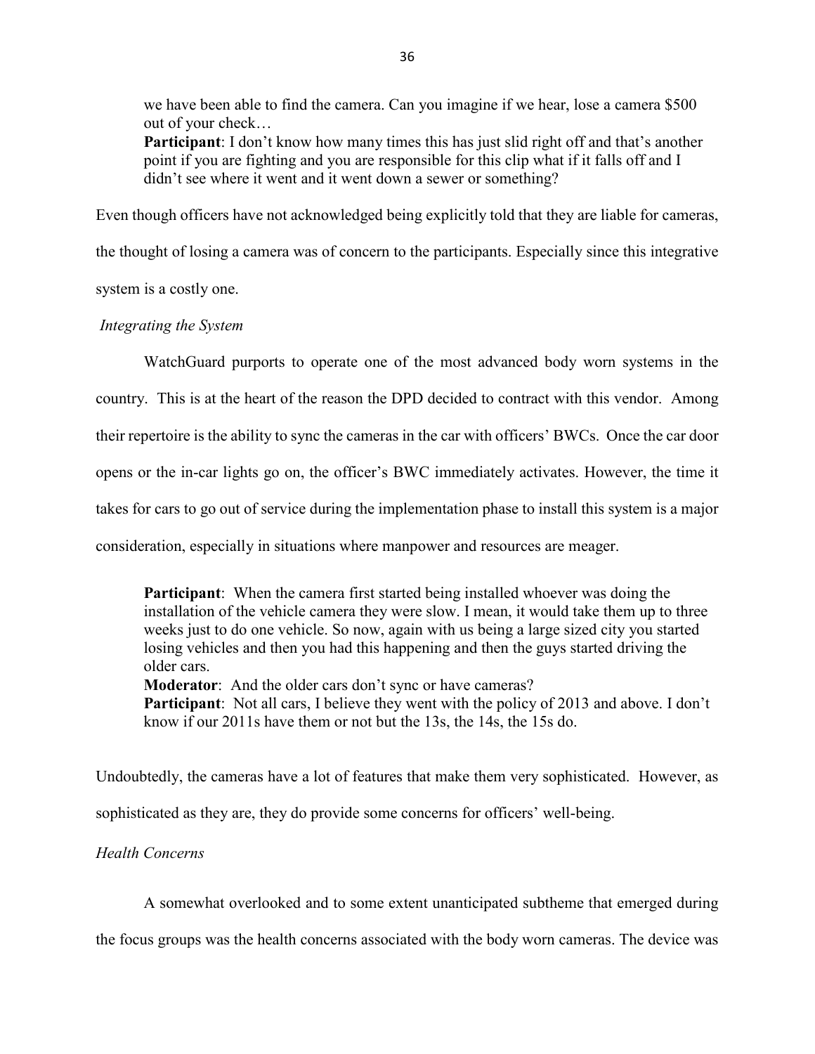> we have been able to find the camera. Can you imagine if we hear, lose a camera $500 out of your check…
> **Participant**: I don't know how many times this has just slid right off and that's another point if you are fighting and you are responsible for this clip what if it falls off and I didn't see where it went and it went down a sewer or something?

Even though officers have not acknowledged being explicitly told that they are liable for cameras, the thought of losing a camera was of concern to the participants. Especially since this integrative system is a costly one.

*Integrating the System*

WatchGuard purports to operate one of the most advanced body worn systems in the country. This is at the heart of the reason the DPD decided to contract with this vendor. Among their repertoire is the ability to sync the cameras in the car with officers' BWCs. Once the car door opens or the in-car lights go on, the officer's BWC immediately activates. However, the time it takes for cars to go out of service during the implementation phase to install this system is a major consideration, especially in situations where manpower and resources are meager.

> **Participant**: When the camera first started being installed whoever was doing the installation of the vehicle camera they were slow. I mean, it would take them up to three weeks just to do one vehicle. So now, again with us being a large sized city you started losing vehicles and then you had this happening and then the guys started driving the older cars.
> **Moderator**: And the older cars don't sync or have cameras?
> **Participant**: Not all cars, I believe they went with the policy of 2013 and above. I don't know if our 2011s have them or not but the 13s, the 14s, the 15s do.

Undoubtedly, the cameras have a lot of features that make them very sophisticated. However, as sophisticated as they are, they do provide some concerns for officers' well-being.

*Health Concerns*

A somewhat overlooked and to some extent unanticipated subtheme that emerged during the focus groups was the health concerns associated with the body worn cameras. The device was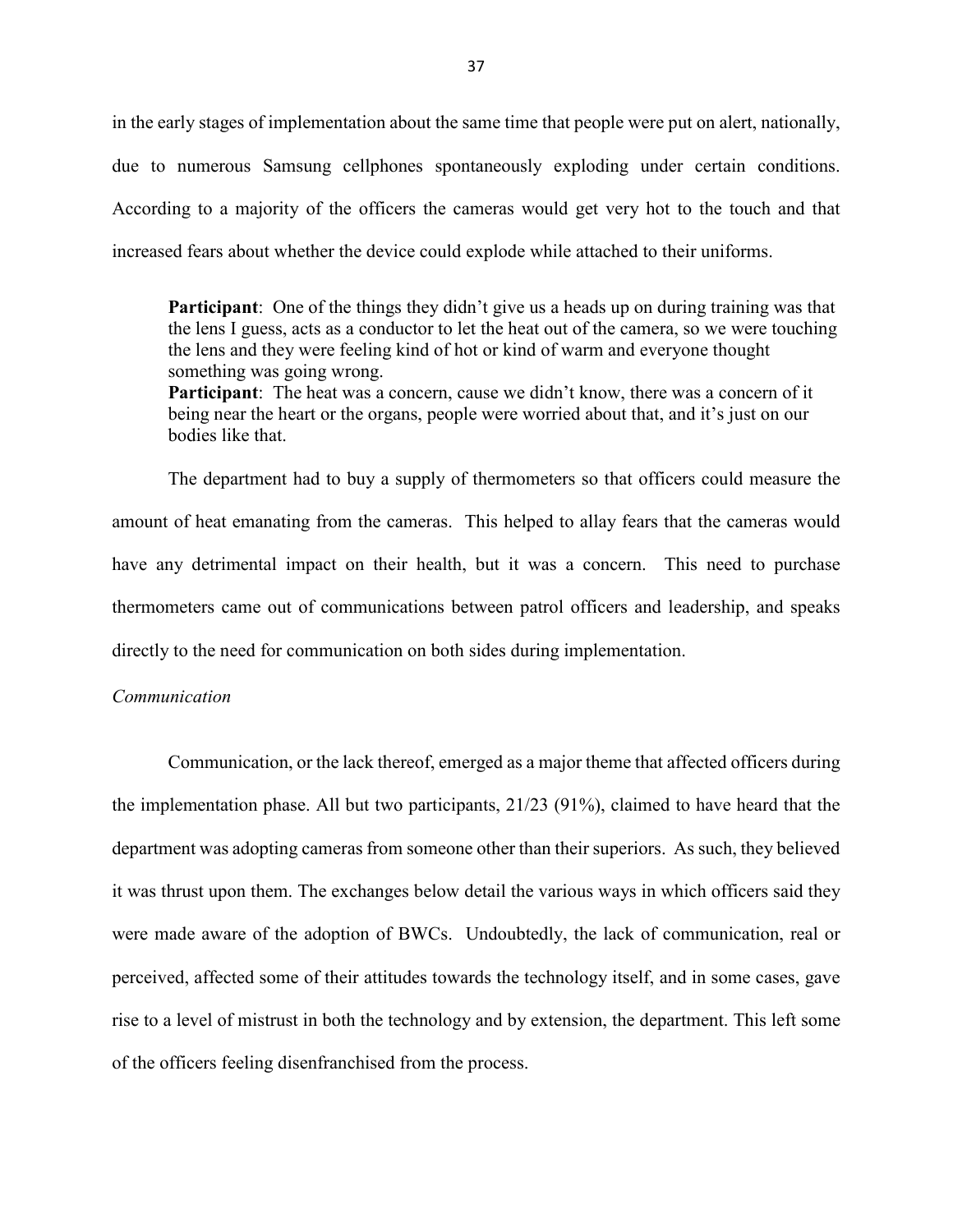in the early stages of implementation about the same time that people were put on alert, nationally, due to numerous Samsung cellphones spontaneously exploding under certain conditions. According to a majority of the officers the cameras would get very hot to the touch and that increased fears about whether the device could explode while attached to their uniforms.

> **Participant**: One of the things they didn't give us a heads up on during training was that the lens I guess, acts as a conductor to let the heat out of the camera, so we were touching the lens and they were feeling kind of hot or kind of warm and everyone thought something was going wrong.
> **Participant**: The heat was a concern, cause we didn't know, there was a concern of it being near the heart or the organs, people were worried about that, and it's just on our bodies like that.

The department had to buy a supply of thermometers so that officers could measure the amount of heat emanating from the cameras. This helped to allay fears that the cameras would have any detrimental impact on their health, but it was a concern. This need to purchase thermometers came out of communications between patrol officers and leadership, and speaks directly to the need for communication on both sides during implementation.

*Communication*

Communication, or the lack thereof, emerged as a major theme that affected officers during the implementation phase. All but two participants, 21/23 (91%), claimed to have heard that the department was adopting cameras from someone other than their superiors. As such, they believed it was thrust upon them. The exchanges below detail the various ways in which officers said they were made aware of the adoption of BWCs. Undoubtedly, the lack of communication, real or perceived, affected some of their attitudes towards the technology itself, and in some cases, gave rise to a level of mistrust in both the technology and by extension, the department. This left some of the officers feeling disenfranchised from the process.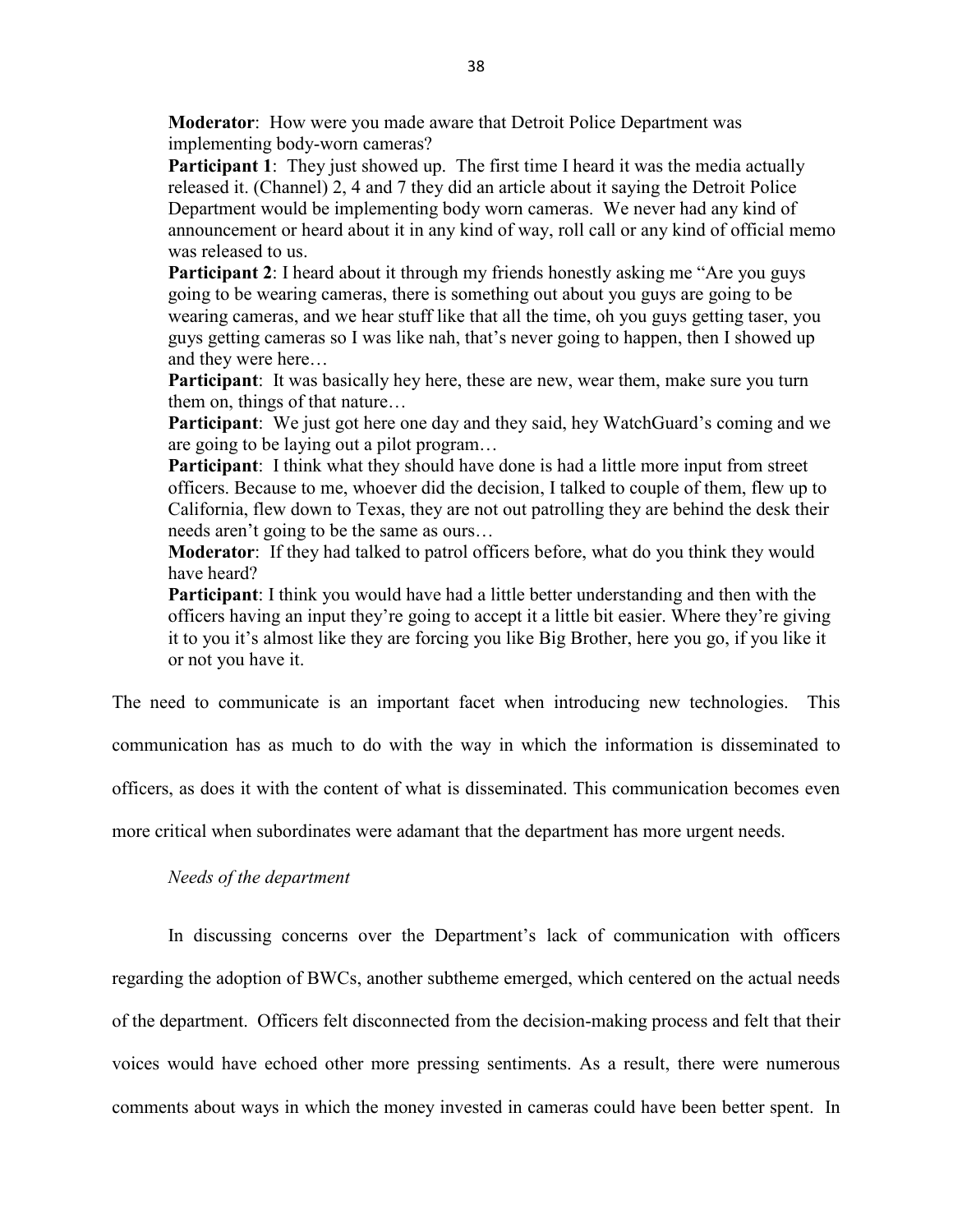**Moderator**: How were you made aware that Detroit Police Department was implementing body-worn cameras?

**Participant 1**: They just showed up. The first time I heard it was the media actually released it. (Channel) 2, 4 and 7 they did an article about it saying the Detroit Police Department would be implementing body worn cameras. We never had any kind of announcement or heard about it in any kind of way, roll call or any kind of official memo was released to us.

**Participant 2**: I heard about it through my friends honestly asking me "Are you guys going to be wearing cameras, there is something out about you guys are going to be wearing cameras, and we hear stuff like that all the time, oh you guys getting taser, you guys getting cameras so I was like nah, that's never going to happen, then I showed up and they were here…

**Participant**: It was basically hey here, these are new, wear them, make sure you turn them on, things of that nature…

**Participant**: We just got here one day and they said, hey WatchGuard's coming and we are going to be laying out a pilot program…

**Participant**: I think what they should have done is had a little more input from street officers. Because to me, whoever did the decision, I talked to couple of them, flew up to California, flew down to Texas, they are not out patrolling they are behind the desk their needs aren't going to be the same as ours…

**Moderator**: If they had talked to patrol officers before, what do you think they would have heard?

**Participant**: I think you would have had a little better understanding and then with the officers having an input they're going to accept it a little bit easier. Where they're giving it to you it's almost like they are forcing you like Big Brother, here you go, if you like it or not you have it.

The need to communicate is an important facet when introducing new technologies. This communication has as much to do with the way in which the information is disseminated to officers, as does it with the content of what is disseminated. This communication becomes even more critical when subordinates were adamant that the department has more urgent needs.

*Needs of the department*

In discussing concerns over the Department's lack of communication with officers regarding the adoption of BWCs, another subtheme emerged, which centered on the actual needs of the department. Officers felt disconnected from the decision-making process and felt that their voices would have echoed other more pressing sentiments. As a result, there were numerous comments about ways in which the money invested in cameras could have been better spent. In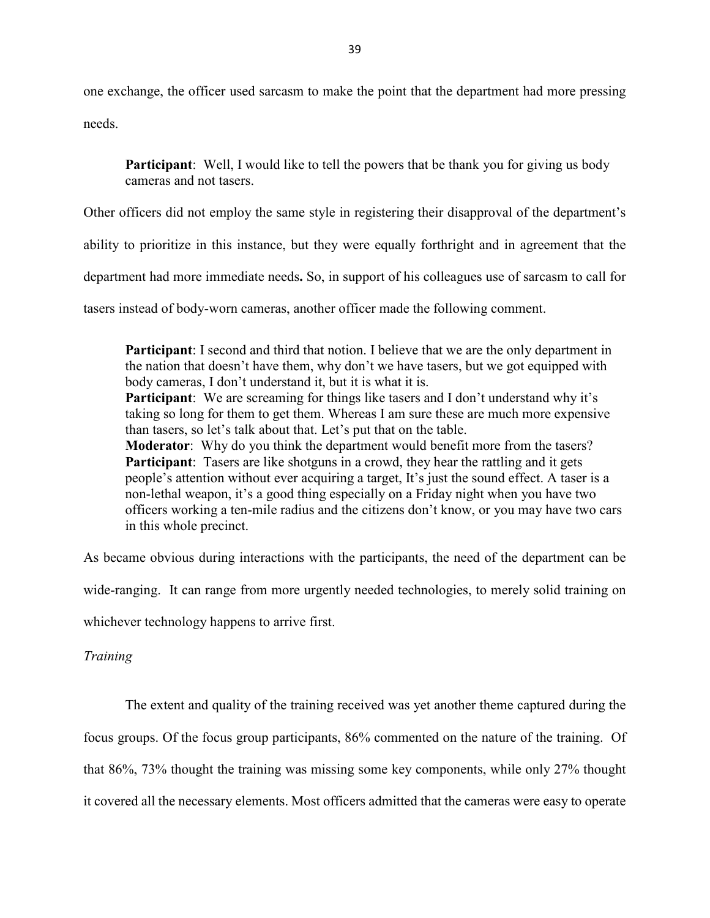one exchange, the officer used sarcasm to make the point that the department had more pressing needs.

> **Participant**: Well, I would like to tell the powers that be thank you for giving us body cameras and not tasers.

Other officers did not employ the same style in registering their disapproval of the department's ability to prioritize in this instance, but they were equally forthright and in agreement that the department had more immediate needs**.** So, in support of his colleagues use of sarcasm to call for tasers instead of body-worn cameras, another officer made the following comment.

> **Participant**: I second and third that notion. I believe that we are the only department in the nation that doesn't have them, why don't we have tasers, but we got equipped with body cameras, I don't understand it, but it is what it is.
> **Participant**: We are screaming for things like tasers and I don't understand why it's taking so long for them to get them. Whereas I am sure these are much more expensive than tasers, so let's talk about that. Let's put that on the table.
> **Moderator**: Why do you think the department would benefit more from the tasers?
> **Participant**: Tasers are like shotguns in a crowd, they hear the rattling and it gets people's attention without ever acquiring a target, It's just the sound effect. A taser is a non-lethal weapon, it's a good thing especially on a Friday night when you have two officers working a ten-mile radius and the citizens don't know, or you may have two cars in this whole precinct.

As became obvious during interactions with the participants, the need of the department can be wide-ranging. It can range from more urgently needed technologies, to merely solid training on whichever technology happens to arrive first.

*Training*

The extent and quality of the training received was yet another theme captured during the focus groups. Of the focus group participants, 86% commented on the nature of the training. Of that 86%, 73% thought the training was missing some key components, while only 27% thought it covered all the necessary elements. Most officers admitted that the cameras were easy to operate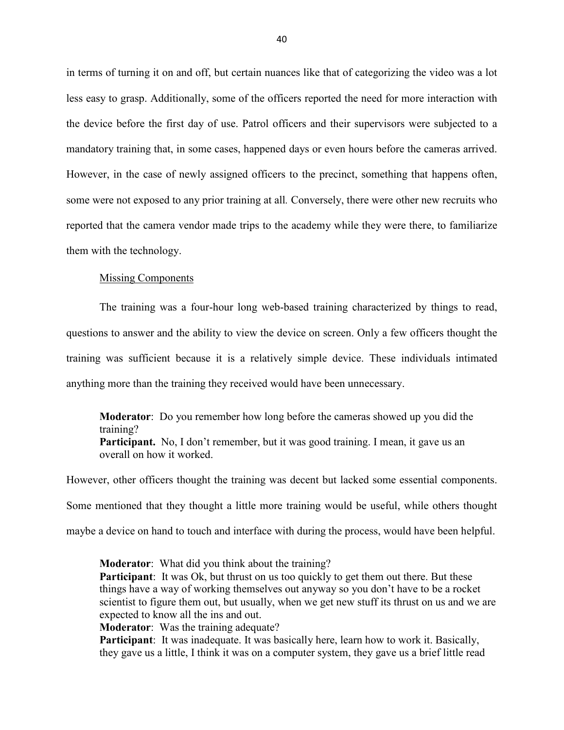in terms of turning it on and off, but certain nuances like that of categorizing the video was a lot less easy to grasp. Additionally, some of the officers reported the need for more interaction with the device before the first day of use. Patrol officers and their supervisors were subjected to a mandatory training that, in some cases, happened days or even hours before the cameras arrived. However, in the case of newly assigned officers to the precinct, something that happens often, some were not exposed to any prior training at all. Conversely, there were other new recruits who reported that the camera vendor made trips to the academy while they were there, to familiarize them with the technology.

Missing Components

The training was a four-hour long web-based training characterized by things to read, questions to answer and the ability to view the device on screen. Only a few officers thought the training was sufficient because it is a relatively simple device. These individuals intimated anything more than the training they received would have been unnecessary.

> **Moderator**: Do you remember how long before the cameras showed up you did the training?
> **Participant.** No, I don't remember, but it was good training. I mean, it gave us an overall on how it worked.

However, other officers thought the training was decent but lacked some essential components. Some mentioned that they thought a little more training would be useful, while others thought maybe a device on hand to touch and interface with during the process, would have been helpful.

> **Moderator**: What did you think about the training?
> **Participant**: It was Ok, but thrust on us too quickly to get them out there. But these things have a way of working themselves out anyway so you don't have to be a rocket scientist to figure them out, but usually, when we get new stuff its thrust on us and we are expected to know all the ins and out.
> **Moderator**: Was the training adequate?
> **Participant**: It was inadequate. It was basically here, learn how to work it. Basically, they gave us a little, I think it was on a computer system, they gave us a brief little read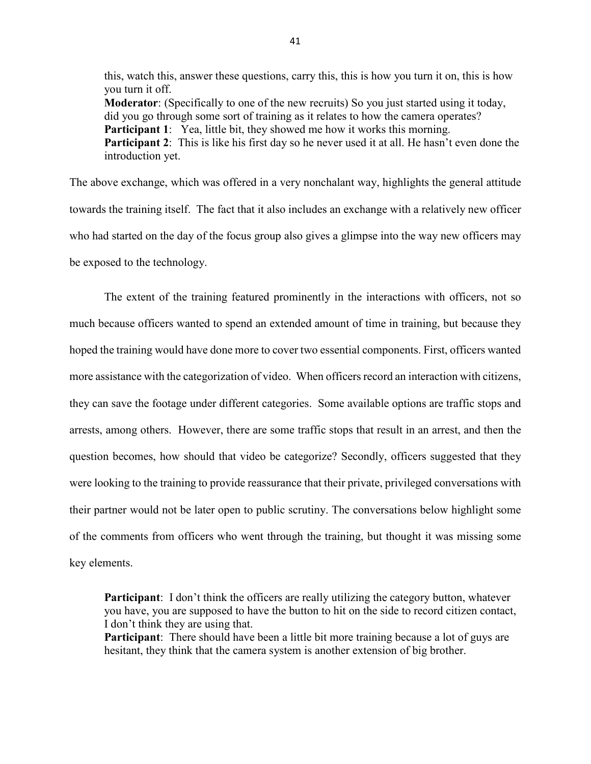this, watch this, answer these questions, carry this, this is how you turn it on, this is how you turn it off.

**Moderator**: (Specifically to one of the new recruits) So you just started using it today, did you go through some sort of training as it relates to how the camera operates?

**Participant 1**: Yea, little bit, they showed me how it works this morning.

**Participant 2**: This is like his first day so he never used it at all. He hasn't even done the introduction yet.

The above exchange, which was offered in a very nonchalant way, highlights the general attitude towards the training itself. The fact that it also includes an exchange with a relatively new officer who had started on the day of the focus group also gives a glimpse into the way new officers may be exposed to the technology.

The extent of the training featured prominently in the interactions with officers, not so much because officers wanted to spend an extended amount of time in training, but because they hoped the training would have done more to cover two essential components. First, officers wanted more assistance with the categorization of video. When officers record an interaction with citizens, they can save the footage under different categories. Some available options are traffic stops and arrests, among others. However, there are some traffic stops that result in an arrest, and then the question becomes, how should that video be categorize? Secondly, officers suggested that they were looking to the training to provide reassurance that their private, privileged conversations with their partner would not be later open to public scrutiny. The conversations below highlight some of the comments from officers who went through the training, but thought it was missing some key elements.

**Participant**: I don't think the officers are really utilizing the category button, whatever you have, you are supposed to have the button to hit on the side to record citizen contact, I don't think they are using that.

**Participant**: There should have been a little bit more training because a lot of guys are hesitant, they think that the camera system is another extension of big brother.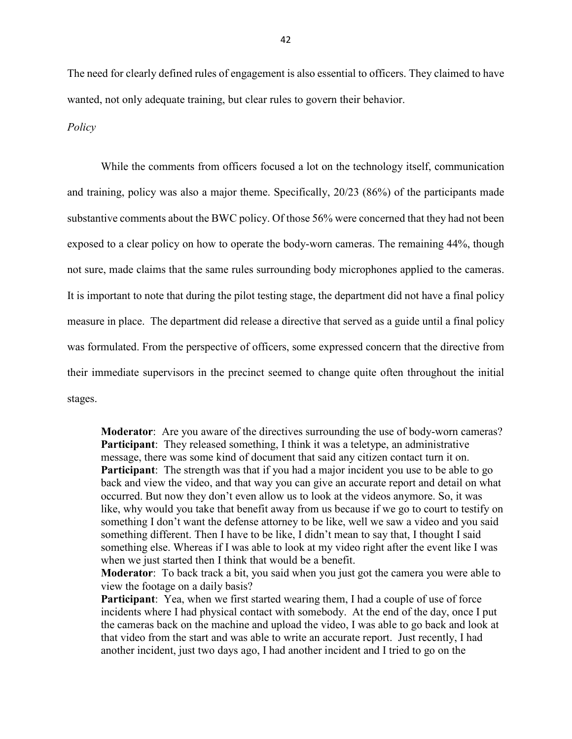The need for clearly defined rules of engagement is also essential to officers. They claimed to have wanted, not only adequate training, but clear rules to govern their behavior.

### *Policy*

While the comments from officers focused a lot on the technology itself, communication and training, policy was also a major theme. Specifically, 20/23 (86%) of the participants made substantive comments about the BWC policy. Of those 56% were concerned that they had not been exposed to a clear policy on how to operate the body-worn cameras. The remaining 44%, though not sure, made claims that the same rules surrounding body microphones applied to the cameras. It is important to note that during the pilot testing stage, the department did not have a final policy measure in place. The department did release a directive that served as a guide until a final policy was formulated. From the perspective of officers, some expressed concern that the directive from their immediate supervisors in the precinct seemed to change quite often throughout the initial stages.

> **Moderator**: Are you aware of the directives surrounding the use of body-worn cameras?
> **Participant**: They released something, I think it was a teletype, an administrative message, there was some kind of document that said any citizen contact turn it on.
> **Participant**: The strength was that if you had a major incident you use to be able to go back and view the video, and that way you can give an accurate report and detail on what occurred. But now they don't even allow us to look at the videos anymore. So, it was like, why would you take that benefit away from us because if we go to court to testify on something I don't want the defense attorney to be like, well we saw a video and you said something different. Then I have to be like, I didn't mean to say that, I thought I said something else. Whereas if I was able to look at my video right after the event like I was when we just started then I think that would be a benefit.
> **Moderator**: To back track a bit, you said when you just got the camera you were able to view the footage on a daily basis?
> **Participant**: Yea, when we first started wearing them, I had a couple of use of force incidents where I had physical contact with somebody. At the end of the day, once I put the cameras back on the machine and upload the video, I was able to go back and look at that video from the start and was able to write an accurate report. Just recently, I had another incident, just two days ago, I had another incident and I tried to go on the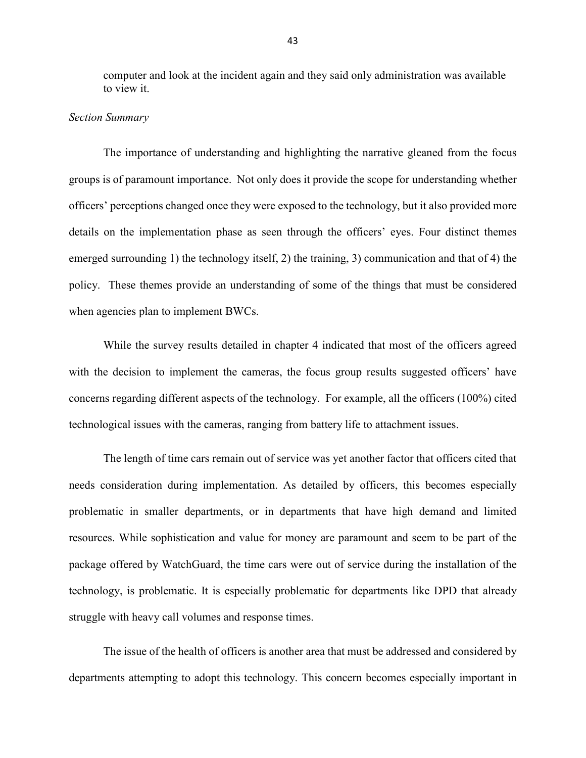computer and look at the incident again and they said only administration was available to view it.

*Section Summary*

The importance of understanding and highlighting the narrative gleaned from the focus groups is of paramount importance. Not only does it provide the scope for understanding whether officers' perceptions changed once they were exposed to the technology, but it also provided more details on the implementation phase as seen through the officers' eyes. Four distinct themes emerged surrounding 1) the technology itself, 2) the training, 3) communication and that of 4) the policy. These themes provide an understanding of some of the things that must be considered when agencies plan to implement BWCs.

While the survey results detailed in chapter 4 indicated that most of the officers agreed with the decision to implement the cameras, the focus group results suggested officers' have concerns regarding different aspects of the technology. For example, all the officers (100%) cited technological issues with the cameras, ranging from battery life to attachment issues.

The length of time cars remain out of service was yet another factor that officers cited that needs consideration during implementation. As detailed by officers, this becomes especially problematic in smaller departments, or in departments that have high demand and limited resources. While sophistication and value for money are paramount and seem to be part of the package offered by WatchGuard, the time cars were out of service during the installation of the technology, is problematic. It is especially problematic for departments like DPD that already struggle with heavy call volumes and response times.

The issue of the health of officers is another area that must be addressed and considered by departments attempting to adopt this technology. This concern becomes especially important in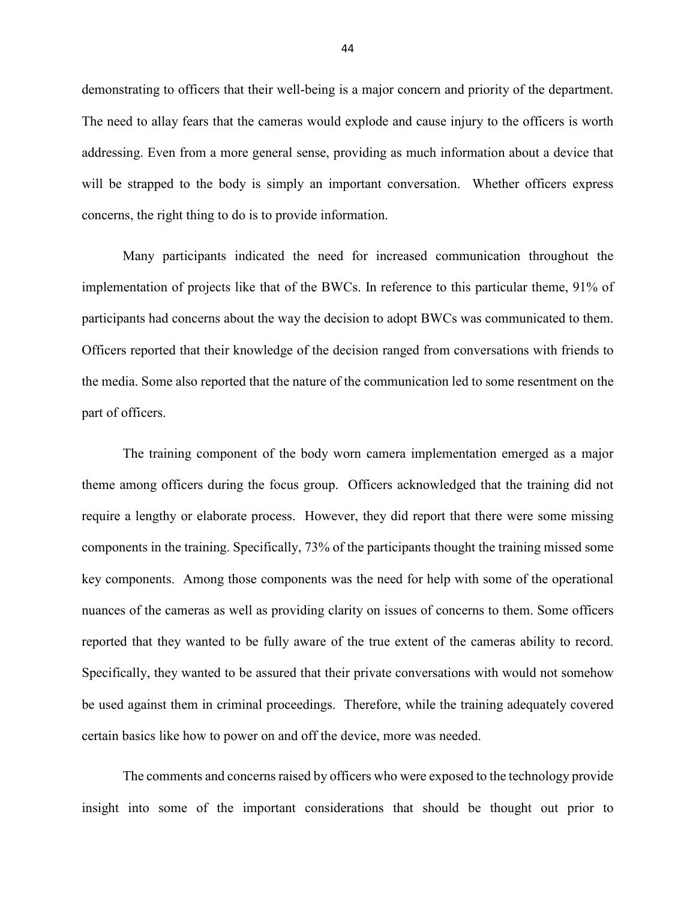demonstrating to officers that their well-being is a major concern and priority of the department. The need to allay fears that the cameras would explode and cause injury to the officers is worth addressing. Even from a more general sense, providing as much information about a device that will be strapped to the body is simply an important conversation. Whether officers express concerns, the right thing to do is to provide information.

Many participants indicated the need for increased communication throughout the implementation of projects like that of the BWCs. In reference to this particular theme, 91% of participants had concerns about the way the decision to adopt BWCs was communicated to them. Officers reported that their knowledge of the decision ranged from conversations with friends to the media. Some also reported that the nature of the communication led to some resentment on the part of officers.

The training component of the body worn camera implementation emerged as a major theme among officers during the focus group. Officers acknowledged that the training did not require a lengthy or elaborate process. However, they did report that there were some missing components in the training. Specifically, 73% of the participants thought the training missed some key components. Among those components was the need for help with some of the operational nuances of the cameras as well as providing clarity on issues of concerns to them. Some officers reported that they wanted to be fully aware of the true extent of the cameras ability to record. Specifically, they wanted to be assured that their private conversations with would not somehow be used against them in criminal proceedings. Therefore, while the training adequately covered certain basics like how to power on and off the device, more was needed.

The comments and concerns raised by officers who were exposed to the technology provide insight into some of the important considerations that should be thought out prior to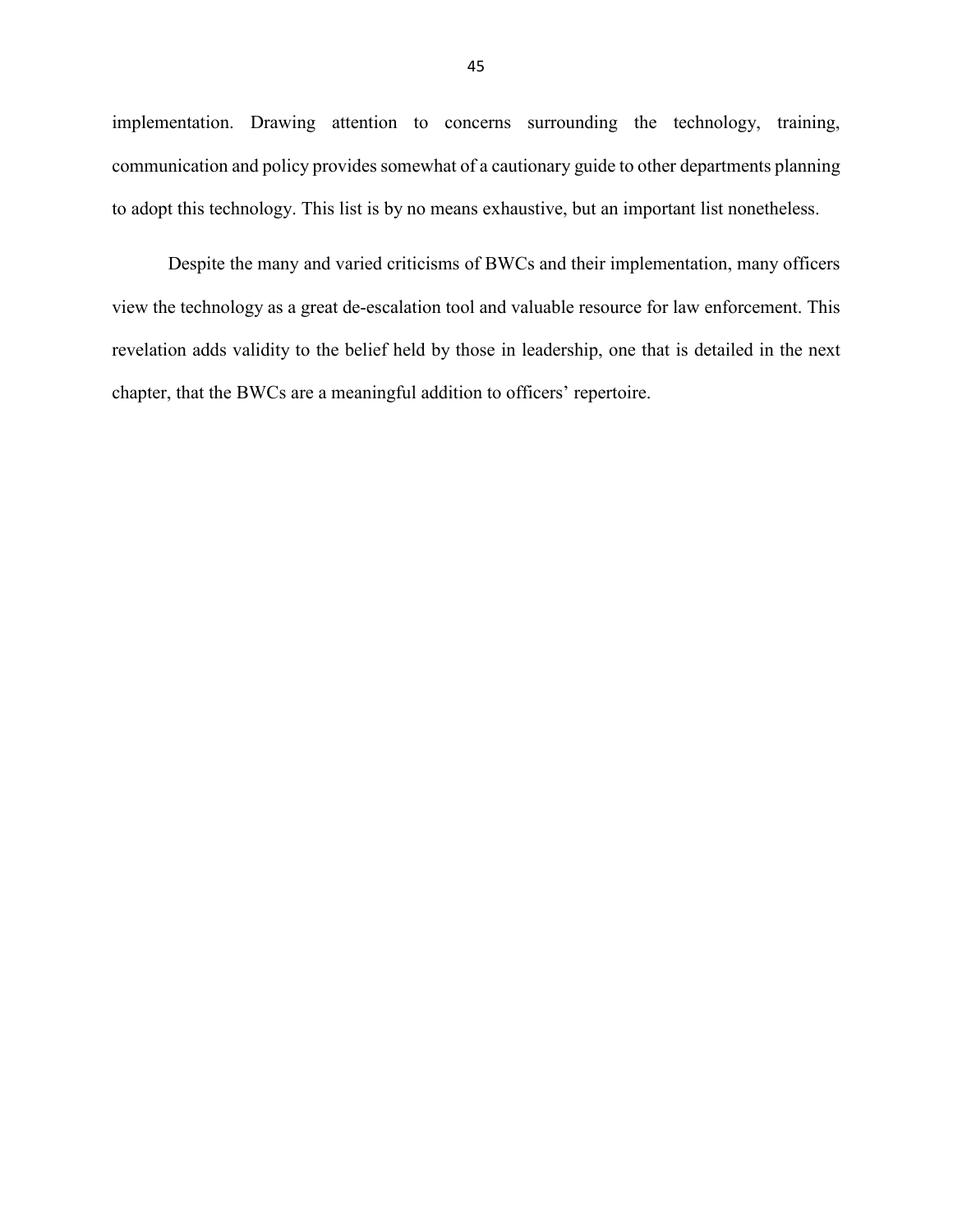implementation. Drawing attention to concerns surrounding the technology, training, communication and policy provides somewhat of a cautionary guide to other departments planning to adopt this technology. This list is by no means exhaustive, but an important list nonetheless.

Despite the many and varied criticisms of BWCs and their implementation, many officers view the technology as a great de-escalation tool and valuable resource for law enforcement. This revelation adds validity to the belief held by those in leadership, one that is detailed in the next chapter, that the BWCs are a meaningful addition to officers' repertoire.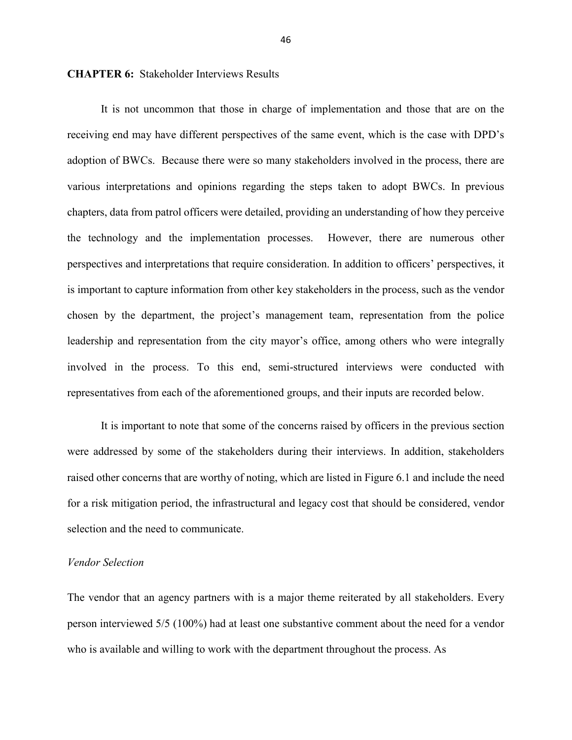## **CHAPTER 6:** Stakeholder Interviews Results

It is not uncommon that those in charge of implementation and those that are on the receiving end may have different perspectives of the same event, which is the case with DPD's adoption of BWCs. Because there were so many stakeholders involved in the process, there are various interpretations and opinions regarding the steps taken to adopt BWCs. In previous chapters, data from patrol officers were detailed, providing an understanding of how they perceive the technology and the implementation processes. However, there are numerous other perspectives and interpretations that require consideration. In addition to officers' perspectives, it is important to capture information from other key stakeholders in the process, such as the vendor chosen by the department, the project's management team, representation from the police leadership and representation from the city mayor's office, among others who were integrally involved in the process. To this end, semi-structured interviews were conducted with representatives from each of the aforementioned groups, and their inputs are recorded below.

It is important to note that some of the concerns raised by officers in the previous section were addressed by some of the stakeholders during their interviews. In addition, stakeholders raised other concerns that are worthy of noting, which are listed in Figure 6.1 and include the need for a risk mitigation period, the infrastructural and legacy cost that should be considered, vendor selection and the need to communicate.

### *Vendor Selection*

The vendor that an agency partners with is a major theme reiterated by all stakeholders. Every person interviewed 5/5 (100%) had at least one substantive comment about the need for a vendor who is available and willing to work with the department throughout the process. As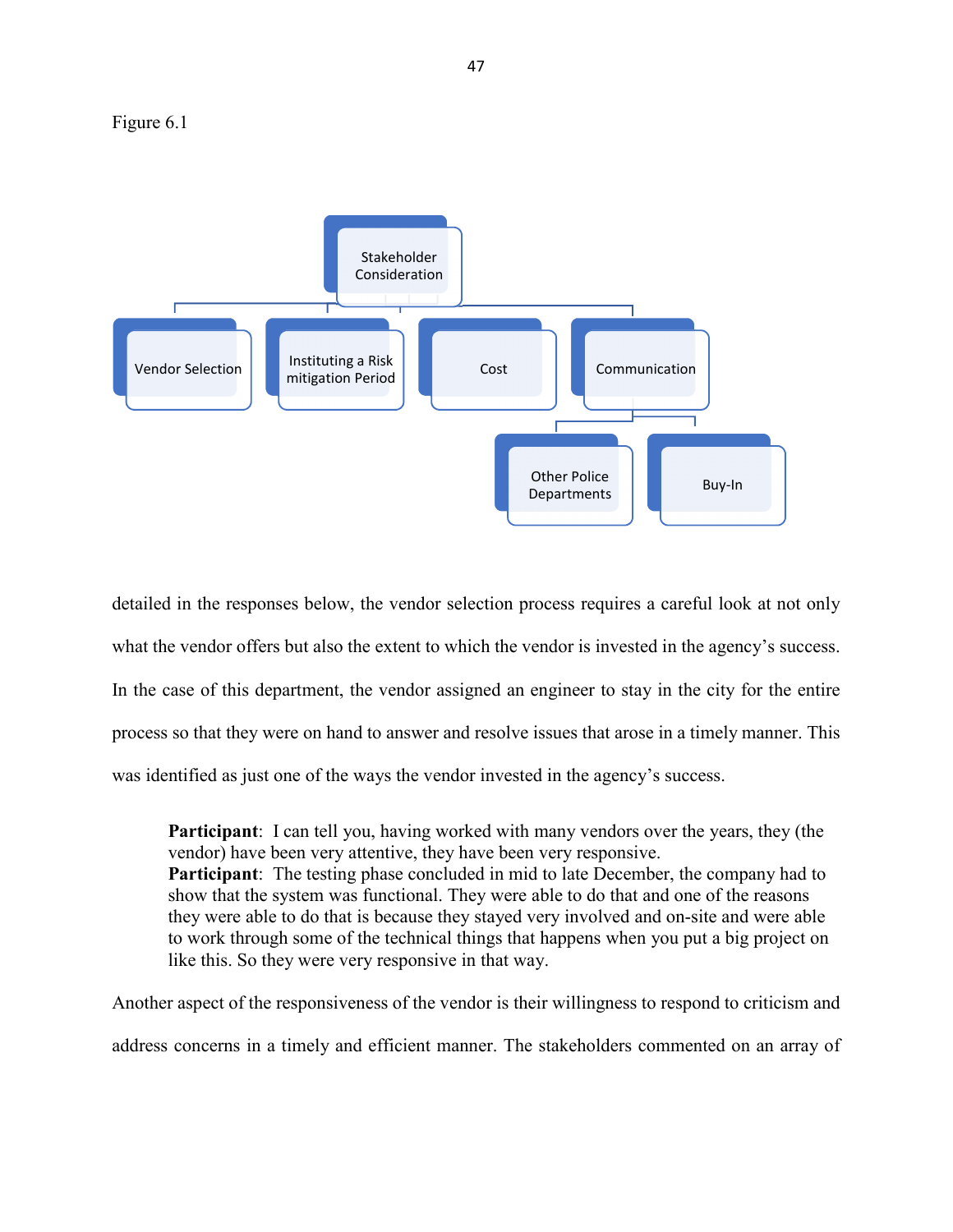Figure 6.1

- Stakeholder Consideration
  - Vendor Selection
  - Instituting a Risk mitigation Period
  - Cost
  - Communication
    - Other Police Departments
    - Buy-In

detailed in the responses below, the vendor selection process requires a careful look at not only what the vendor offers but also the extent to which the vendor is invested in the agency's success. In the case of this department, the vendor assigned an engineer to stay in the city for the entire process so that they were on hand to answer and resolve issues that arose in a timely manner. This was identified as just one of the ways the vendor invested in the agency's success.

> **Participant**: I can tell you, having worked with many vendors over the years, they (the vendor) have been very attentive, they have been very responsive.
> **Participant**: The testing phase concluded in mid to late December, the company had to show that the system was functional. They were able to do that and one of the reasons they were able to do that is because they stayed very involved and on-site and were able to work through some of the technical things that happens when you put a big project on like this. So they were very responsive in that way.

Another aspect of the responsiveness of the vendor is their willingness to respond to criticism and address concerns in a timely and efficient manner. The stakeholders commented on an array of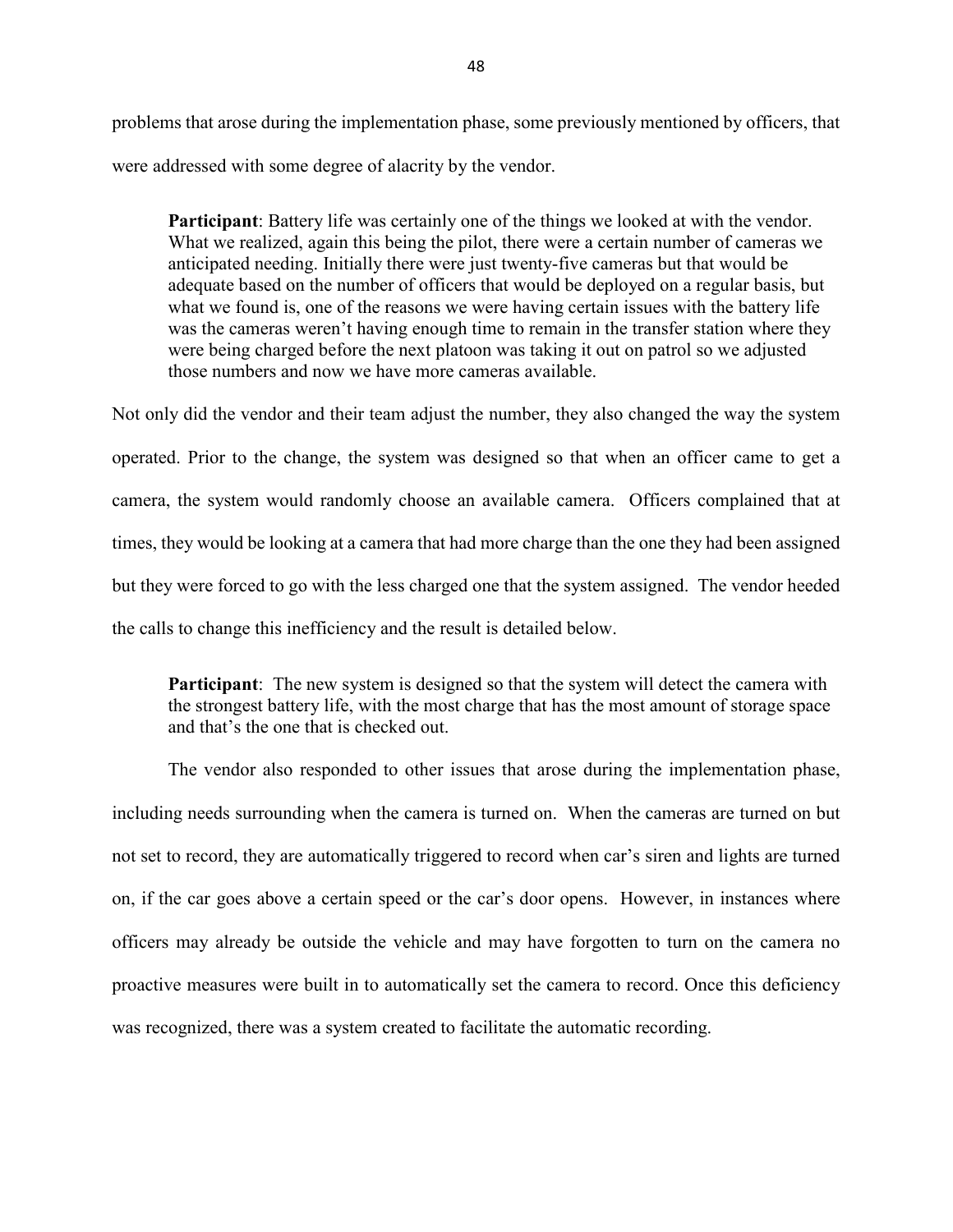problems that arose during the implementation phase, some previously mentioned by officers, that were addressed with some degree of alacrity by the vendor.

> **Participant**: Battery life was certainly one of the things we looked at with the vendor. What we realized, again this being the pilot, there were a certain number of cameras we anticipated needing. Initially there were just twenty-five cameras but that would be adequate based on the number of officers that would be deployed on a regular basis, but what we found is, one of the reasons we were having certain issues with the battery life was the cameras weren't having enough time to remain in the transfer station where they were being charged before the next platoon was taking it out on patrol so we adjusted those numbers and now we have more cameras available.

Not only did the vendor and their team adjust the number, they also changed the way the system operated. Prior to the change, the system was designed so that when an officer came to get a camera, the system would randomly choose an available camera. Officers complained that at times, they would be looking at a camera that had more charge than the one they had been assigned but they were forced to go with the less charged one that the system assigned. The vendor heeded the calls to change this inefficiency and the result is detailed below.

> **Participant**: The new system is designed so that the system will detect the camera with the strongest battery life, with the most charge that has the most amount of storage space and that's the one that is checked out.

The vendor also responded to other issues that arose during the implementation phase, including needs surrounding when the camera is turned on. When the cameras are turned on but not set to record, they are automatically triggered to record when car's siren and lights are turned on, if the car goes above a certain speed or the car's door opens. However, in instances where officers may already be outside the vehicle and may have forgotten to turn on the camera no proactive measures were built in to automatically set the camera to record. Once this deficiency was recognized, there was a system created to facilitate the automatic recording.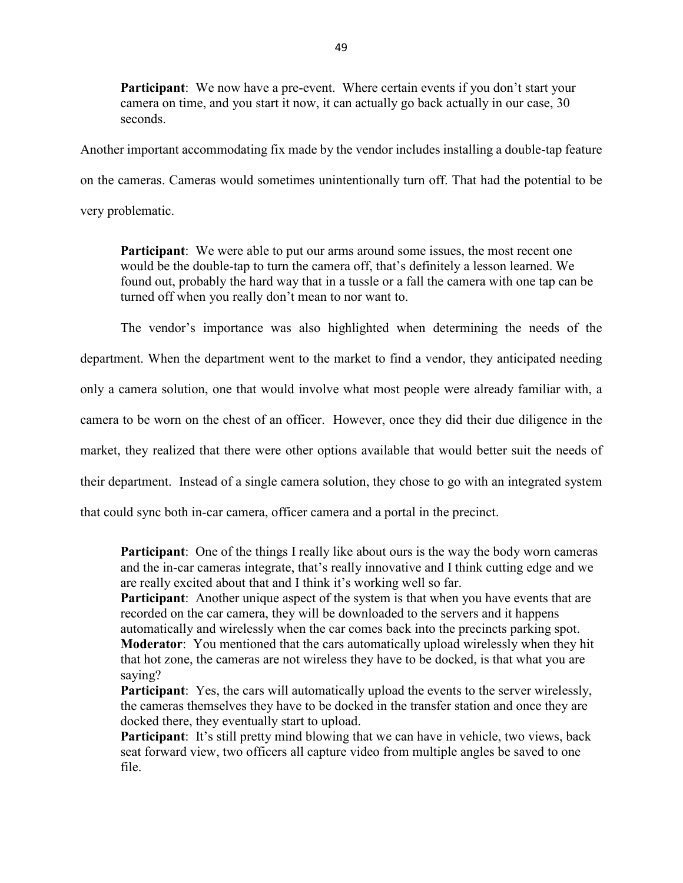> **Participant**: We now have a pre-event. Where certain events if you don't start your camera on time, and you start it now, it can actually go back actually in our case, 30 seconds.

Another important accommodating fix made by the vendor includes installing a double-tap feature on the cameras. Cameras would sometimes unintentionally turn off. That had the potential to be very problematic.

> **Participant**: We were able to put our arms around some issues, the most recent one would be the double-tap to turn the camera off, that's definitely a lesson learned. We found out, probably the hard way that in a tussle or a fall the camera with one tap can be turned off when you really don't mean to nor want to.

The vendor's importance was also highlighted when determining the needs of the department. When the department went to the market to find a vendor, they anticipated needing only a camera solution, one that would involve what most people were already familiar with, a camera to be worn on the chest of an officer. However, once they did their due diligence in the market, they realized that there were other options available that would better suit the needs of their department. Instead of a single camera solution, they chose to go with an integrated system that could sync both in-car camera, officer camera and a portal in the precinct.

> **Participant**: One of the things I really like about ours is the way the body worn cameras and the in-car cameras integrate, that's really innovative and I think cutting edge and we are really excited about that and I think it's working well so far.
> **Participant**: Another unique aspect of the system is that when you have events that are recorded on the car camera, they will be downloaded to the servers and it happens automatically and wirelessly when the car comes back into the precincts parking spot.
> **Moderator**: You mentioned that the cars automatically upload wirelessly when they hit that hot zone, the cameras are not wireless they have to be docked, is that what you are saying?
> **Participant**: Yes, the cars will automatically upload the events to the server wirelessly, the cameras themselves they have to be docked in the transfer station and once they are docked there, they eventually start to upload.
> **Participant**: It's still pretty mind blowing that we can have in vehicle, two views, back seat forward view, two officers all capture video from multiple angles be saved to one file.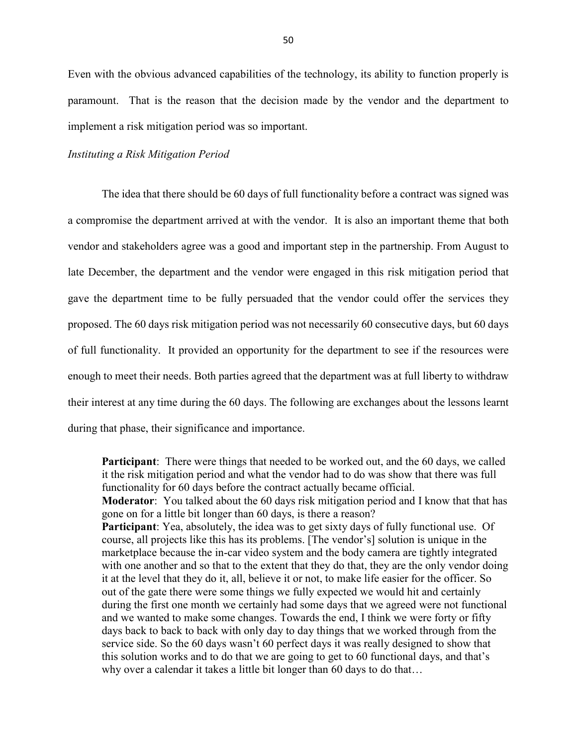Even with the obvious advanced capabilities of the technology, its ability to function properly is paramount. That is the reason that the decision made by the vendor and the department to implement a risk mitigation period was so important.

*Instituting a Risk Mitigation Period*

The idea that there should be 60 days of full functionality before a contract was signed was a compromise the department arrived at with the vendor. It is also an important theme that both vendor and stakeholders agree was a good and important step in the partnership. From August to late December, the department and the vendor were engaged in this risk mitigation period that gave the department time to be fully persuaded that the vendor could offer the services they proposed. The 60 days risk mitigation period was not necessarily 60 consecutive days, but 60 days of full functionality. It provided an opportunity for the department to see if the resources were enough to meet their needs. Both parties agreed that the department was at full liberty to withdraw their interest at any time during the 60 days. The following are exchanges about the lessons learnt during that phase, their significance and importance.

> **Participant**: There were things that needed to be worked out, and the 60 days, we called it the risk mitigation period and what the vendor had to do was show that there was full functionality for 60 days before the contract actually became official.
> **Moderator**: You talked about the 60 days risk mitigation period and I know that that has gone on for a little bit longer than 60 days, is there a reason?
> **Participant**: Yea, absolutely, the idea was to get sixty days of fully functional use. Of course, all projects like this has its problems. [The vendor's] solution is unique in the marketplace because the in-car video system and the body camera are tightly integrated with one another and so that to the extent that they do that, they are the only vendor doing it at the level that they do it, all, believe it or not, to make life easier for the officer. So out of the gate there were some things we fully expected we would hit and certainly during the first one month we certainly had some days that we agreed were not functional and we wanted to make some changes. Towards the end, I think we were forty or fifty days back to back to back with only day to day things that we worked through from the service side. So the 60 days wasn't 60 perfect days it was really designed to show that this solution works and to do that we are going to get to 60 functional days, and that's why over a calendar it takes a little bit longer than 60 days to do that…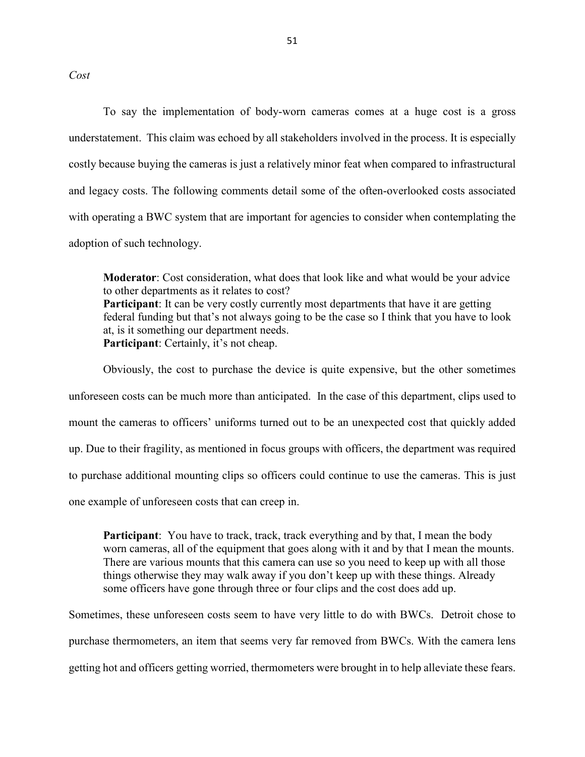*Cost*

To say the implementation of body-worn cameras comes at a huge cost is a gross understatement. This claim was echoed by all stakeholders involved in the process. It is especially costly because buying the cameras is just a relatively minor feat when compared to infrastructural and legacy costs. The following comments detail some of the often-overlooked costs associated with operating a BWC system that are important for agencies to consider when contemplating the adoption of such technology.

> **Moderator**: Cost consideration, what does that look like and what would be your advice to other departments as it relates to cost?
> **Participant**: It can be very costly currently most departments that have it are getting federal funding but that's not always going to be the case so I think that you have to look at, is it something our department needs.
> **Participant**: Certainly, it's not cheap.

Obviously, the cost to purchase the device is quite expensive, but the other sometimes unforeseen costs can be much more than anticipated. In the case of this department, clips used to mount the cameras to officers' uniforms turned out to be an unexpected cost that quickly added up. Due to their fragility, as mentioned in focus groups with officers, the department was required to purchase additional mounting clips so officers could continue to use the cameras. This is just one example of unforeseen costs that can creep in.

> **Participant**: You have to track, track, track everything and by that, I mean the body worn cameras, all of the equipment that goes along with it and by that I mean the mounts. There are various mounts that this camera can use so you need to keep up with all those things otherwise they may walk away if you don't keep up with these things. Already some officers have gone through three or four clips and the cost does add up.

Sometimes, these unforeseen costs seem to have very little to do with BWCs. Detroit chose to purchase thermometers, an item that seems very far removed from BWCs. With the camera lens getting hot and officers getting worried, thermometers were brought in to help alleviate these fears.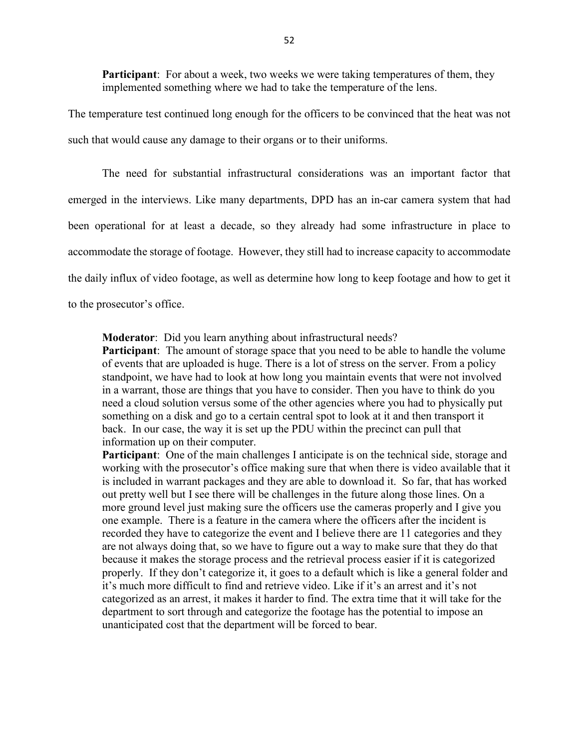> **Participant**: For about a week, two weeks we were taking temperatures of them, they implemented something where we had to take the temperature of the lens.

The temperature test continued long enough for the officers to be convinced that the heat was not such that would cause any damage to their organs or to their uniforms.

The need for substantial infrastructural considerations was an important factor that emerged in the interviews. Like many departments, DPD has an in-car camera system that had been operational for at least a decade, so they already had some infrastructure in place to accommodate the storage of footage. However, they still had to increase capacity to accommodate the daily influx of video footage, as well as determine how long to keep footage and how to get it to the prosecutor's office.

> **Moderator**: Did you learn anything about infrastructural needs?
>
> **Participant**: The amount of storage space that you need to be able to handle the volume of events that are uploaded is huge. There is a lot of stress on the server. From a policy standpoint, we have had to look at how long you maintain events that were not involved in a warrant, those are things that you have to consider. Then you have to think do you need a cloud solution versus some of the other agencies where you had to physically put something on a disk and go to a certain central spot to look at it and then transport it back. In our case, the way it is set up the PDU within the precinct can pull that information up on their computer.
>
> **Participant**: One of the main challenges I anticipate is on the technical side, storage and working with the prosecutor's office making sure that when there is video available that it is included in warrant packages and they are able to download it. So far, that has worked out pretty well but I see there will be challenges in the future along those lines. On a more ground level just making sure the officers use the cameras properly and I give you one example. There is a feature in the camera where the officers after the incident is recorded they have to categorize the event and I believe there are 11 categories and they are not always doing that, so we have to figure out a way to make sure that they do that because it makes the storage process and the retrieval process easier if it is categorized properly. If they don't categorize it, it goes to a default which is like a general folder and it's much more difficult to find and retrieve video. Like if it's an arrest and it's not categorized as an arrest, it makes it harder to find. The extra time that it will take for the department to sort through and categorize the footage has the potential to impose an unanticipated cost that the department will be forced to bear.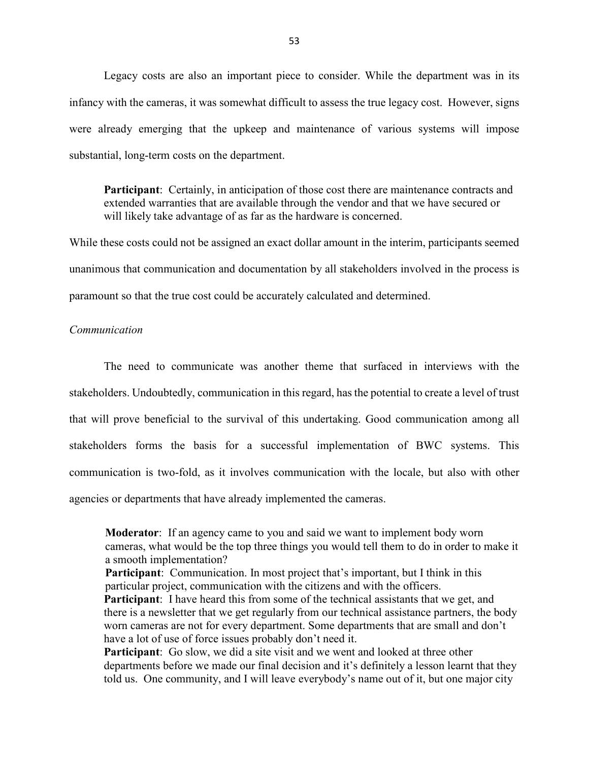Legacy costs are also an important piece to consider. While the department was in its infancy with the cameras, it was somewhat difficult to assess the true legacy cost. However, signs were already emerging that the upkeep and maintenance of various systems will impose substantial, long-term costs on the department.

> **Participant**: Certainly, in anticipation of those cost there are maintenance contracts and extended warranties that are available through the vendor and that we have secured or will likely take advantage of as far as the hardware is concerned.

While these costs could not be assigned an exact dollar amount in the interim, participants seemed unanimous that communication and documentation by all stakeholders involved in the process is paramount so that the true cost could be accurately calculated and determined.

*Communication*

The need to communicate was another theme that surfaced in interviews with the stakeholders. Undoubtedly, communication in this regard, has the potential to create a level of trust that will prove beneficial to the survival of this undertaking. Good communication among all stakeholders forms the basis for a successful implementation of BWC systems. This communication is two-fold, as it involves communication with the locale, but also with other agencies or departments that have already implemented the cameras.

> **Moderator**: If an agency came to you and said we want to implement body worn cameras, what would be the top three things you would tell them to do in order to make it a smooth implementation?
>
> **Participant**: Communication. In most project that's important, but I think in this particular project, communication with the citizens and with the officers.
>
> **Participant**: I have heard this from some of the technical assistants that we get, and there is a newsletter that we get regularly from our technical assistance partners, the body worn cameras are not for every department. Some departments that are small and don't have a lot of use of force issues probably don't need it.
>
> **Participant**: Go slow, we did a site visit and we went and looked at three other departments before we made our final decision and it's definitely a lesson learnt that they told us. One community, and I will leave everybody's name out of it, but one major city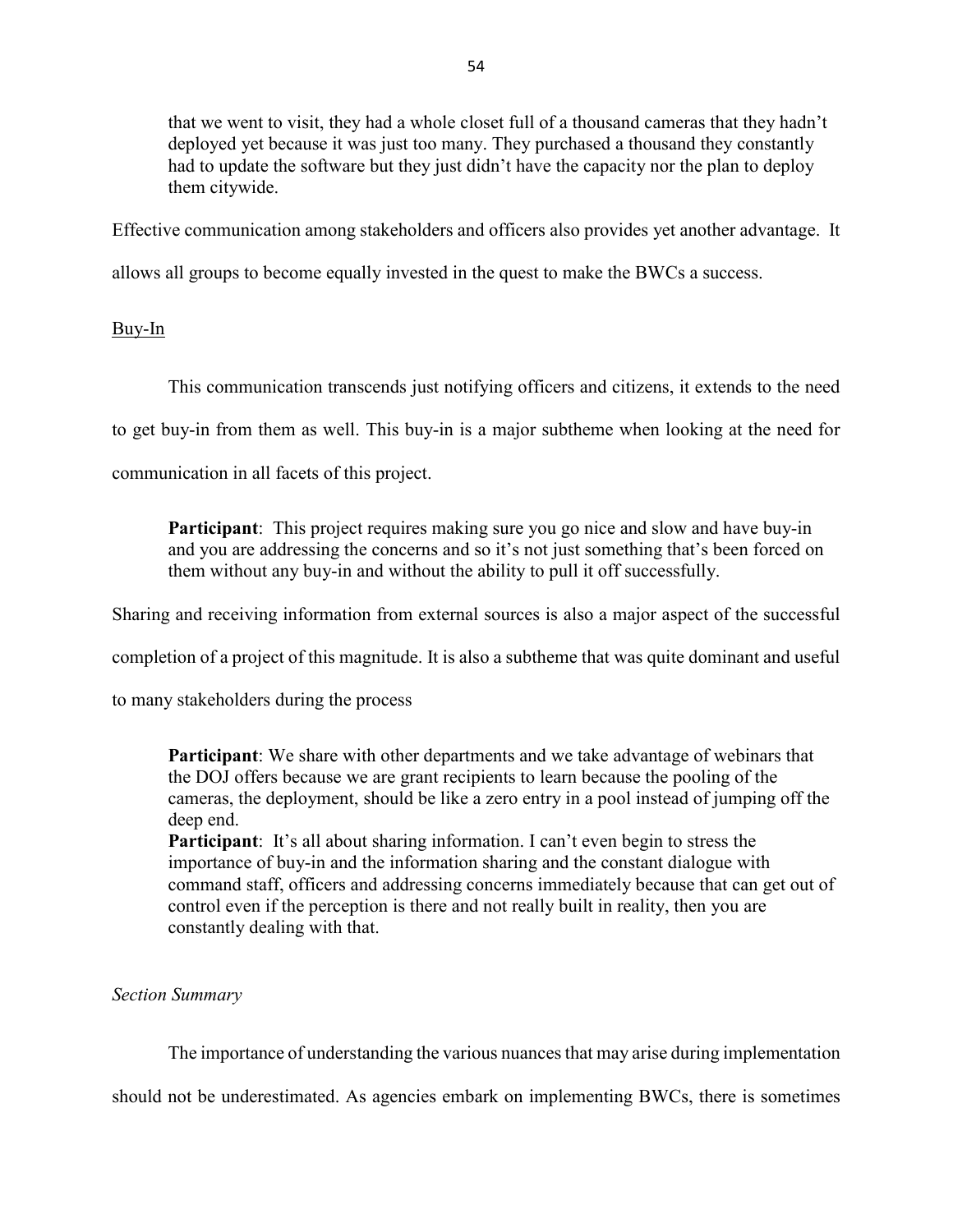> that we went to visit, they had a whole closet full of a thousand cameras that they hadn't deployed yet because it was just too many. They purchased a thousand they constantly had to update the software but they just didn't have the capacity nor the plan to deploy them citywide.

Effective communication among stakeholders and officers also provides yet another advantage. It allows all groups to become equally invested in the quest to make the BWCs a success.

Buy-In

This communication transcends just notifying officers and citizens, it extends to the need to get buy-in from them as well. This buy-in is a major subtheme when looking at the need for communication in all facets of this project.

> **Participant**: This project requires making sure you go nice and slow and have buy-in and you are addressing the concerns and so it's not just something that's been forced on them without any buy-in and without the ability to pull it off successfully.

Sharing and receiving information from external sources is also a major aspect of the successful completion of a project of this magnitude. It is also a subtheme that was quite dominant and useful to many stakeholders during the process

> **Participant**: We share with other departments and we take advantage of webinars that the DOJ offers because we are grant recipients to learn because the pooling of the cameras, the deployment, should be like a zero entry in a pool instead of jumping off the deep end.
>
> **Participant**: It's all about sharing information. I can't even begin to stress the importance of buy-in and the information sharing and the constant dialogue with command staff, officers and addressing concerns immediately because that can get out of control even if the perception is there and not really built in reality, then you are constantly dealing with that.

*Section Summary*

The importance of understanding the various nuances that may arise during implementation should not be underestimated. As agencies embark on implementing BWCs, there is sometimes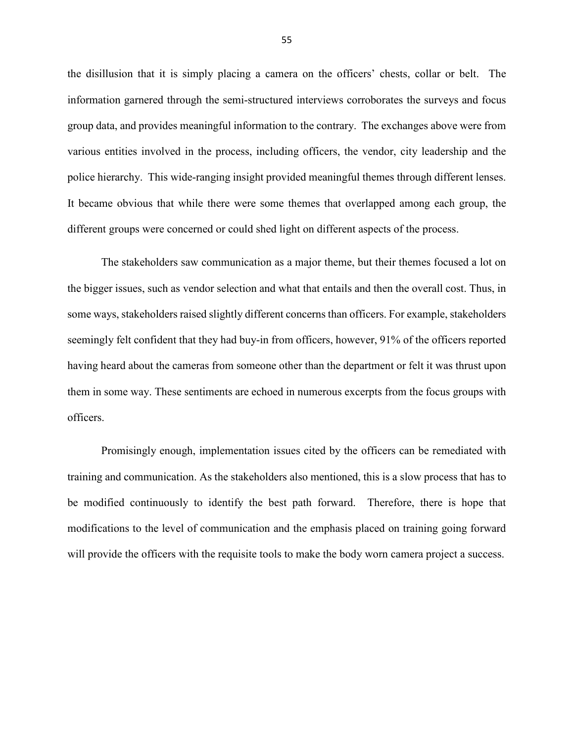the disillusion that it is simply placing a camera on the officers' chests, collar or belt. The information garnered through the semi-structured interviews corroborates the surveys and focus group data, and provides meaningful information to the contrary. The exchanges above were from various entities involved in the process, including officers, the vendor, city leadership and the police hierarchy. This wide-ranging insight provided meaningful themes through different lenses. It became obvious that while there were some themes that overlapped among each group, the different groups were concerned or could shed light on different aspects of the process.

The stakeholders saw communication as a major theme, but their themes focused a lot on the bigger issues, such as vendor selection and what that entails and then the overall cost. Thus, in some ways, stakeholders raised slightly different concerns than officers. For example, stakeholders seemingly felt confident that they had buy-in from officers, however, 91% of the officers reported having heard about the cameras from someone other than the department or felt it was thrust upon them in some way. These sentiments are echoed in numerous excerpts from the focus groups with officers.

Promisingly enough, implementation issues cited by the officers can be remediated with training and communication. As the stakeholders also mentioned, this is a slow process that has to be modified continuously to identify the best path forward. Therefore, there is hope that modifications to the level of communication and the emphasis placed on training going forward will provide the officers with the requisite tools to make the body worn camera project a success.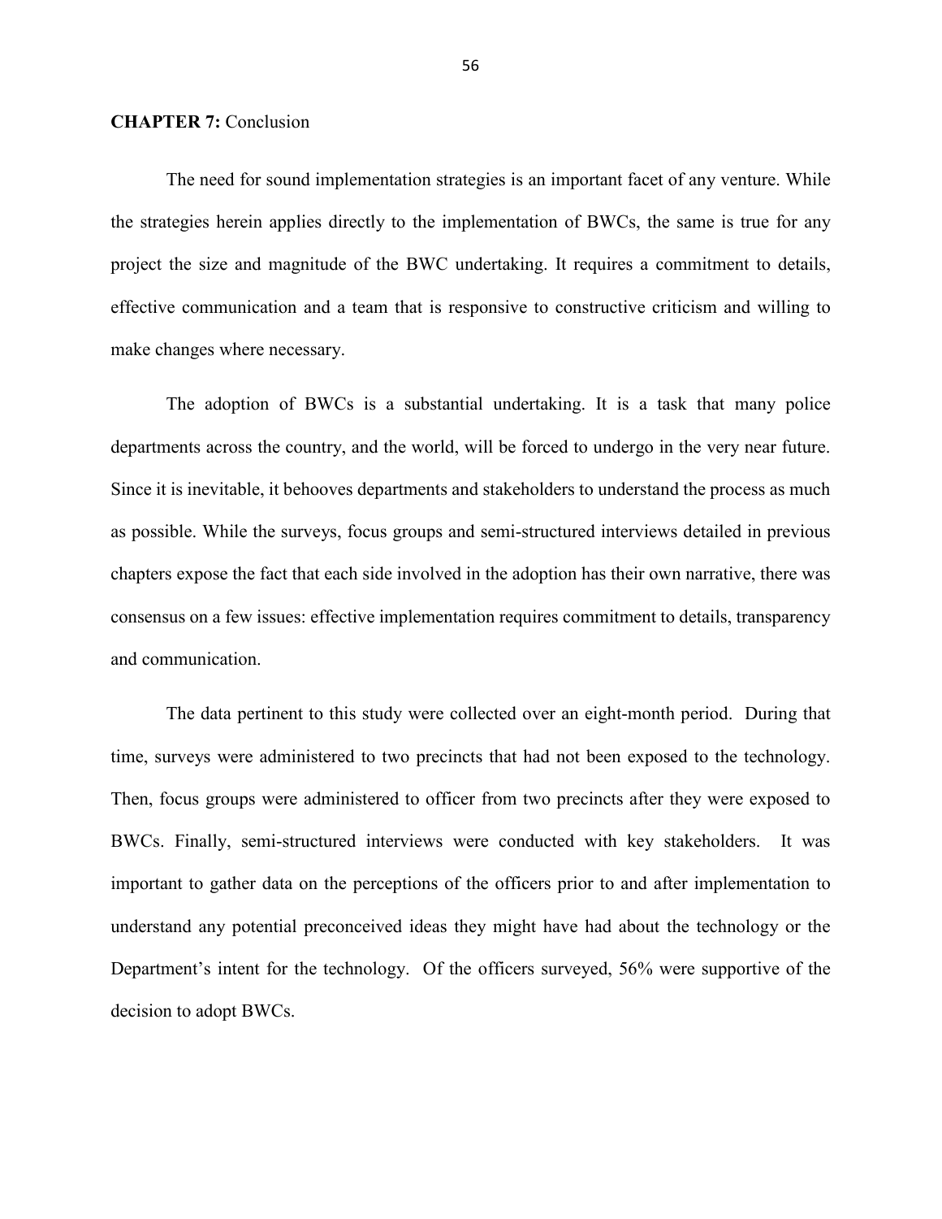**CHAPTER 7:** Conclusion

The need for sound implementation strategies is an important facet of any venture. While the strategies herein applies directly to the implementation of BWCs, the same is true for any project the size and magnitude of the BWC undertaking. It requires a commitment to details, effective communication and a team that is responsive to constructive criticism and willing to make changes where necessary.

The adoption of BWCs is a substantial undertaking. It is a task that many police departments across the country, and the world, will be forced to undergo in the very near future. Since it is inevitable, it behooves departments and stakeholders to understand the process as much as possible. While the surveys, focus groups and semi-structured interviews detailed in previous chapters expose the fact that each side involved in the adoption has their own narrative, there was consensus on a few issues: effective implementation requires commitment to details, transparency and communication.

The data pertinent to this study were collected over an eight-month period. During that time, surveys were administered to two precincts that had not been exposed to the technology. Then, focus groups were administered to officer from two precincts after they were exposed to BWCs. Finally, semi-structured interviews were conducted with key stakeholders. It was important to gather data on the perceptions of the officers prior to and after implementation to understand any potential preconceived ideas they might have had about the technology or the Department's intent for the technology. Of the officers surveyed, 56% were supportive of the decision to adopt BWCs.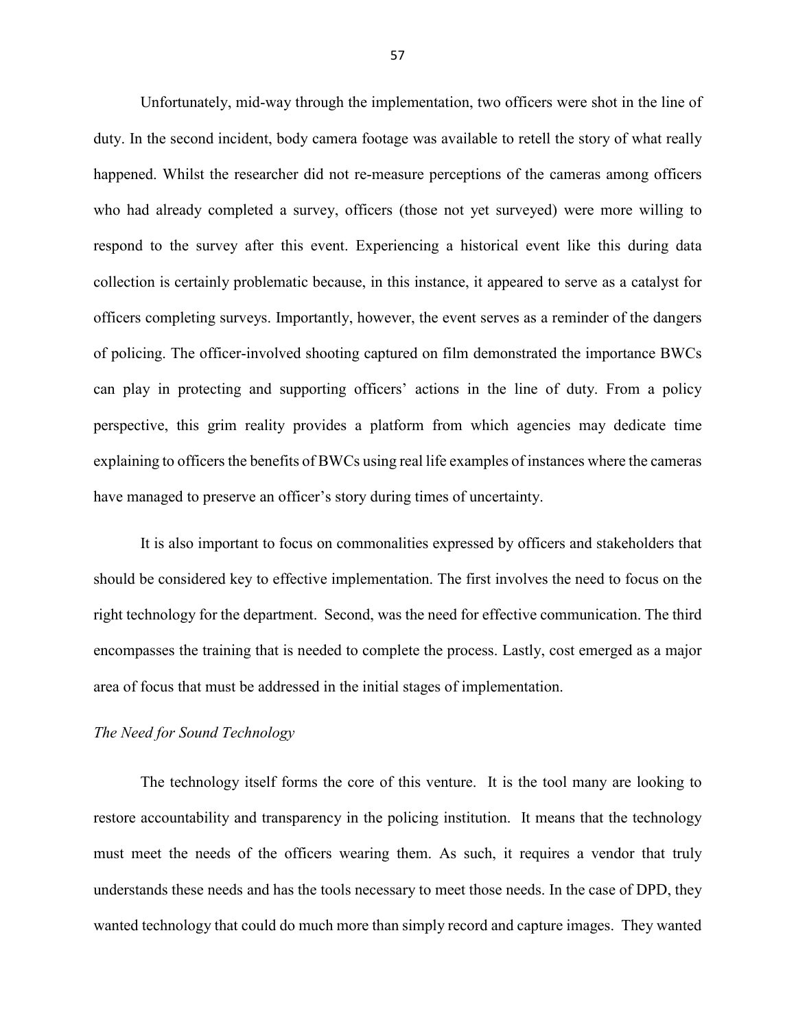Unfortunately, mid-way through the implementation, two officers were shot in the line of duty. In the second incident, body camera footage was available to retell the story of what really happened. Whilst the researcher did not re-measure perceptions of the cameras among officers who had already completed a survey, officers (those not yet surveyed) were more willing to respond to the survey after this event. Experiencing a historical event like this during data collection is certainly problematic because, in this instance, it appeared to serve as a catalyst for officers completing surveys. Importantly, however, the event serves as a reminder of the dangers of policing. The officer-involved shooting captured on film demonstrated the importance BWCs can play in protecting and supporting officers' actions in the line of duty. From a policy perspective, this grim reality provides a platform from which agencies may dedicate time explaining to officers the benefits of BWCs using real life examples of instances where the cameras have managed to preserve an officer's story during times of uncertainty.

It is also important to focus on commonalities expressed by officers and stakeholders that should be considered key to effective implementation. The first involves the need to focus on the right technology for the department. Second, was the need for effective communication. The third encompasses the training that is needed to complete the process. Lastly, cost emerged as a major area of focus that must be addressed in the initial stages of implementation.

*The Need for Sound Technology*

The technology itself forms the core of this venture. It is the tool many are looking to restore accountability and transparency in the policing institution. It means that the technology must meet the needs of the officers wearing them. As such, it requires a vendor that truly understands these needs and has the tools necessary to meet those needs. In the case of DPD, they wanted technology that could do much more than simply record and capture images. They wanted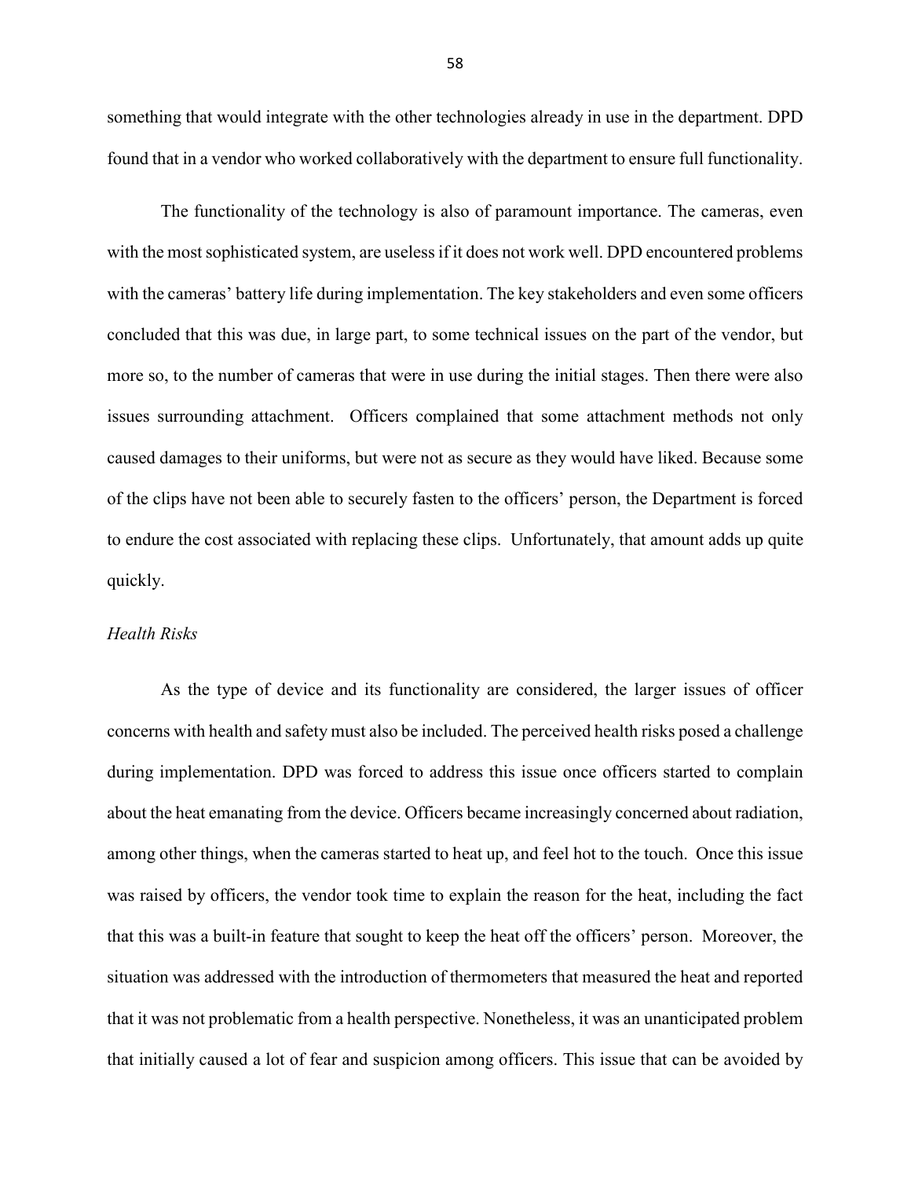something that would integrate with the other technologies already in use in the department. DPD found that in a vendor who worked collaboratively with the department to ensure full functionality.

The functionality of the technology is also of paramount importance. The cameras, even with the most sophisticated system, are useless if it does not work well. DPD encountered problems with the cameras' battery life during implementation. The key stakeholders and even some officers concluded that this was due, in large part, to some technical issues on the part of the vendor, but more so, to the number of cameras that were in use during the initial stages. Then there were also issues surrounding attachment. Officers complained that some attachment methods not only caused damages to their uniforms, but were not as secure as they would have liked. Because some of the clips have not been able to securely fasten to the officers' person, the Department is forced to endure the cost associated with replacing these clips. Unfortunately, that amount adds up quite quickly.

*Health Risks*

As the type of device and its functionality are considered, the larger issues of officer concerns with health and safety must also be included. The perceived health risks posed a challenge during implementation. DPD was forced to address this issue once officers started to complain about the heat emanating from the device. Officers became increasingly concerned about radiation, among other things, when the cameras started to heat up, and feel hot to the touch. Once this issue was raised by officers, the vendor took time to explain the reason for the heat, including the fact that this was a built-in feature that sought to keep the heat off the officers' person. Moreover, the situation was addressed with the introduction of thermometers that measured the heat and reported that it was not problematic from a health perspective. Nonetheless, it was an unanticipated problem that initially caused a lot of fear and suspicion among officers. This issue that can be avoided by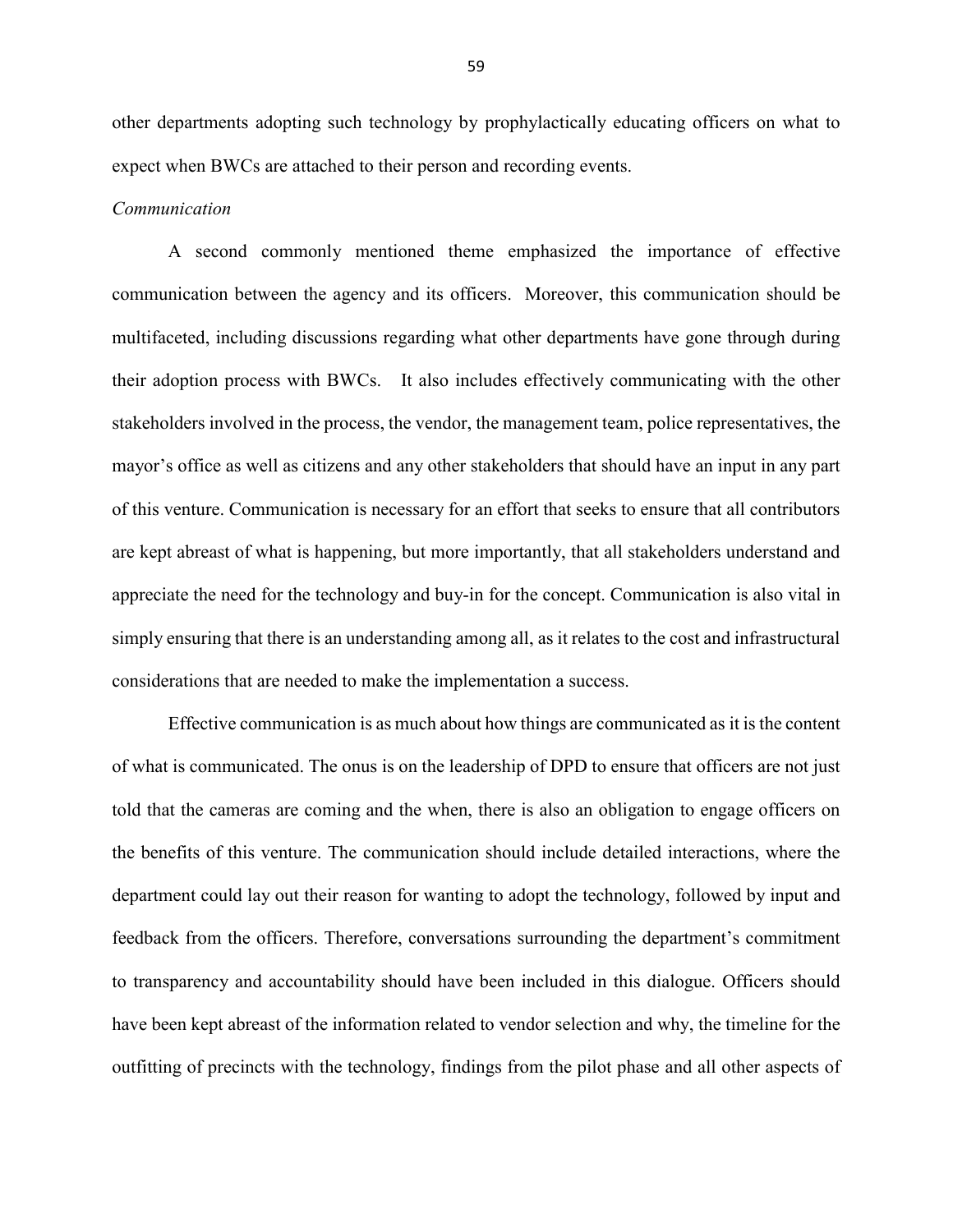other departments adopting such technology by prophylactically educating officers on what to expect when BWCs are attached to their person and recording events.

*Communication*

A second commonly mentioned theme emphasized the importance of effective communication between the agency and its officers. Moreover, this communication should be multifaceted, including discussions regarding what other departments have gone through during their adoption process with BWCs. It also includes effectively communicating with the other stakeholders involved in the process, the vendor, the management team, police representatives, the mayor's office as well as citizens and any other stakeholders that should have an input in any part of this venture. Communication is necessary for an effort that seeks to ensure that all contributors are kept abreast of what is happening, but more importantly, that all stakeholders understand and appreciate the need for the technology and buy-in for the concept. Communication is also vital in simply ensuring that there is an understanding among all, as it relates to the cost and infrastructural considerations that are needed to make the implementation a success.

Effective communication is as much about how things are communicated as it is the content of what is communicated. The onus is on the leadership of DPD to ensure that officers are not just told that the cameras are coming and the when, there is also an obligation to engage officers on the benefits of this venture. The communication should include detailed interactions, where the department could lay out their reason for wanting to adopt the technology, followed by input and feedback from the officers. Therefore, conversations surrounding the department's commitment to transparency and accountability should have been included in this dialogue. Officers should have been kept abreast of the information related to vendor selection and why, the timeline for the outfitting of precincts with the technology, findings from the pilot phase and all other aspects of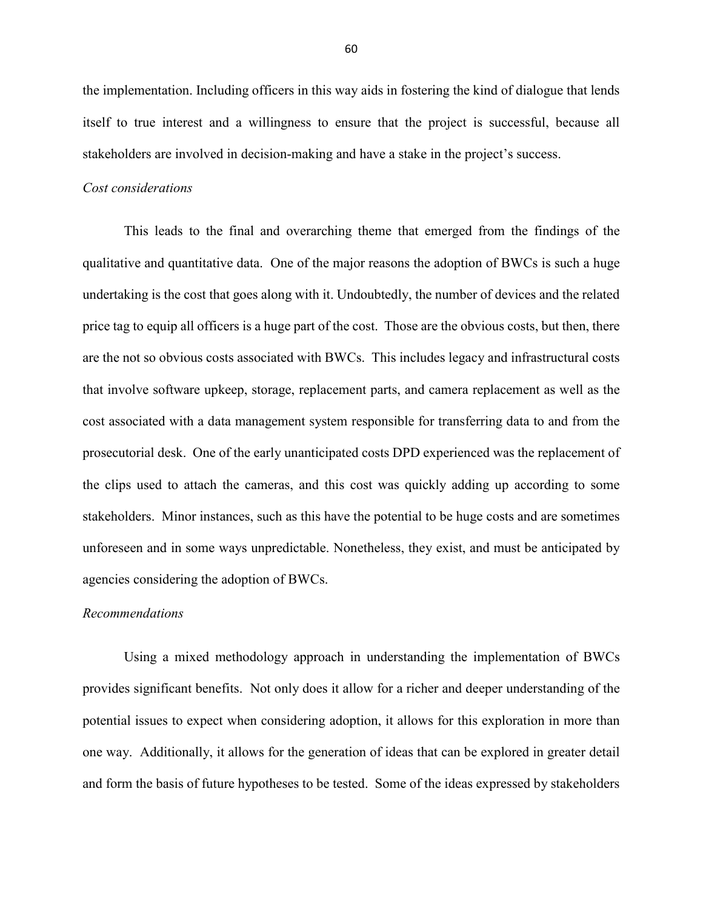the implementation. Including officers in this way aids in fostering the kind of dialogue that lends itself to true interest and a willingness to ensure that the project is successful, because all stakeholders are involved in decision-making and have a stake in the project's success.

*Cost considerations*

This leads to the final and overarching theme that emerged from the findings of the qualitative and quantitative data. One of the major reasons the adoption of BWCs is such a huge undertaking is the cost that goes along with it. Undoubtedly, the number of devices and the related price tag to equip all officers is a huge part of the cost. Those are the obvious costs, but then, there are the not so obvious costs associated with BWCs. This includes legacy and infrastructural costs that involve software upkeep, storage, replacement parts, and camera replacement as well as the cost associated with a data management system responsible for transferring data to and from the prosecutorial desk. One of the early unanticipated costs DPD experienced was the replacement of the clips used to attach the cameras, and this cost was quickly adding up according to some stakeholders. Minor instances, such as this have the potential to be huge costs and are sometimes unforeseen and in some ways unpredictable. Nonetheless, they exist, and must be anticipated by agencies considering the adoption of BWCs.

*Recommendations*

Using a mixed methodology approach in understanding the implementation of BWCs provides significant benefits. Not only does it allow for a richer and deeper understanding of the potential issues to expect when considering adoption, it allows for this exploration in more than one way. Additionally, it allows for the generation of ideas that can be explored in greater detail and form the basis of future hypotheses to be tested. Some of the ideas expressed by stakeholders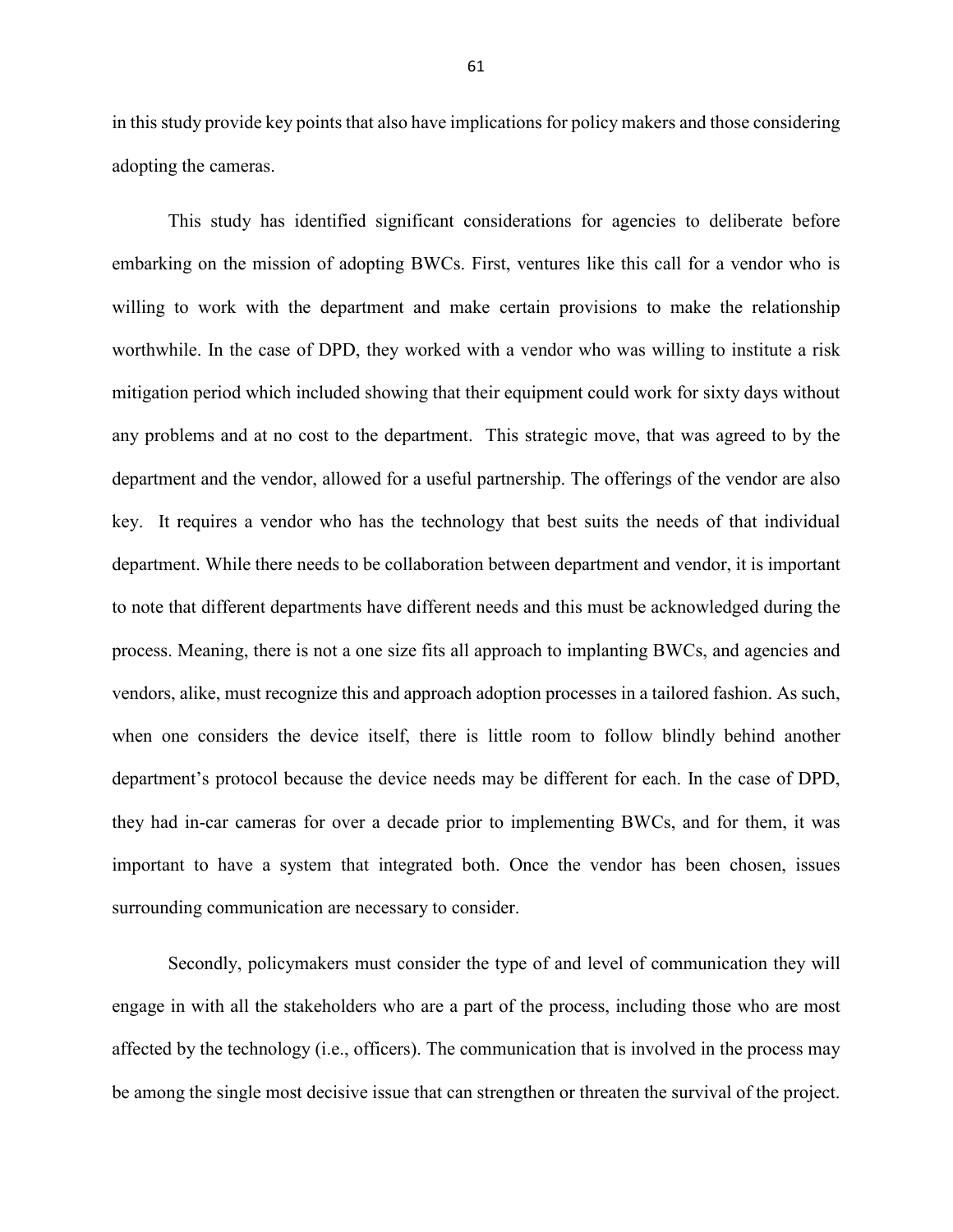in this study provide key points that also have implications for policy makers and those considering adopting the cameras.

This study has identified significant considerations for agencies to deliberate before embarking on the mission of adopting BWCs. First, ventures like this call for a vendor who is willing to work with the department and make certain provisions to make the relationship worthwhile. In the case of DPD, they worked with a vendor who was willing to institute a risk mitigation period which included showing that their equipment could work for sixty days without any problems and at no cost to the department. This strategic move, that was agreed to by the department and the vendor, allowed for a useful partnership. The offerings of the vendor are also key. It requires a vendor who has the technology that best suits the needs of that individual department. While there needs to be collaboration between department and vendor, it is important to note that different departments have different needs and this must be acknowledged during the process. Meaning, there is not a one size fits all approach to implanting BWCs, and agencies and vendors, alike, must recognize this and approach adoption processes in a tailored fashion. As such, when one considers the device itself, there is little room to follow blindly behind another department's protocol because the device needs may be different for each. In the case of DPD, they had in-car cameras for over a decade prior to implementing BWCs, and for them, it was important to have a system that integrated both. Once the vendor has been chosen, issues surrounding communication are necessary to consider.

Secondly, policymakers must consider the type of and level of communication they will engage in with all the stakeholders who are a part of the process, including those who are most affected by the technology (i.e., officers). The communication that is involved in the process may be among the single most decisive issue that can strengthen or threaten the survival of the project.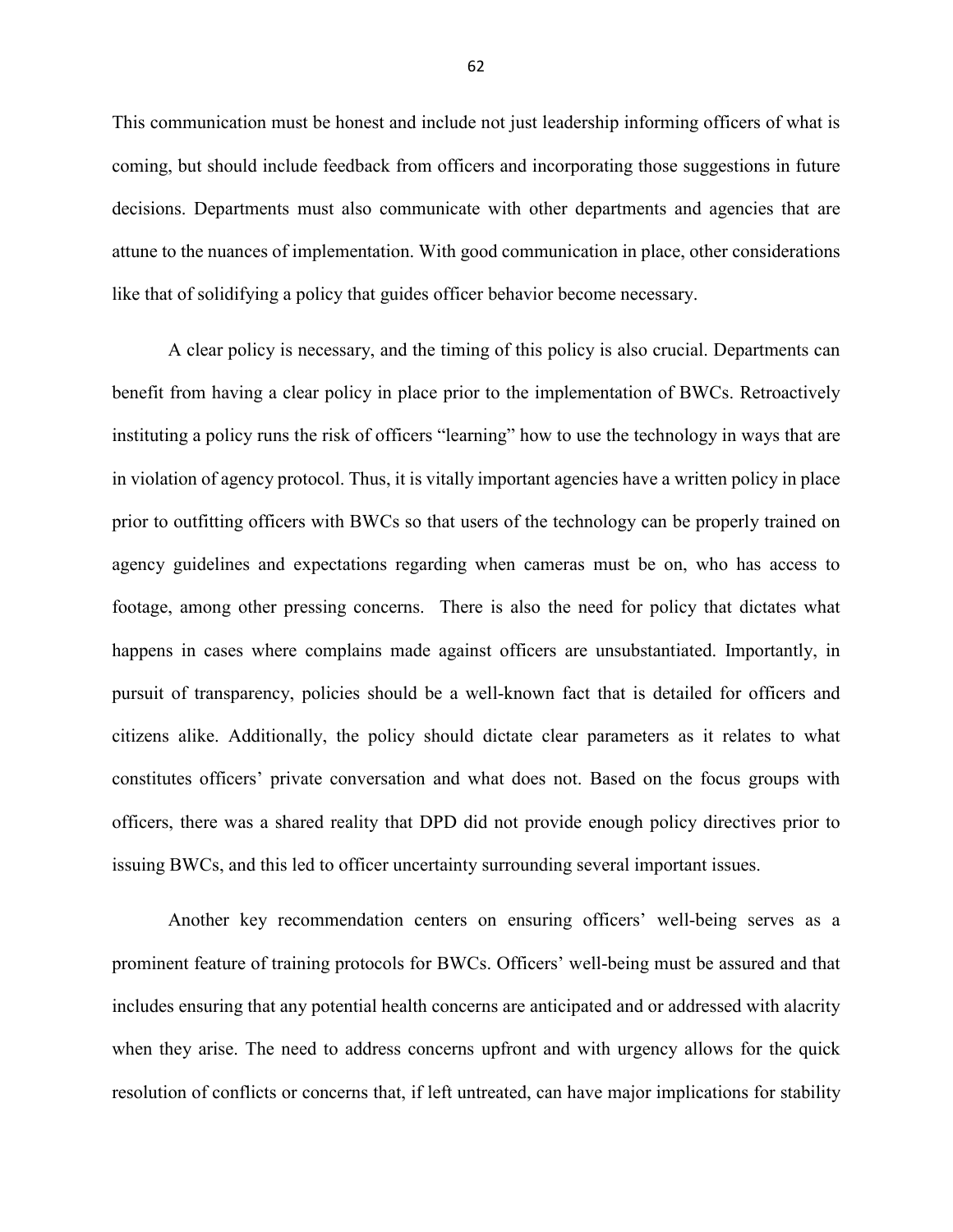This communication must be honest and include not just leadership informing officers of what is coming, but should include feedback from officers and incorporating those suggestions in future decisions. Departments must also communicate with other departments and agencies that are attune to the nuances of implementation. With good communication in place, other considerations like that of solidifying a policy that guides officer behavior become necessary.

A clear policy is necessary, and the timing of this policy is also crucial. Departments can benefit from having a clear policy in place prior to the implementation of BWCs. Retroactively instituting a policy runs the risk of officers "learning" how to use the technology in ways that are in violation of agency protocol. Thus, it is vitally important agencies have a written policy in place prior to outfitting officers with BWCs so that users of the technology can be properly trained on agency guidelines and expectations regarding when cameras must be on, who has access to footage, among other pressing concerns. There is also the need for policy that dictates what happens in cases where complains made against officers are unsubstantiated. Importantly, in pursuit of transparency, policies should be a well-known fact that is detailed for officers and citizens alike. Additionally, the policy should dictate clear parameters as it relates to what constitutes officers' private conversation and what does not. Based on the focus groups with officers, there was a shared reality that DPD did not provide enough policy directives prior to issuing BWCs, and this led to officer uncertainty surrounding several important issues.

Another key recommendation centers on ensuring officers' well-being serves as a prominent feature of training protocols for BWCs. Officers' well-being must be assured and that includes ensuring that any potential health concerns are anticipated and or addressed with alacrity when they arise. The need to address concerns upfront and with urgency allows for the quick resolution of conflicts or concerns that, if left untreated, can have major implications for stability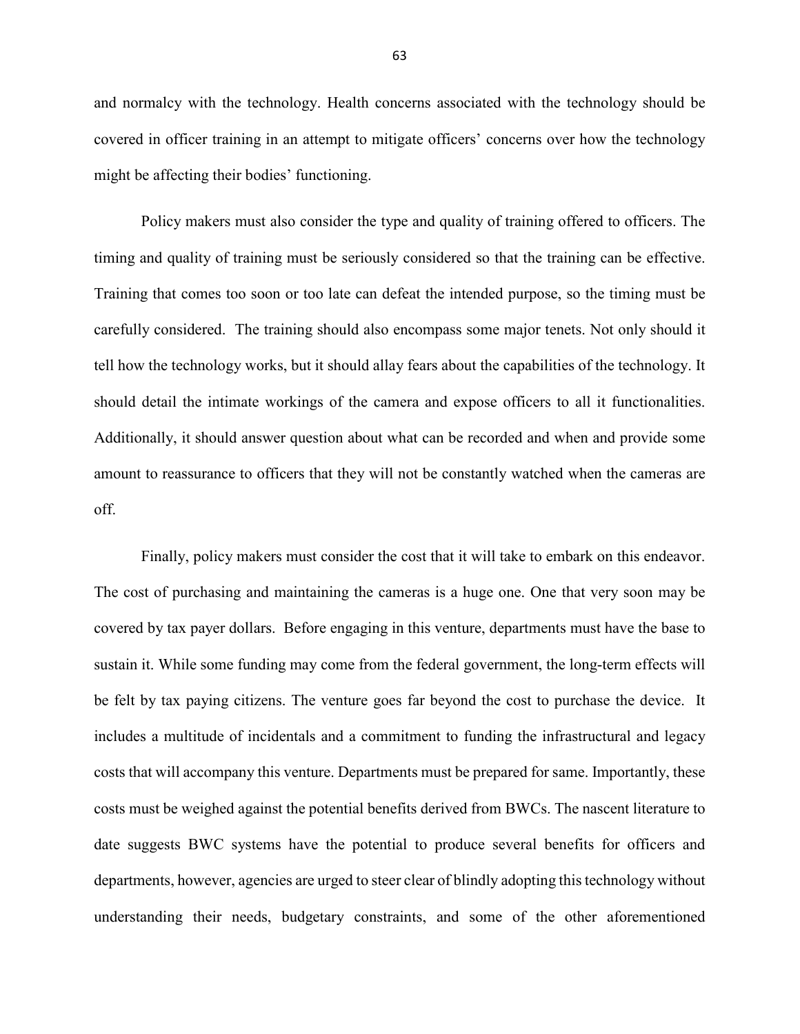and normalcy with the technology. Health concerns associated with the technology should be covered in officer training in an attempt to mitigate officers' concerns over how the technology might be affecting their bodies' functioning.

Policy makers must also consider the type and quality of training offered to officers. The timing and quality of training must be seriously considered so that the training can be effective. Training that comes too soon or too late can defeat the intended purpose, so the timing must be carefully considered. The training should also encompass some major tenets. Not only should it tell how the technology works, but it should allay fears about the capabilities of the technology. It should detail the intimate workings of the camera and expose officers to all it functionalities. Additionally, it should answer question about what can be recorded and when and provide some amount to reassurance to officers that they will not be constantly watched when the cameras are off.

Finally, policy makers must consider the cost that it will take to embark on this endeavor. The cost of purchasing and maintaining the cameras is a huge one. One that very soon may be covered by tax payer dollars. Before engaging in this venture, departments must have the base to sustain it. While some funding may come from the federal government, the long-term effects will be felt by tax paying citizens. The venture goes far beyond the cost to purchase the device. It includes a multitude of incidentals and a commitment to funding the infrastructural and legacy costs that will accompany this venture. Departments must be prepared for same. Importantly, these costs must be weighed against the potential benefits derived from BWCs. The nascent literature to date suggests BWC systems have the potential to produce several benefits for officers and departments, however, agencies are urged to steer clear of blindly adopting this technology without understanding their needs, budgetary constraints, and some of the other aforementioned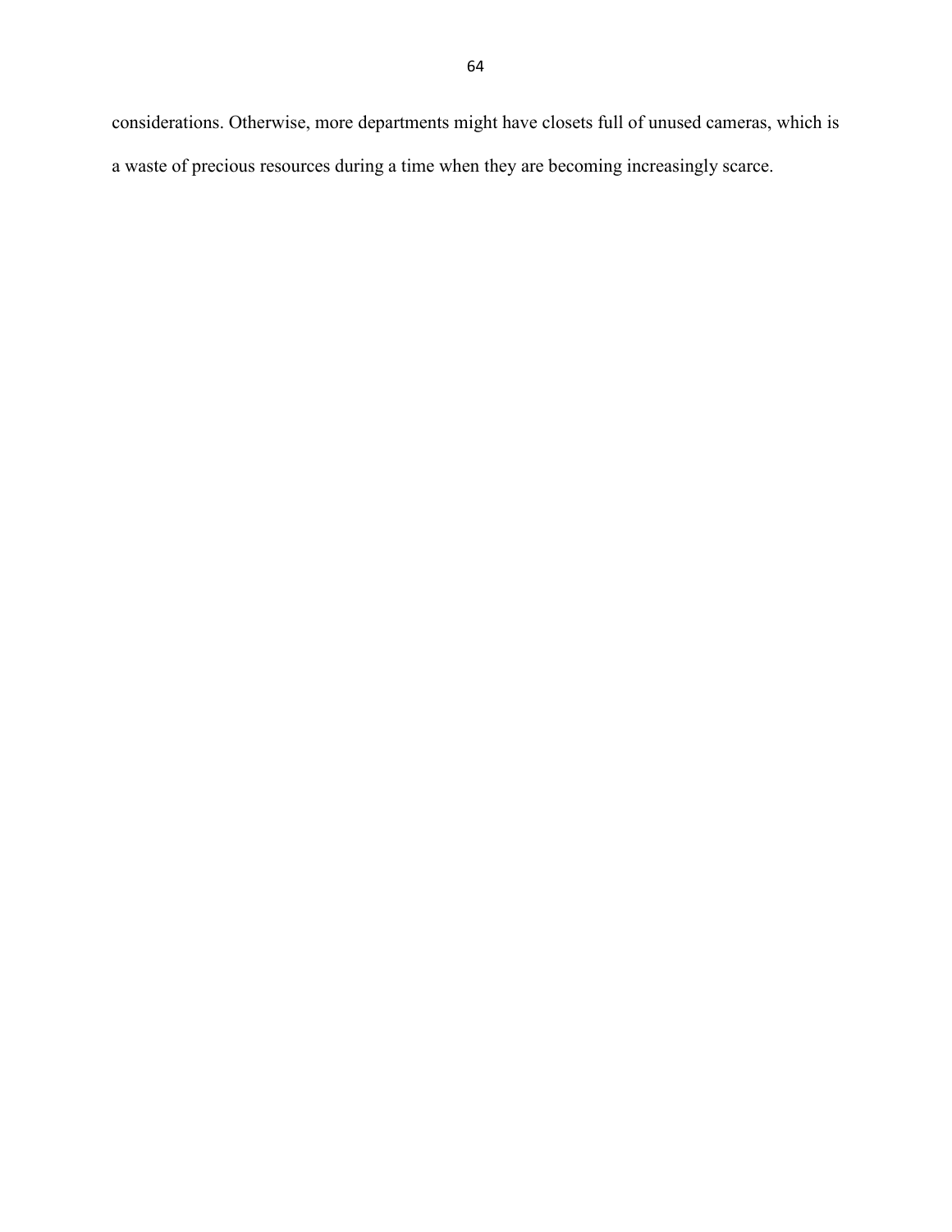considerations. Otherwise, more departments might have closets full of unused cameras, which is a waste of precious resources during a time when they are becoming increasingly scarce.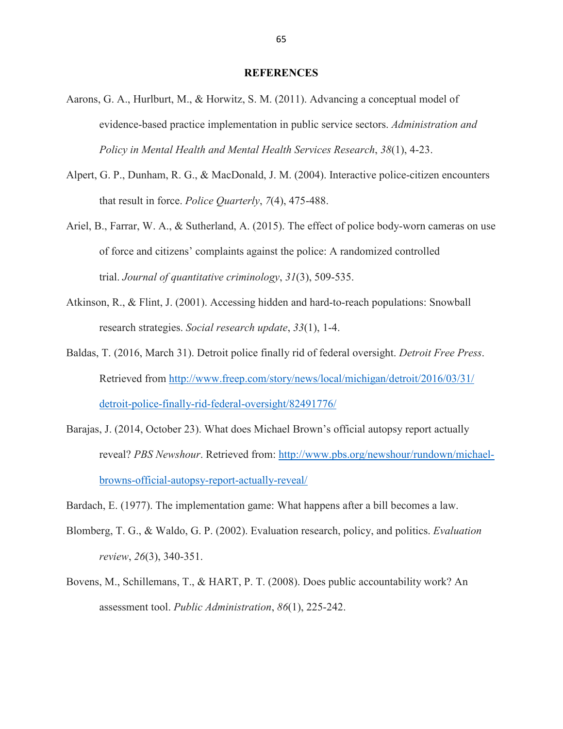# REFERENCES

Aarons, G. A., Hurlburt, M., & Horwitz, S. M. (2011). Advancing a conceptual model of evidence-based practice implementation in public service sectors. *Administration and Policy in Mental Health and Mental Health Services Research*, *38*(1), 4-23.

Alpert, G. P., Dunham, R. G., & MacDonald, J. M. (2004). Interactive police-citizen encounters that result in force. *Police Quarterly*, *7*(4), 475-488.

Ariel, B., Farrar, W. A., & Sutherland, A. (2015). The effect of police body-worn cameras on use of force and citizens' complaints against the police: A randomized controlled trial. *Journal of quantitative criminology*, *31*(3), 509-535.

Atkinson, R., & Flint, J. (2001). Accessing hidden and hard-to-reach populations: Snowball research strategies. *Social research update*, *33*(1), 1-4.

Baldas, T. (2016, March 31). Detroit police finally rid of federal oversight. *Detroit Free Press*. Retrieved from http://www.freep.com/story/news/local/michigan/detroit/2016/03/31/detroit-police-finally-rid-federal-oversight/82491776/

Barajas, J. (2014, October 23). What does Michael Brown's official autopsy report actually reveal? *PBS Newshour*. Retrieved from: http://www.pbs.org/newshour/rundown/michael-browns-official-autopsy-report-actually-reveal/

Bardach, E. (1977). The implementation game: What happens after a bill becomes a law.

Blomberg, T. G., & Waldo, G. P. (2002). Evaluation research, policy, and politics. *Evaluation review*, *26*(3), 340-351.

Bovens, M., Schillemans, T., & HART, P. T. (2008). Does public accountability work? An assessment tool. *Public Administration*, *86*(1), 225-242.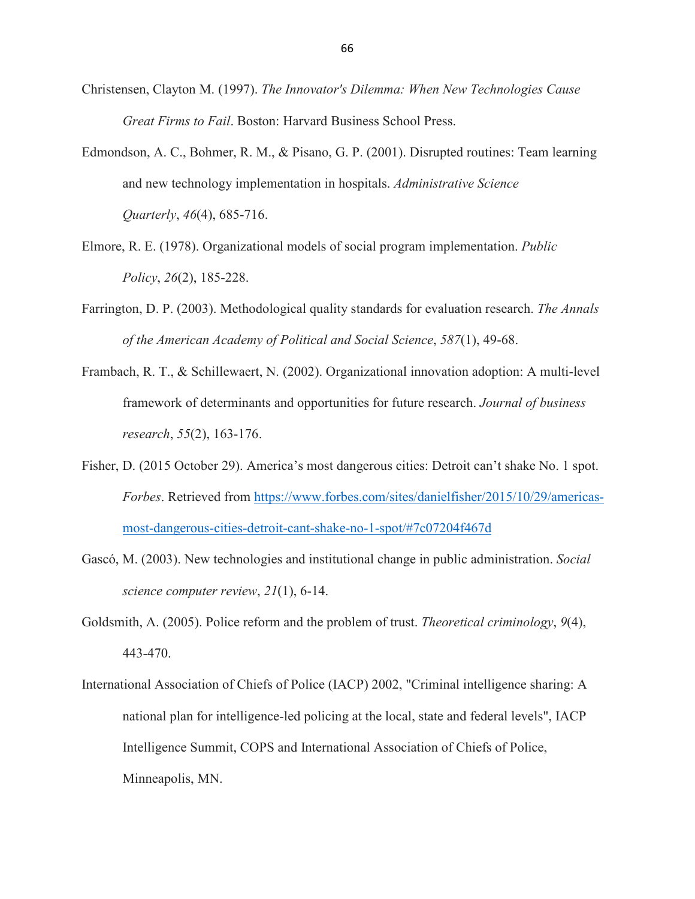Christensen, Clayton M. (1997). *The Innovator's Dilemma: When New Technologies Cause Great Firms to Fail*. Boston: Harvard Business School Press.

Edmondson, A. C., Bohmer, R. M., & Pisano, G. P. (2001). Disrupted routines: Team learning and new technology implementation in hospitals. *Administrative Science Quarterly*, *46*(4), 685-716.

Elmore, R. E. (1978). Organizational models of social program implementation. *Public Policy*, *26*(2), 185-228.

Farrington, D. P. (2003). Methodological quality standards for evaluation research. *The Annals of the American Academy of Political and Social Science*, *587*(1), 49-68.

Frambach, R. T., & Schillewaert, N. (2002). Organizational innovation adoption: A multi-level framework of determinants and opportunities for future research. *Journal of business research*, *55*(2), 163-176.

Fisher, D. (2015 October 29). America's most dangerous cities: Detroit can't shake No. 1 spot. *Forbes*. Retrieved from https://www.forbes.com/sites/danielfisher/2015/10/29/americas-most-dangerous-cities-detroit-cant-shake-no-1-spot/#7c07204f467d

Gascó, M. (2003). New technologies and institutional change in public administration. *Social science computer review*, *21*(1), 6-14.

Goldsmith, A. (2005). Police reform and the problem of trust. *Theoretical criminology*, *9*(4), 443-470.

International Association of Chiefs of Police (IACP) 2002, "Criminal intelligence sharing: A national plan for intelligence-led policing at the local, state and federal levels", IACP Intelligence Summit, COPS and International Association of Chiefs of Police, Minneapolis, MN.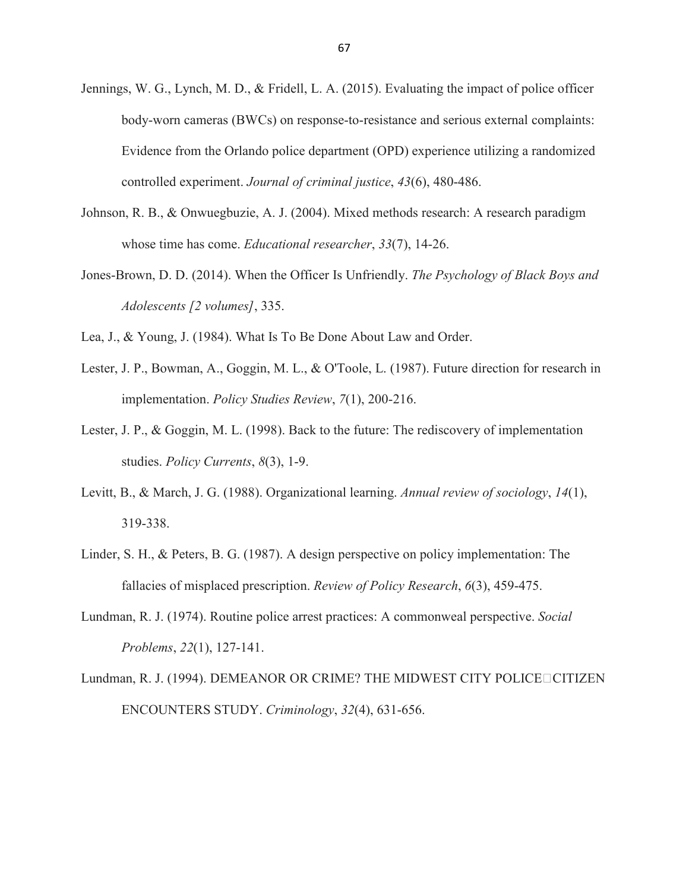Jennings, W. G., Lynch, M. D., & Fridell, L. A. (2015). Evaluating the impact of police officer body-worn cameras (BWCs) on response-to-resistance and serious external complaints: Evidence from the Orlando police department (OPD) experience utilizing a randomized controlled experiment. *Journal of criminal justice*, *43*(6), 480-486.

Johnson, R. B., & Onwuegbuzie, A. J. (2004). Mixed methods research: A research paradigm whose time has come. *Educational researcher*, *33*(7), 14-26.

Jones-Brown, D. D. (2014). When the Officer Is Unfriendly. *The Psychology of Black Boys and Adolescents [2 volumes]*, 335.

Lea, J., & Young, J. (1984). What Is To Be Done About Law and Order.

Lester, J. P., Bowman, A., Goggin, M. L., & O'Toole, L. (1987). Future direction for research in implementation. *Policy Studies Review*, *7*(1), 200-216.

Lester, J. P., & Goggin, M. L. (1998). Back to the future: The rediscovery of implementation studies. *Policy Currents*, *8*(3), 1-9.

Levitt, B., & March, J. G. (1988). Organizational learning. *Annual review of sociology*, *14*(1), 319-338.

Linder, S. H., & Peters, B. G. (1987). A design perspective on policy implementation: The fallacies of misplaced prescription. *Review of Policy Research*, *6*(3), 459-475.

Lundman, R. J. (1974). Routine police arrest practices: A commonweal perspective. *Social Problems*, *22*(1), 127-141.

Lundman, R. J. (1994). DEMEANOR OR CRIME? THE MIDWEST CITY POLICE□CITIZEN ENCOUNTERS STUDY. *Criminology*, *32*(4), 631-656.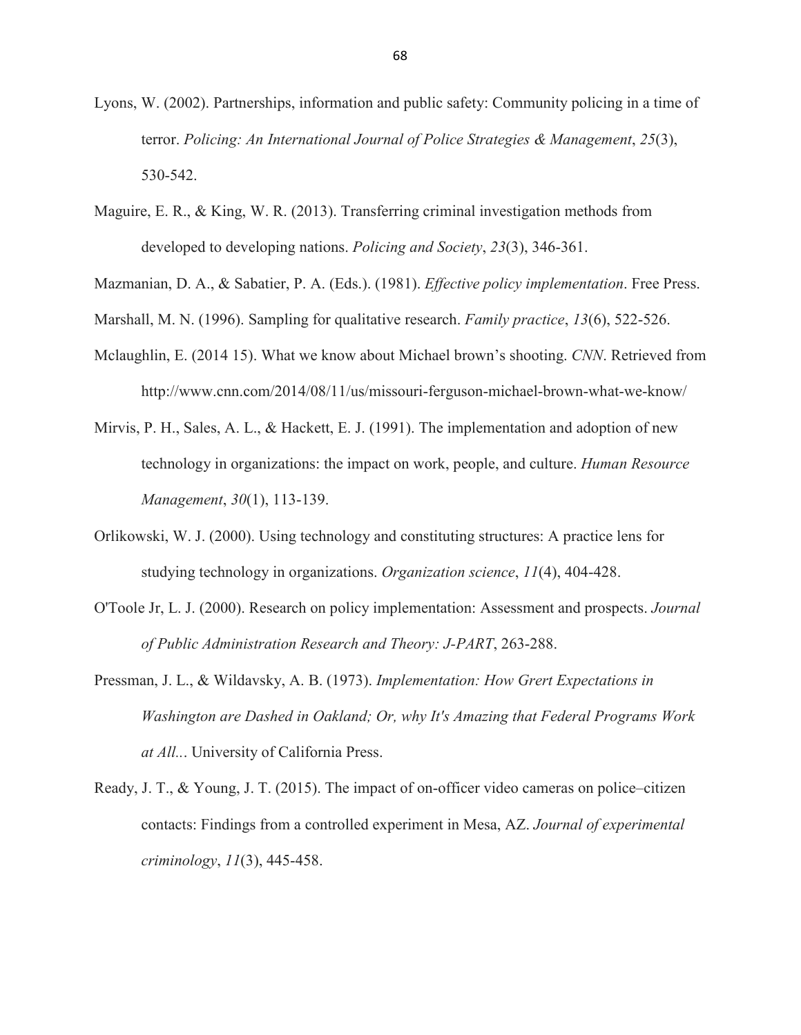Lyons, W. (2002). Partnerships, information and public safety: Community policing in a time of terror. *Policing: An International Journal of Police Strategies & Management*, *25*(3), 530-542.

Maguire, E. R., & King, W. R. (2013). Transferring criminal investigation methods from developed to developing nations. *Policing and Society*, *23*(3), 346-361.

Mazmanian, D. A., & Sabatier, P. A. (Eds.). (1981). *Effective policy implementation*. Free Press.

Marshall, M. N. (1996). Sampling for qualitative research. *Family practice*, *13*(6), 522-526.

Mclaughlin, E. (2014 15). What we know about Michael brown's shooting. *CNN*. Retrieved from http://www.cnn.com/2014/08/11/us/missouri-ferguson-michael-brown-what-we-know/

Mirvis, P. H., Sales, A. L., & Hackett, E. J. (1991). The implementation and adoption of new technology in organizations: the impact on work, people, and culture. *Human Resource Management*, *30*(1), 113-139.

Orlikowski, W. J. (2000). Using technology and constituting structures: A practice lens for studying technology in organizations. *Organization science*, *11*(4), 404-428.

O'Toole Jr, L. J. (2000). Research on policy implementation: Assessment and prospects. *Journal of Public Administration Research and Theory: J-PART*, 263-288.

Pressman, J. L., & Wildavsky, A. B. (1973). *Implementation: How Grert Expectations in Washington are Dashed in Oakland; Or, why It's Amazing that Federal Programs Work at All.*. University of California Press.

Ready, J. T., & Young, J. T. (2015). The impact of on-officer video cameras on police–citizen contacts: Findings from a controlled experiment in Mesa, AZ. *Journal of experimental criminology*, *11*(3), 445-458.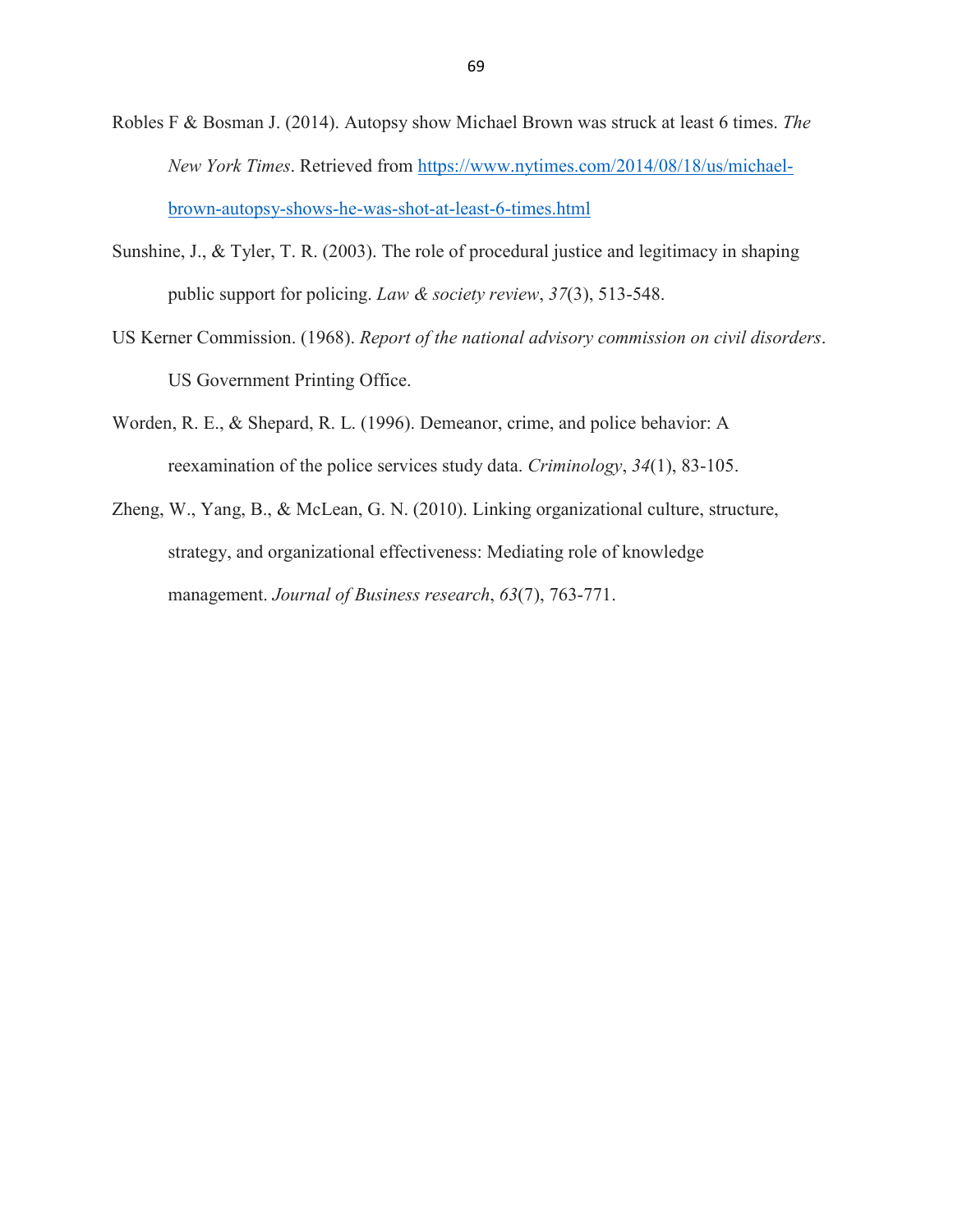Robles F & Bosman J. (2014). Autopsy show Michael Brown was struck at least 6 times. *The New York Times*. Retrieved from https://www.nytimes.com/2014/08/18/us/michael-brown-autopsy-shows-he-was-shot-at-least-6-times.html

Sunshine, J., & Tyler, T. R. (2003). The role of procedural justice and legitimacy in shaping public support for policing. *Law & society review*, *37*(3), 513-548.

US Kerner Commission. (1968). *Report of the national advisory commission on civil disorders*. US Government Printing Office.

Worden, R. E., & Shepard, R. L. (1996). Demeanor, crime, and police behavior: A reexamination of the police services study data. *Criminology*, *34*(1), 83-105.

Zheng, W., Yang, B., & McLean, G. N. (2010). Linking organizational culture, structure, strategy, and organizational effectiveness: Mediating role of knowledge management. *Journal of Business research*, *63*(7), 763-771.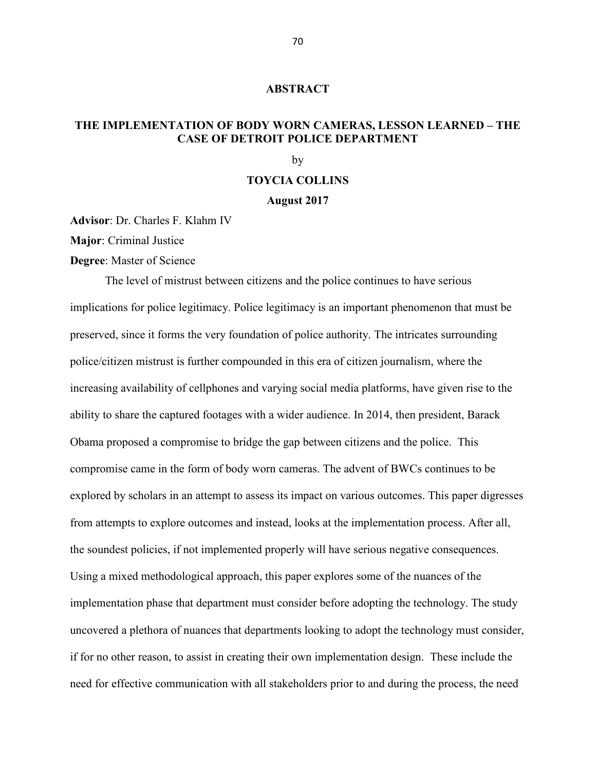# ABSTRACT

## THE IMPLEMENTATION OF BODY WORN CAMERAS, LESSON LEARNED – THE CASE OF DETROIT POLICE DEPARTMENT

by

**TOYCIA COLLINS**

**August 2017**

**Advisor**: Dr. Charles F. Klahm IV

**Major**: Criminal Justice

**Degree**: Master of Science

The level of mistrust between citizens and the police continues to have serious implications for police legitimacy. Police legitimacy is an important phenomenon that must be preserved, since it forms the very foundation of police authority. The intricates surrounding police/citizen mistrust is further compounded in this era of citizen journalism, where the increasing availability of cellphones and varying social media platforms, have given rise to the ability to share the captured footages with a wider audience. In 2014, then president, Barack Obama proposed a compromise to bridge the gap between citizens and the police. This compromise came in the form of body worn cameras. The advent of BWCs continues to be explored by scholars in an attempt to assess its impact on various outcomes. This paper digresses from attempts to explore outcomes and instead, looks at the implementation process. After all, the soundest policies, if not implemented properly will have serious negative consequences. Using a mixed methodological approach, this paper explores some of the nuances of the implementation phase that department must consider before adopting the technology. The study uncovered a plethora of nuances that departments looking to adopt the technology must consider, if for no other reason, to assist in creating their own implementation design. These include the need for effective communication with all stakeholders prior to and during the process, the need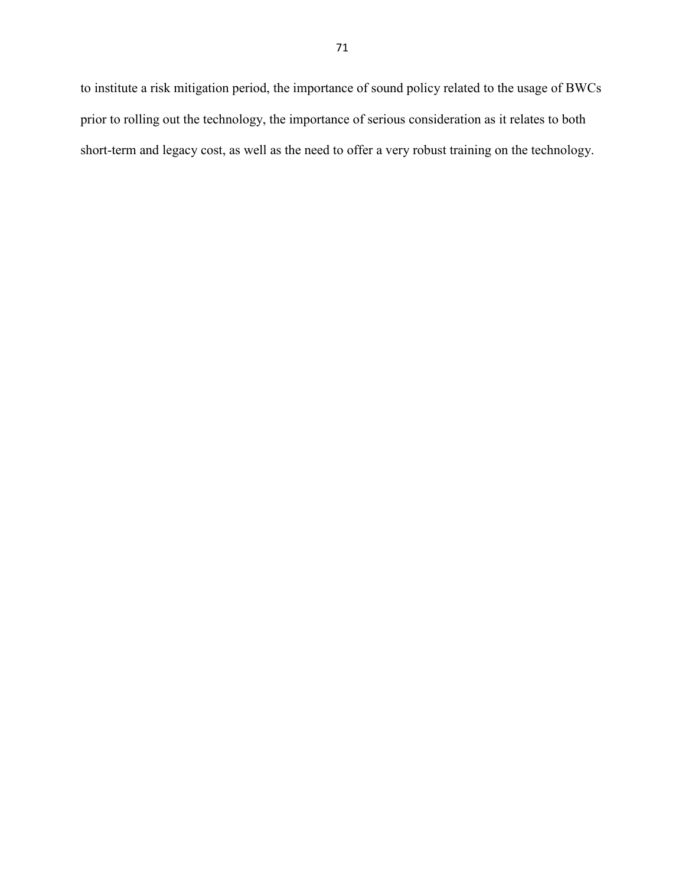to institute a risk mitigation period, the importance of sound policy related to the usage of BWCs prior to rolling out the technology, the importance of serious consideration as it relates to both short-term and legacy cost, as well as the need to offer a very robust training on the technology.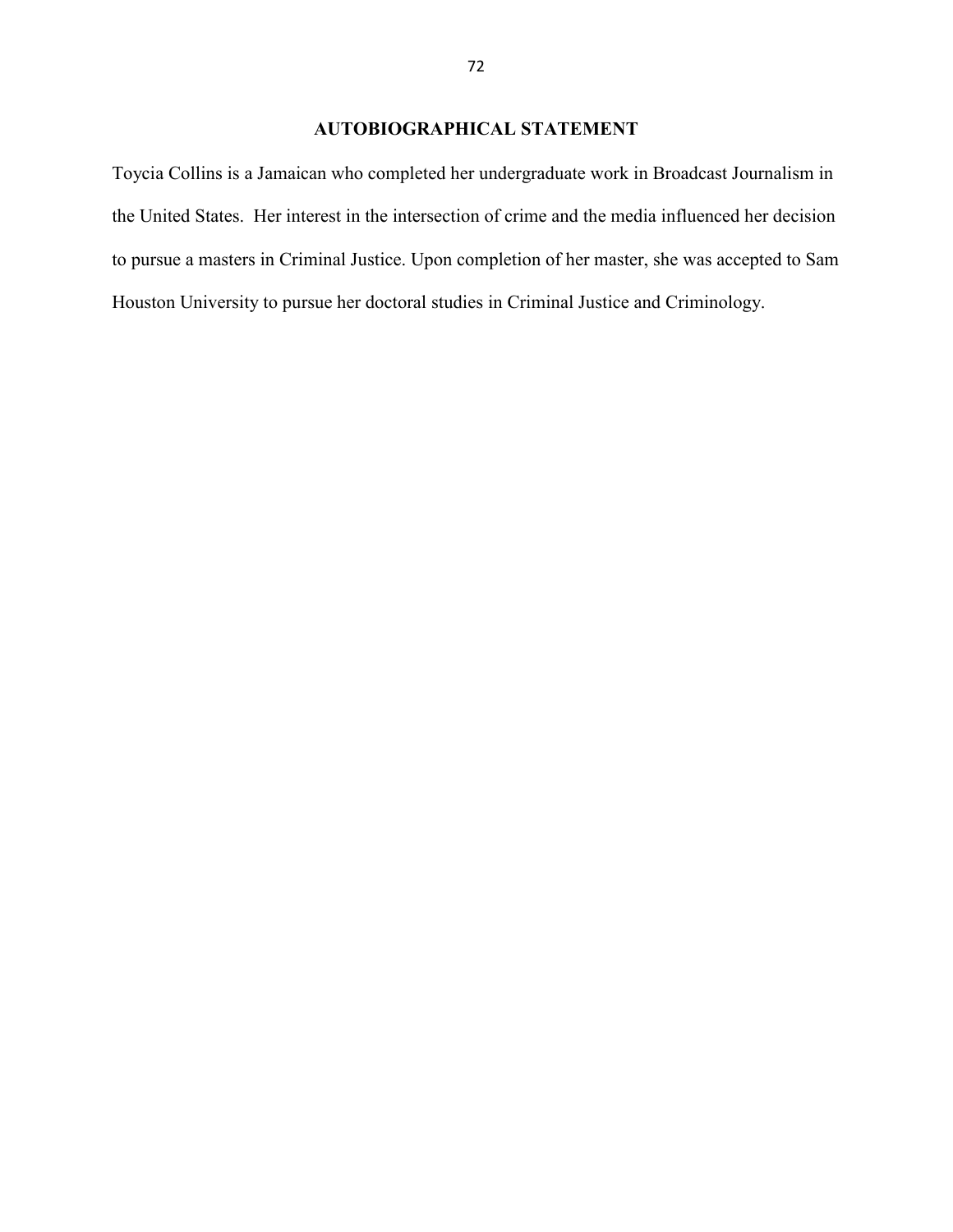# AUTOBIOGRAPHICAL STATEMENT

Toycia Collins is a Jamaican who completed her undergraduate work in Broadcast Journalism in the United States. Her interest in the intersection of crime and the media influenced her decision to pursue a masters in Criminal Justice. Upon completion of her master, she was accepted to Sam Houston University to pursue her doctoral studies in Criminal Justice and Criminology.